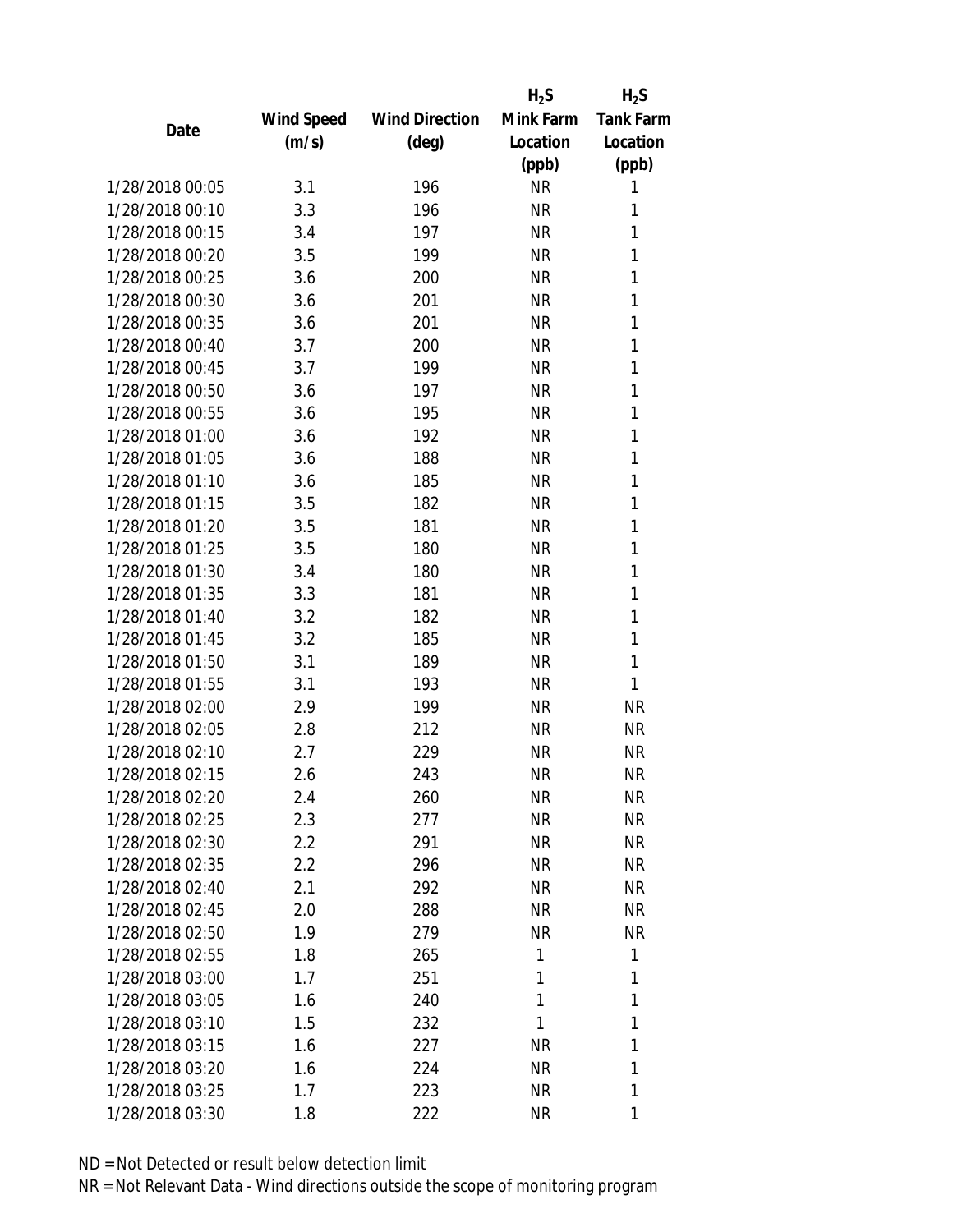| Date | Wind Speed (m/s) | Wind Direction (deg) | $H_2S$ Mink Farm Location (ppb) | $H_2S$ Tank Farm Location (ppb) |
|---|---|---|---|---|
| 1/28/2018 00:05 | 3.1 | 196 | NR | 1 |
| 1/28/2018 00:10 | 3.3 | 196 | NR | 1 |
| 1/28/2018 00:15 | 3.4 | 197 | NR | 1 |
| 1/28/2018 00:20 | 3.5 | 199 | NR | 1 |
| 1/28/2018 00:25 | 3.6 | 200 | NR | 1 |
| 1/28/2018 00:30 | 3.6 | 201 | NR | 1 |
| 1/28/2018 00:35 | 3.6 | 201 | NR | 1 |
| 1/28/2018 00:40 | 3.7 | 200 | NR | 1 |
| 1/28/2018 00:45 | 3.7 | 199 | NR | 1 |
| 1/28/2018 00:50 | 3.6 | 197 | NR | 1 |
| 1/28/2018 00:55 | 3.6 | 195 | NR | 1 |
| 1/28/2018 01:00 | 3.6 | 192 | NR | 1 |
| 1/28/2018 01:05 | 3.6 | 188 | NR | 1 |
| 1/28/2018 01:10 | 3.6 | 185 | NR | 1 |
| 1/28/2018 01:15 | 3.5 | 182 | NR | 1 |
| 1/28/2018 01:20 | 3.5 | 181 | NR | 1 |
| 1/28/2018 01:25 | 3.5 | 180 | NR | 1 |
| 1/28/2018 01:30 | 3.4 | 180 | NR | 1 |
| 1/28/2018 01:35 | 3.3 | 181 | NR | 1 |
| 1/28/2018 01:40 | 3.2 | 182 | NR | 1 |
| 1/28/2018 01:45 | 3.2 | 185 | NR | 1 |
| 1/28/2018 01:50 | 3.1 | 189 | NR | 1 |
| 1/28/2018 01:55 | 3.1 | 193 | NR | 1 |
| 1/28/2018 02:00 | 2.9 | 199 | NR | NR |
| 1/28/2018 02:05 | 2.8 | 212 | NR | NR |
| 1/28/2018 02:10 | 2.7 | 229 | NR | NR |
| 1/28/2018 02:15 | 2.6 | 243 | NR | NR |
| 1/28/2018 02:20 | 2.4 | 260 | NR | NR |
| 1/28/2018 02:25 | 2.3 | 277 | NR | NR |
| 1/28/2018 02:30 | 2.2 | 291 | NR | NR |
| 1/28/2018 02:35 | 2.2 | 296 | NR | NR |
| 1/28/2018 02:40 | 2.1 | 292 | NR | NR |
| 1/28/2018 02:45 | 2.0 | 288 | NR | NR |
| 1/28/2018 02:50 | 1.9 | 279 | NR | NR |
| 1/28/2018 02:55 | 1.8 | 265 | 1 | 1 |
| 1/28/2018 03:00 | 1.7 | 251 | 1 | 1 |
| 1/28/2018 03:05 | 1.6 | 240 | 1 | 1 |
| 1/28/2018 03:10 | 1.5 | 232 | 1 | 1 |
| 1/28/2018 03:15 | 1.6 | 227 | NR | 1 |
| 1/28/2018 03:20 | 1.6 | 224 | NR | 1 |
| 1/28/2018 03:25 | 1.7 | 223 | NR | 1 |
| 1/28/2018 03:30 | 1.8 | 222 | NR | 1 |

ND = Not Detected or result below detection limit

NR = Not Relevant Data - Wind directions outside the scope of monitoring program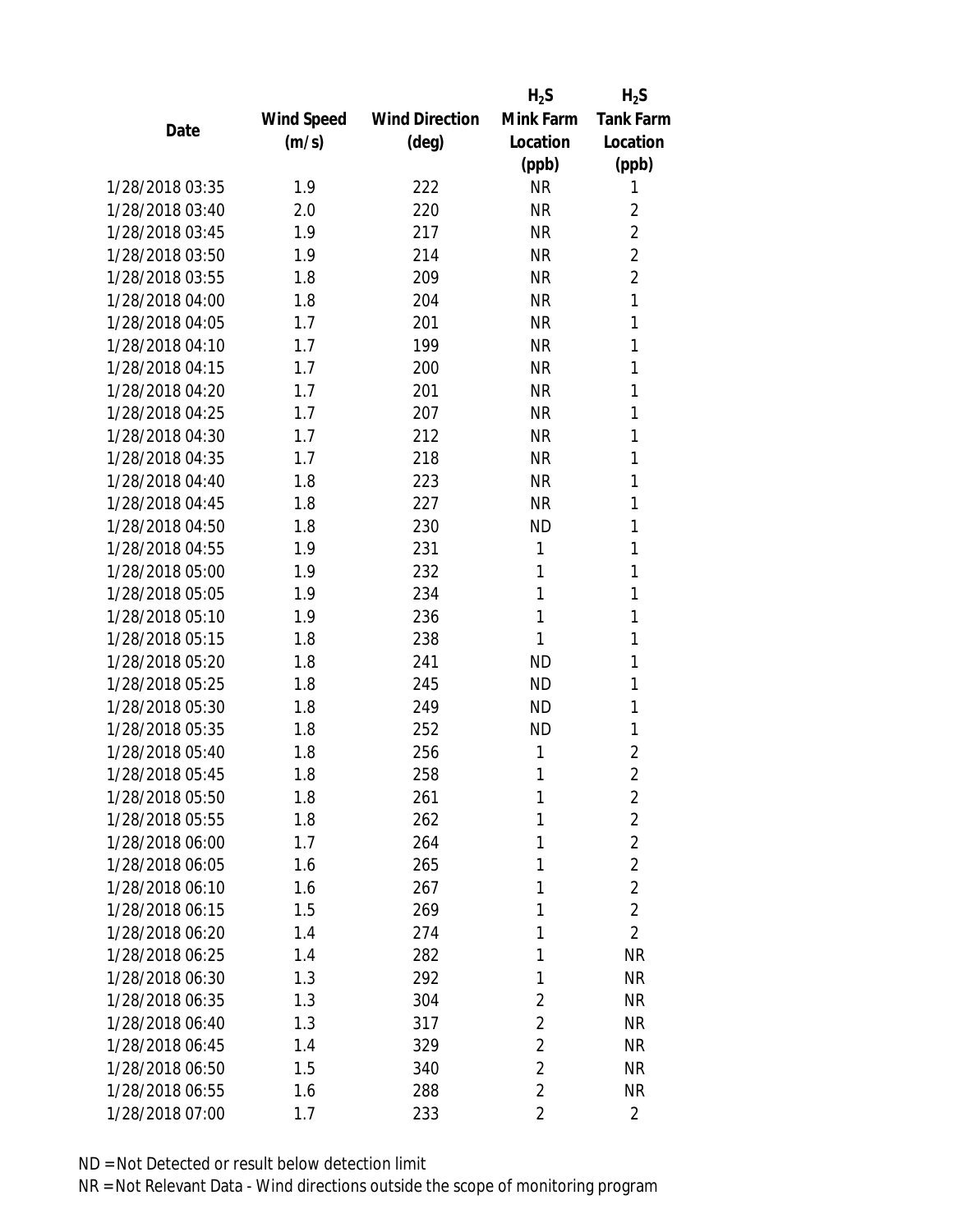| Date | Wind Speed (m/s) | Wind Direction (deg) | $H_2S$ Mink Farm Location (ppb) | $H_2S$ Tank Farm Location (ppb) |
|---|---|---|---|---|
| 1/28/2018 03:35 | 1.9 | 222 | NR | 1 |
| 1/28/2018 03:40 | 2.0 | 220 | NR | 2 |
| 1/28/2018 03:45 | 1.9 | 217 | NR | 2 |
| 1/28/2018 03:50 | 1.9 | 214 | NR | 2 |
| 1/28/2018 03:55 | 1.8 | 209 | NR | 2 |
| 1/28/2018 04:00 | 1.8 | 204 | NR | 1 |
| 1/28/2018 04:05 | 1.7 | 201 | NR | 1 |
| 1/28/2018 04:10 | 1.7 | 199 | NR | 1 |
| 1/28/2018 04:15 | 1.7 | 200 | NR | 1 |
| 1/28/2018 04:20 | 1.7 | 201 | NR | 1 |
| 1/28/2018 04:25 | 1.7 | 207 | NR | 1 |
| 1/28/2018 04:30 | 1.7 | 212 | NR | 1 |
| 1/28/2018 04:35 | 1.7 | 218 | NR | 1 |
| 1/28/2018 04:40 | 1.8 | 223 | NR | 1 |
| 1/28/2018 04:45 | 1.8 | 227 | NR | 1 |
| 1/28/2018 04:50 | 1.8 | 230 | ND | 1 |
| 1/28/2018 04:55 | 1.9 | 231 | 1 | 1 |
| 1/28/2018 05:00 | 1.9 | 232 | 1 | 1 |
| 1/28/2018 05:05 | 1.9 | 234 | 1 | 1 |
| 1/28/2018 05:10 | 1.9 | 236 | 1 | 1 |
| 1/28/2018 05:15 | 1.8 | 238 | 1 | 1 |
| 1/28/2018 05:20 | 1.8 | 241 | ND | 1 |
| 1/28/2018 05:25 | 1.8 | 245 | ND | 1 |
| 1/28/2018 05:30 | 1.8 | 249 | ND | 1 |
| 1/28/2018 05:35 | 1.8 | 252 | ND | 1 |
| 1/28/2018 05:40 | 1.8 | 256 | 1 | 2 |
| 1/28/2018 05:45 | 1.8 | 258 | 1 | 2 |
| 1/28/2018 05:50 | 1.8 | 261 | 1 | 2 |
| 1/28/2018 05:55 | 1.8 | 262 | 1 | 2 |
| 1/28/2018 06:00 | 1.7 | 264 | 1 | 2 |
| 1/28/2018 06:05 | 1.6 | 265 | 1 | 2 |
| 1/28/2018 06:10 | 1.6 | 267 | 1 | 2 |
| 1/28/2018 06:15 | 1.5 | 269 | 1 | 2 |
| 1/28/2018 06:20 | 1.4 | 274 | 1 | 2 |
| 1/28/2018 06:25 | 1.4 | 282 | 1 | NR |
| 1/28/2018 06:30 | 1.3 | 292 | 1 | NR |
| 1/28/2018 06:35 | 1.3 | 304 | 2 | NR |
| 1/28/2018 06:40 | 1.3 | 317 | 2 | NR |
| 1/28/2018 06:45 | 1.4 | 329 | 2 | NR |
| 1/28/2018 06:50 | 1.5 | 340 | 2 | NR |
| 1/28/2018 06:55 | 1.6 | 288 | 2 | NR |
| 1/28/2018 07:00 | 1.7 | 233 | 2 | 2 |

ND = Not Detected or result below detection limit

NR = Not Relevant Data - Wind directions outside the scope of monitoring program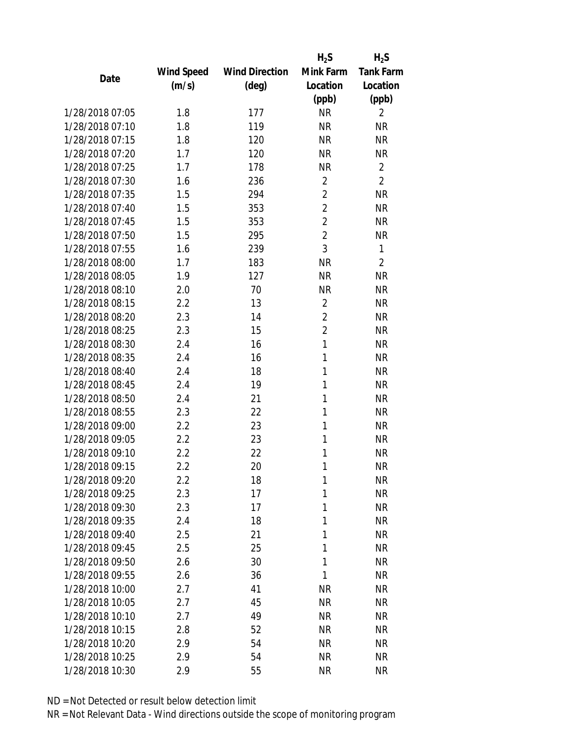| Date | Wind Speed (m/s) | Wind Direction (deg) | $H_2S$ Mink Farm Location (ppb) | $H_2S$ Tank Farm Location (ppb) |
|---|---|---|---|---|
| 1/28/2018 07:05 | 1.8 | 177 | NR | 2 |
| 1/28/2018 07:10 | 1.8 | 119 | NR | NR |
| 1/28/2018 07:15 | 1.8 | 120 | NR | NR |
| 1/28/2018 07:20 | 1.7 | 120 | NR | NR |
| 1/28/2018 07:25 | 1.7 | 178 | NR | 2 |
| 1/28/2018 07:30 | 1.6 | 236 | 2 | 2 |
| 1/28/2018 07:35 | 1.5 | 294 | 2 | NR |
| 1/28/2018 07:40 | 1.5 | 353 | 2 | NR |
| 1/28/2018 07:45 | 1.5 | 353 | 2 | NR |
| 1/28/2018 07:50 | 1.5 | 295 | 2 | NR |
| 1/28/2018 07:55 | 1.6 | 239 | 3 | 1 |
| 1/28/2018 08:00 | 1.7 | 183 | NR | 2 |
| 1/28/2018 08:05 | 1.9 | 127 | NR | NR |
| 1/28/2018 08:10 | 2.0 | 70 | NR | NR |
| 1/28/2018 08:15 | 2.2 | 13 | 2 | NR |
| 1/28/2018 08:20 | 2.3 | 14 | 2 | NR |
| 1/28/2018 08:25 | 2.3 | 15 | 2 | NR |
| 1/28/2018 08:30 | 2.4 | 16 | 1 | NR |
| 1/28/2018 08:35 | 2.4 | 16 | 1 | NR |
| 1/28/2018 08:40 | 2.4 | 18 | 1 | NR |
| 1/28/2018 08:45 | 2.4 | 19 | 1 | NR |
| 1/28/2018 08:50 | 2.4 | 21 | 1 | NR |
| 1/28/2018 08:55 | 2.3 | 22 | 1 | NR |
| 1/28/2018 09:00 | 2.2 | 23 | 1 | NR |
| 1/28/2018 09:05 | 2.2 | 23 | 1 | NR |
| 1/28/2018 09:10 | 2.2 | 22 | 1 | NR |
| 1/28/2018 09:15 | 2.2 | 20 | 1 | NR |
| 1/28/2018 09:20 | 2.2 | 18 | 1 | NR |
| 1/28/2018 09:25 | 2.3 | 17 | 1 | NR |
| 1/28/2018 09:30 | 2.3 | 17 | 1 | NR |
| 1/28/2018 09:35 | 2.4 | 18 | 1 | NR |
| 1/28/2018 09:40 | 2.5 | 21 | 1 | NR |
| 1/28/2018 09:45 | 2.5 | 25 | 1 | NR |
| 1/28/2018 09:50 | 2.6 | 30 | 1 | NR |
| 1/28/2018 09:55 | 2.6 | 36 | 1 | NR |
| 1/28/2018 10:00 | 2.7 | 41 | NR | NR |
| 1/28/2018 10:05 | 2.7 | 45 | NR | NR |
| 1/28/2018 10:10 | 2.7 | 49 | NR | NR |
| 1/28/2018 10:15 | 2.8 | 52 | NR | NR |
| 1/28/2018 10:20 | 2.9 | 54 | NR | NR |
| 1/28/2018 10:25 | 2.9 | 54 | NR | NR |
| 1/28/2018 10:30 | 2.9 | 55 | NR | NR |

ND = Not Detected or result below detection limit
NR = Not Relevant Data - Wind directions outside the scope of monitoring program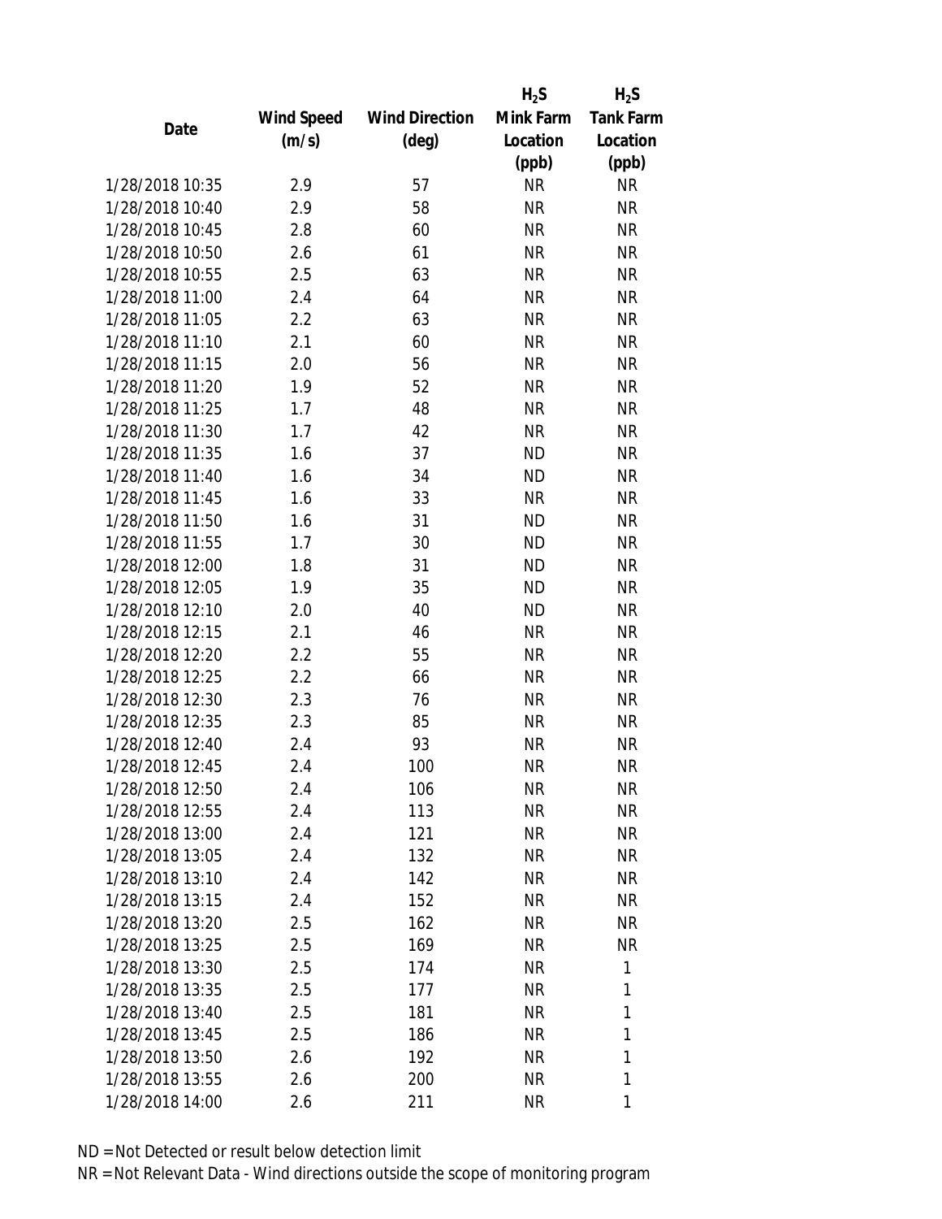| Date | Wind Speed (m/s) | Wind Direction (deg) | $H_2S$ Mink Farm Location (ppb) | $H_2S$ Tank Farm Location (ppb) |
| --- | --- | --- | --- | --- |
| 1/28/2018 10:35 | 2.9 | 57 | NR | NR |
| 1/28/2018 10:40 | 2.9 | 58 | NR | NR |
| 1/28/2018 10:45 | 2.8 | 60 | NR | NR |
| 1/28/2018 10:50 | 2.6 | 61 | NR | NR |
| 1/28/2018 10:55 | 2.5 | 63 | NR | NR |
| 1/28/2018 11:00 | 2.4 | 64 | NR | NR |
| 1/28/2018 11:05 | 2.2 | 63 | NR | NR |
| 1/28/2018 11:10 | 2.1 | 60 | NR | NR |
| 1/28/2018 11:15 | 2.0 | 56 | NR | NR |
| 1/28/2018 11:20 | 1.9 | 52 | NR | NR |
| 1/28/2018 11:25 | 1.7 | 48 | NR | NR |
| 1/28/2018 11:30 | 1.7 | 42 | NR | NR |
| 1/28/2018 11:35 | 1.6 | 37 | ND | NR |
| 1/28/2018 11:40 | 1.6 | 34 | ND | NR |
| 1/28/2018 11:45 | 1.6 | 33 | NR | NR |
| 1/28/2018 11:50 | 1.6 | 31 | ND | NR |
| 1/28/2018 11:55 | 1.7 | 30 | ND | NR |
| 1/28/2018 12:00 | 1.8 | 31 | ND | NR |
| 1/28/2018 12:05 | 1.9 | 35 | ND | NR |
| 1/28/2018 12:10 | 2.0 | 40 | ND | NR |
| 1/28/2018 12:15 | 2.1 | 46 | NR | NR |
| 1/28/2018 12:20 | 2.2 | 55 | NR | NR |
| 1/28/2018 12:25 | 2.2 | 66 | NR | NR |
| 1/28/2018 12:30 | 2.3 | 76 | NR | NR |
| 1/28/2018 12:35 | 2.3 | 85 | NR | NR |
| 1/28/2018 12:40 | 2.4 | 93 | NR | NR |
| 1/28/2018 12:45 | 2.4 | 100 | NR | NR |
| 1/28/2018 12:50 | 2.4 | 106 | NR | NR |
| 1/28/2018 12:55 | 2.4 | 113 | NR | NR |
| 1/28/2018 13:00 | 2.4 | 121 | NR | NR |
| 1/28/2018 13:05 | 2.4 | 132 | NR | NR |
| 1/28/2018 13:10 | 2.4 | 142 | NR | NR |
| 1/28/2018 13:15 | 2.4 | 152 | NR | NR |
| 1/28/2018 13:20 | 2.5 | 162 | NR | NR |
| 1/28/2018 13:25 | 2.5 | 169 | NR | NR |
| 1/28/2018 13:30 | 2.5 | 174 | NR | 1 |
| 1/28/2018 13:35 | 2.5 | 177 | NR | 1 |
| 1/28/2018 13:40 | 2.5 | 181 | NR | 1 |
| 1/28/2018 13:45 | 2.5 | 186 | NR | 1 |
| 1/28/2018 13:50 | 2.6 | 192 | NR | 1 |
| 1/28/2018 13:55 | 2.6 | 200 | NR | 1 |
| 1/28/2018 14:00 | 2.6 | 211 | NR | 1 |

ND = Not Detected or result below detection limit
NR = Not Relevant Data - Wind directions outside the scope of monitoring program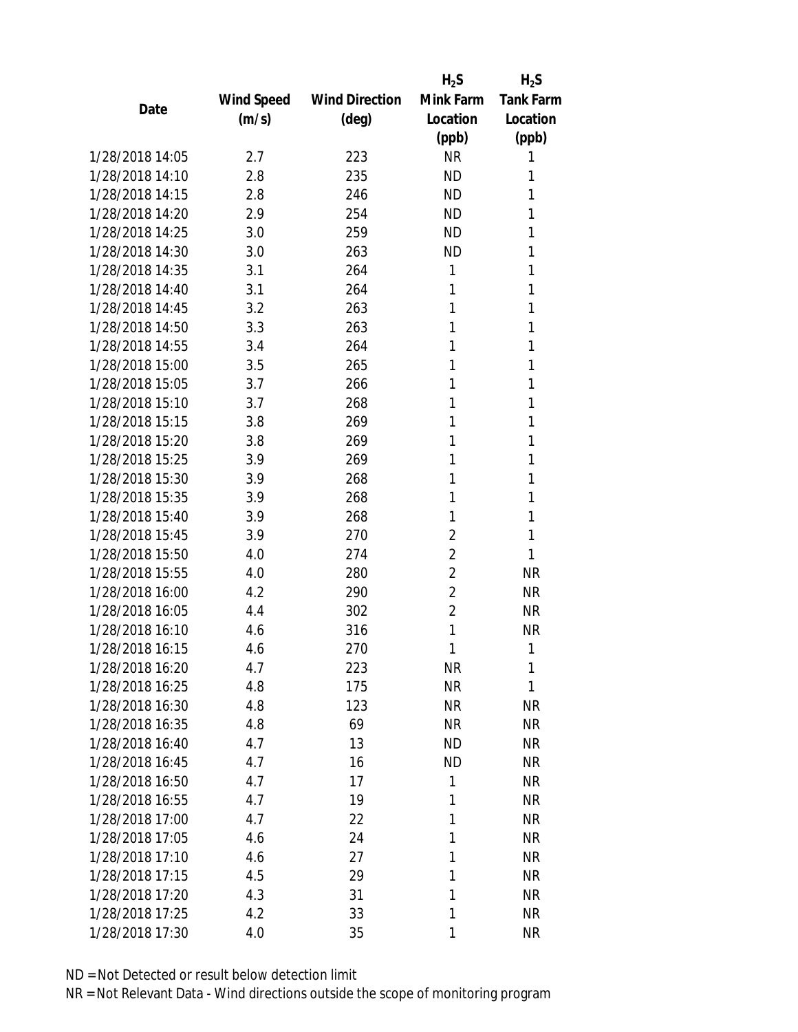| Date | Wind Speed (m/s) | Wind Direction (deg) | $H_2S$ Mink Farm Location (ppb) | $H_2S$ Tank Farm Location (ppb) |
|---|---|---|---|---|
| 1/28/2018 14:05 | 2.7 | 223 | NR | 1 |
| 1/28/2018 14:10 | 2.8 | 235 | ND | 1 |
| 1/28/2018 14:15 | 2.8 | 246 | ND | 1 |
| 1/28/2018 14:20 | 2.9 | 254 | ND | 1 |
| 1/28/2018 14:25 | 3.0 | 259 | ND | 1 |
| 1/28/2018 14:30 | 3.0 | 263 | ND | 1 |
| 1/28/2018 14:35 | 3.1 | 264 | 1 | 1 |
| 1/28/2018 14:40 | 3.1 | 264 | 1 | 1 |
| 1/28/2018 14:45 | 3.2 | 263 | 1 | 1 |
| 1/28/2018 14:50 | 3.3 | 263 | 1 | 1 |
| 1/28/2018 14:55 | 3.4 | 264 | 1 | 1 |
| 1/28/2018 15:00 | 3.5 | 265 | 1 | 1 |
| 1/28/2018 15:05 | 3.7 | 266 | 1 | 1 |
| 1/28/2018 15:10 | 3.7 | 268 | 1 | 1 |
| 1/28/2018 15:15 | 3.8 | 269 | 1 | 1 |
| 1/28/2018 15:20 | 3.8 | 269 | 1 | 1 |
| 1/28/2018 15:25 | 3.9 | 269 | 1 | 1 |
| 1/28/2018 15:30 | 3.9 | 268 | 1 | 1 |
| 1/28/2018 15:35 | 3.9 | 268 | 1 | 1 |
| 1/28/2018 15:40 | 3.9 | 268 | 1 | 1 |
| 1/28/2018 15:45 | 3.9 | 270 | 2 | 1 |
| 1/28/2018 15:50 | 4.0 | 274 | 2 | 1 |
| 1/28/2018 15:55 | 4.0 | 280 | 2 | NR |
| 1/28/2018 16:00 | 4.2 | 290 | 2 | NR |
| 1/28/2018 16:05 | 4.4 | 302 | 2 | NR |
| 1/28/2018 16:10 | 4.6 | 316 | 1 | NR |
| 1/28/2018 16:15 | 4.6 | 270 | 1 | 1 |
| 1/28/2018 16:20 | 4.7 | 223 | NR | 1 |
| 1/28/2018 16:25 | 4.8 | 175 | NR | 1 |
| 1/28/2018 16:30 | 4.8 | 123 | NR | NR |
| 1/28/2018 16:35 | 4.8 | 69 | NR | NR |
| 1/28/2018 16:40 | 4.7 | 13 | ND | NR |
| 1/28/2018 16:45 | 4.7 | 16 | ND | NR |
| 1/28/2018 16:50 | 4.7 | 17 | 1 | NR |
| 1/28/2018 16:55 | 4.7 | 19 | 1 | NR |
| 1/28/2018 17:00 | 4.7 | 22 | 1 | NR |
| 1/28/2018 17:05 | 4.6 | 24 | 1 | NR |
| 1/28/2018 17:10 | 4.6 | 27 | 1 | NR |
| 1/28/2018 17:15 | 4.5 | 29 | 1 | NR |
| 1/28/2018 17:20 | 4.3 | 31 | 1 | NR |
| 1/28/2018 17:25 | 4.2 | 33 | 1 | NR |
| 1/28/2018 17:30 | 4.0 | 35 | 1 | NR |

ND = Not Detected or result below detection limit

NR = Not Relevant Data - Wind directions outside the scope of monitoring program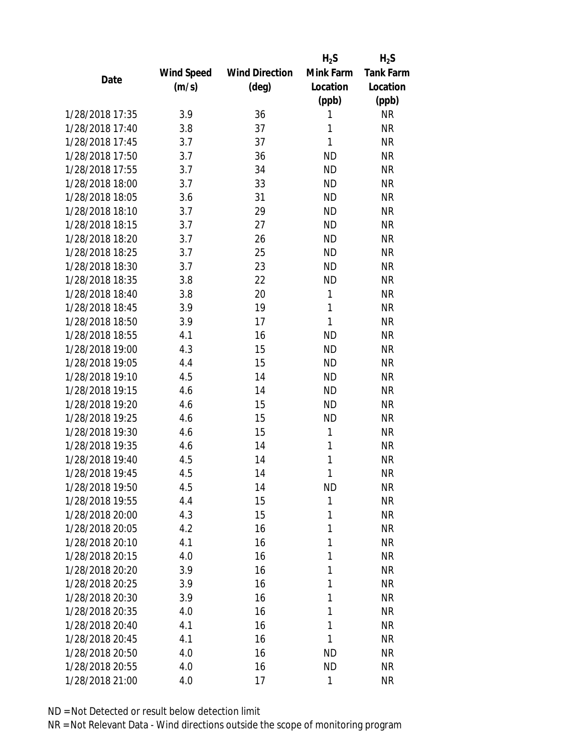| Date | Wind Speed (m/s) | Wind Direction (deg) | $H_2S$ Mink Farm Location (ppb) | $H_2S$ Tank Farm Location (ppb) |
|---|---|---|---|---|
| 1/28/2018 17:35 | 3.9 | 36 | 1 | NR |
| 1/28/2018 17:40 | 3.8 | 37 | 1 | NR |
| 1/28/2018 17:45 | 3.7 | 37 | 1 | NR |
| 1/28/2018 17:50 | 3.7 | 36 | ND | NR |
| 1/28/2018 17:55 | 3.7 | 34 | ND | NR |
| 1/28/2018 18:00 | 3.7 | 33 | ND | NR |
| 1/28/2018 18:05 | 3.6 | 31 | ND | NR |
| 1/28/2018 18:10 | 3.7 | 29 | ND | NR |
| 1/28/2018 18:15 | 3.7 | 27 | ND | NR |
| 1/28/2018 18:20 | 3.7 | 26 | ND | NR |
| 1/28/2018 18:25 | 3.7 | 25 | ND | NR |
| 1/28/2018 18:30 | 3.7 | 23 | ND | NR |
| 1/28/2018 18:35 | 3.8 | 22 | ND | NR |
| 1/28/2018 18:40 | 3.8 | 20 | 1 | NR |
| 1/28/2018 18:45 | 3.9 | 19 | 1 | NR |
| 1/28/2018 18:50 | 3.9 | 17 | 1 | NR |
| 1/28/2018 18:55 | 4.1 | 16 | ND | NR |
| 1/28/2018 19:00 | 4.3 | 15 | ND | NR |
| 1/28/2018 19:05 | 4.4 | 15 | ND | NR |
| 1/28/2018 19:10 | 4.5 | 14 | ND | NR |
| 1/28/2018 19:15 | 4.6 | 14 | ND | NR |
| 1/28/2018 19:20 | 4.6 | 15 | ND | NR |
| 1/28/2018 19:25 | 4.6 | 15 | ND | NR |
| 1/28/2018 19:30 | 4.6 | 15 | 1 | NR |
| 1/28/2018 19:35 | 4.6 | 14 | 1 | NR |
| 1/28/2018 19:40 | 4.5 | 14 | 1 | NR |
| 1/28/2018 19:45 | 4.5 | 14 | 1 | NR |
| 1/28/2018 19:50 | 4.5 | 14 | ND | NR |
| 1/28/2018 19:55 | 4.4 | 15 | 1 | NR |
| 1/28/2018 20:00 | 4.3 | 15 | 1 | NR |
| 1/28/2018 20:05 | 4.2 | 16 | 1 | NR |
| 1/28/2018 20:10 | 4.1 | 16 | 1 | NR |
| 1/28/2018 20:15 | 4.0 | 16 | 1 | NR |
| 1/28/2018 20:20 | 3.9 | 16 | 1 | NR |
| 1/28/2018 20:25 | 3.9 | 16 | 1 | NR |
| 1/28/2018 20:30 | 3.9 | 16 | 1 | NR |
| 1/28/2018 20:35 | 4.0 | 16 | 1 | NR |
| 1/28/2018 20:40 | 4.1 | 16 | 1 | NR |
| 1/28/2018 20:45 | 4.1 | 16 | 1 | NR |
| 1/28/2018 20:50 | 4.0 | 16 | ND | NR |
| 1/28/2018 20:55 | 4.0 | 16 | ND | NR |
| 1/28/2018 21:00 | 4.0 | 17 | 1 | NR |

ND = Not Detected or result below detection limit

NR = Not Relevant Data - Wind directions outside the scope of monitoring program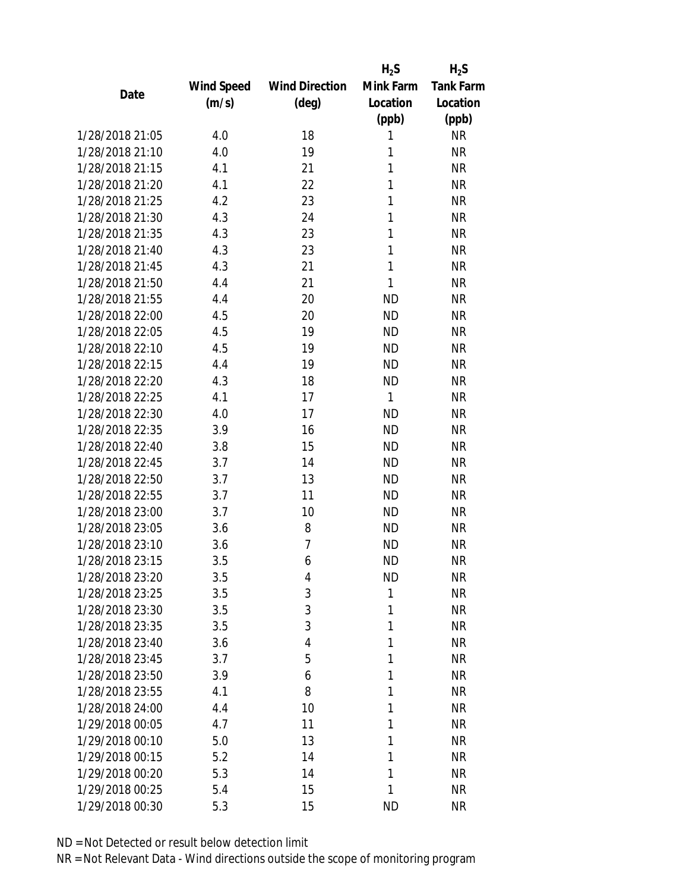| Date | Wind Speed (m/s) | Wind Direction (deg) | $H_2S$ Mink Farm Location (ppb) | $H_2S$ Tank Farm Location (ppb) |
|---|---|---|---|---|
| 1/28/2018 21:05 | 4.0 | 18 | 1 | NR |
| 1/28/2018 21:10 | 4.0 | 19 | 1 | NR |
| 1/28/2018 21:15 | 4.1 | 21 | 1 | NR |
| 1/28/2018 21:20 | 4.1 | 22 | 1 | NR |
| 1/28/2018 21:25 | 4.2 | 23 | 1 | NR |
| 1/28/2018 21:30 | 4.3 | 24 | 1 | NR |
| 1/28/2018 21:35 | 4.3 | 23 | 1 | NR |
| 1/28/2018 21:40 | 4.3 | 23 | 1 | NR |
| 1/28/2018 21:45 | 4.3 | 21 | 1 | NR |
| 1/28/2018 21:50 | 4.4 | 21 | 1 | NR |
| 1/28/2018 21:55 | 4.4 | 20 | ND | NR |
| 1/28/2018 22:00 | 4.5 | 20 | ND | NR |
| 1/28/2018 22:05 | 4.5 | 19 | ND | NR |
| 1/28/2018 22:10 | 4.5 | 19 | ND | NR |
| 1/28/2018 22:15 | 4.4 | 19 | ND | NR |
| 1/28/2018 22:20 | 4.3 | 18 | ND | NR |
| 1/28/2018 22:25 | 4.1 | 17 | 1 | NR |
| 1/28/2018 22:30 | 4.0 | 17 | ND | NR |
| 1/28/2018 22:35 | 3.9 | 16 | ND | NR |
| 1/28/2018 22:40 | 3.8 | 15 | ND | NR |
| 1/28/2018 22:45 | 3.7 | 14 | ND | NR |
| 1/28/2018 22:50 | 3.7 | 13 | ND | NR |
| 1/28/2018 22:55 | 3.7 | 11 | ND | NR |
| 1/28/2018 23:00 | 3.7 | 10 | ND | NR |
| 1/28/2018 23:05 | 3.6 | 8 | ND | NR |
| 1/28/2018 23:10 | 3.6 | 7 | ND | NR |
| 1/28/2018 23:15 | 3.5 | 6 | ND | NR |
| 1/28/2018 23:20 | 3.5 | 4 | ND | NR |
| 1/28/2018 23:25 | 3.5 | 3 | 1 | NR |
| 1/28/2018 23:30 | 3.5 | 3 | 1 | NR |
| 1/28/2018 23:35 | 3.5 | 3 | 1 | NR |
| 1/28/2018 23:40 | 3.6 | 4 | 1 | NR |
| 1/28/2018 23:45 | 3.7 | 5 | 1 | NR |
| 1/28/2018 23:50 | 3.9 | 6 | 1 | NR |
| 1/28/2018 23:55 | 4.1 | 8 | 1 | NR |
| 1/28/2018 24:00 | 4.4 | 10 | 1 | NR |
| 1/29/2018 00:05 | 4.7 | 11 | 1 | NR |
| 1/29/2018 00:10 | 5.0 | 13 | 1 | NR |
| 1/29/2018 00:15 | 5.2 | 14 | 1 | NR |
| 1/29/2018 00:20 | 5.3 | 14 | 1 | NR |
| 1/29/2018 00:25 | 5.4 | 15 | 1 | NR |
| 1/29/2018 00:30 | 5.3 | 15 | ND | NR |

ND = Not Detected or result below detection limit

NR = Not Relevant Data - Wind directions outside the scope of monitoring program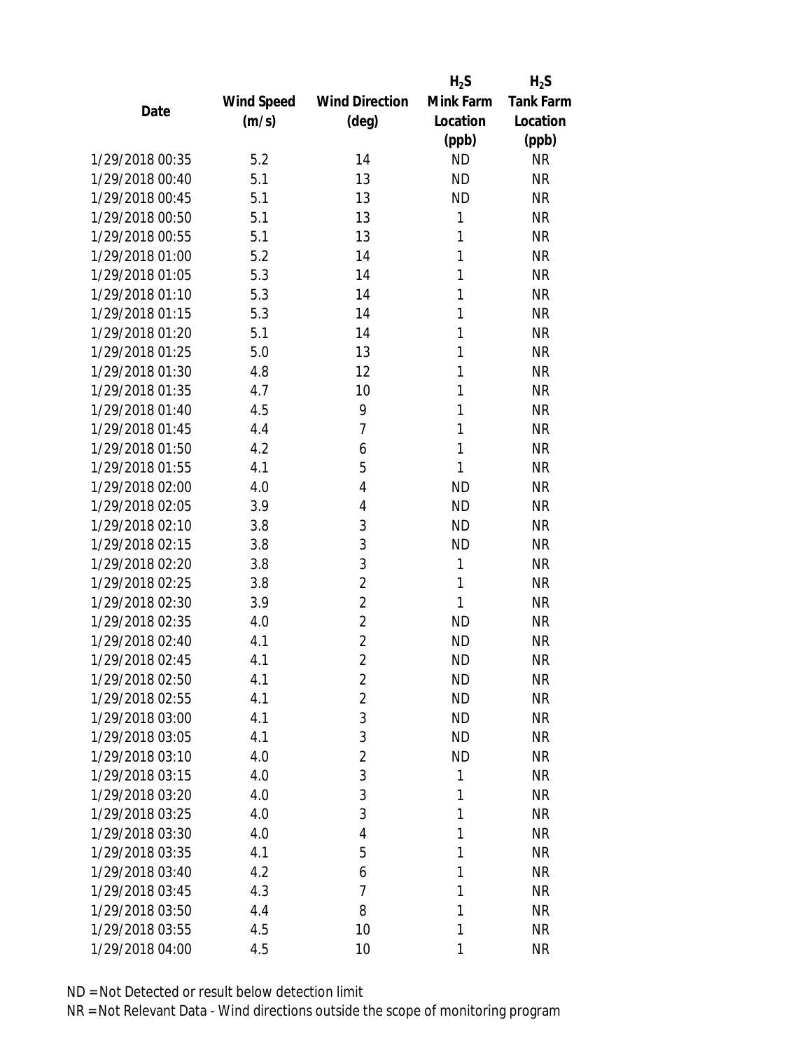| Date | Wind Speed (m/s) | Wind Direction (deg) | $H_2S$ Mink Farm Location (ppb) | $H_2S$ Tank Farm Location (ppb) |
|---|---|---|---|---|
| 1/29/2018 00:35 | 5.2 | 14 | ND | NR |
| 1/29/2018 00:40 | 5.1 | 13 | ND | NR |
| 1/29/2018 00:45 | 5.1 | 13 | ND | NR |
| 1/29/2018 00:50 | 5.1 | 13 | 1 | NR |
| 1/29/2018 00:55 | 5.1 | 13 | 1 | NR |
| 1/29/2018 01:00 | 5.2 | 14 | 1 | NR |
| 1/29/2018 01:05 | 5.3 | 14 | 1 | NR |
| 1/29/2018 01:10 | 5.3 | 14 | 1 | NR |
| 1/29/2018 01:15 | 5.3 | 14 | 1 | NR |
| 1/29/2018 01:20 | 5.1 | 14 | 1 | NR |
| 1/29/2018 01:25 | 5.0 | 13 | 1 | NR |
| 1/29/2018 01:30 | 4.8 | 12 | 1 | NR |
| 1/29/2018 01:35 | 4.7 | 10 | 1 | NR |
| 1/29/2018 01:40 | 4.5 | 9 | 1 | NR |
| 1/29/2018 01:45 | 4.4 | 7 | 1 | NR |
| 1/29/2018 01:50 | 4.2 | 6 | 1 | NR |
| 1/29/2018 01:55 | 4.1 | 5 | 1 | NR |
| 1/29/2018 02:00 | 4.0 | 4 | ND | NR |
| 1/29/2018 02:05 | 3.9 | 4 | ND | NR |
| 1/29/2018 02:10 | 3.8 | 3 | ND | NR |
| 1/29/2018 02:15 | 3.8 | 3 | ND | NR |
| 1/29/2018 02:20 | 3.8 | 3 | 1 | NR |
| 1/29/2018 02:25 | 3.8 | 2 | 1 | NR |
| 1/29/2018 02:30 | 3.9 | 2 | 1 | NR |
| 1/29/2018 02:35 | 4.0 | 2 | ND | NR |
| 1/29/2018 02:40 | 4.1 | 2 | ND | NR |
| 1/29/2018 02:45 | 4.1 | 2 | ND | NR |
| 1/29/2018 02:50 | 4.1 | 2 | ND | NR |
| 1/29/2018 02:55 | 4.1 | 2 | ND | NR |
| 1/29/2018 03:00 | 4.1 | 3 | ND | NR |
| 1/29/2018 03:05 | 4.1 | 3 | ND | NR |
| 1/29/2018 03:10 | 4.0 | 2 | ND | NR |
| 1/29/2018 03:15 | 4.0 | 3 | 1 | NR |
| 1/29/2018 03:20 | 4.0 | 3 | 1 | NR |
| 1/29/2018 03:25 | 4.0 | 3 | 1 | NR |
| 1/29/2018 03:30 | 4.0 | 4 | 1 | NR |
| 1/29/2018 03:35 | 4.1 | 5 | 1 | NR |
| 1/29/2018 03:40 | 4.2 | 6 | 1 | NR |
| 1/29/2018 03:45 | 4.3 | 7 | 1 | NR |
| 1/29/2018 03:50 | 4.4 | 8 | 1 | NR |
| 1/29/2018 03:55 | 4.5 | 10 | 1 | NR |
| 1/29/2018 04:00 | 4.5 | 10 | 1 | NR |

ND = Not Detected or result below detection limit
NR = Not Relevant Data - Wind directions outside the scope of monitoring program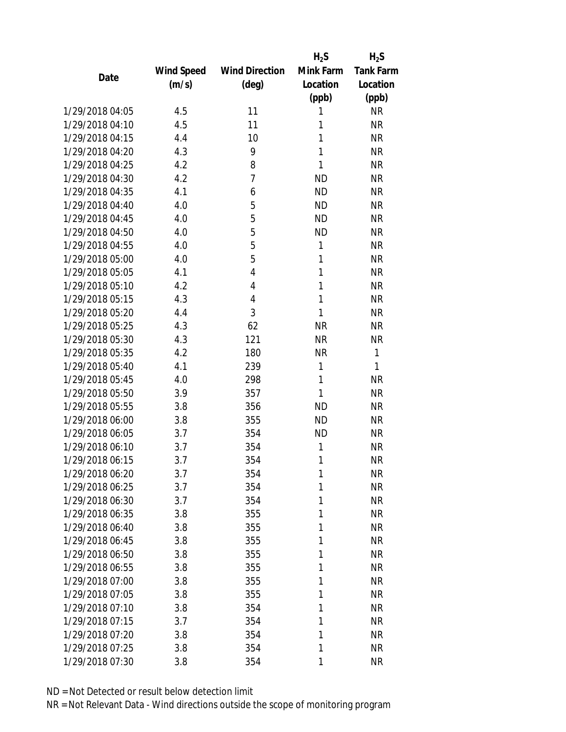| Date | Wind Speed (m/s) | Wind Direction (deg) | $H_2S$ Mink Farm Location (ppb) | $H_2S$ Tank Farm Location (ppb) |
|---|---|---|---|---|
| 1/29/2018 04:05 | 4.5 | 11 | 1 | NR |
| 1/29/2018 04:10 | 4.5 | 11 | 1 | NR |
| 1/29/2018 04:15 | 4.4 | 10 | 1 | NR |
| 1/29/2018 04:20 | 4.3 | 9 | 1 | NR |
| 1/29/2018 04:25 | 4.2 | 8 | 1 | NR |
| 1/29/2018 04:30 | 4.2 | 7 | ND | NR |
| 1/29/2018 04:35 | 4.1 | 6 | ND | NR |
| 1/29/2018 04:40 | 4.0 | 5 | ND | NR |
| 1/29/2018 04:45 | 4.0 | 5 | ND | NR |
| 1/29/2018 04:50 | 4.0 | 5 | ND | NR |
| 1/29/2018 04:55 | 4.0 | 5 | 1 | NR |
| 1/29/2018 05:00 | 4.0 | 5 | 1 | NR |
| 1/29/2018 05:05 | 4.1 | 4 | 1 | NR |
| 1/29/2018 05:10 | 4.2 | 4 | 1 | NR |
| 1/29/2018 05:15 | 4.3 | 4 | 1 | NR |
| 1/29/2018 05:20 | 4.4 | 3 | 1 | NR |
| 1/29/2018 05:25 | 4.3 | 62 | NR | NR |
| 1/29/2018 05:30 | 4.3 | 121 | NR | NR |
| 1/29/2018 05:35 | 4.2 | 180 | NR | 1 |
| 1/29/2018 05:40 | 4.1 | 239 | 1 | 1 |
| 1/29/2018 05:45 | 4.0 | 298 | 1 | NR |
| 1/29/2018 05:50 | 3.9 | 357 | 1 | NR |
| 1/29/2018 05:55 | 3.8 | 356 | ND | NR |
| 1/29/2018 06:00 | 3.8 | 355 | ND | NR |
| 1/29/2018 06:05 | 3.7 | 354 | ND | NR |
| 1/29/2018 06:10 | 3.7 | 354 | 1 | NR |
| 1/29/2018 06:15 | 3.7 | 354 | 1 | NR |
| 1/29/2018 06:20 | 3.7 | 354 | 1 | NR |
| 1/29/2018 06:25 | 3.7 | 354 | 1 | NR |
| 1/29/2018 06:30 | 3.7 | 354 | 1 | NR |
| 1/29/2018 06:35 | 3.8 | 355 | 1 | NR |
| 1/29/2018 06:40 | 3.8 | 355 | 1 | NR |
| 1/29/2018 06:45 | 3.8 | 355 | 1 | NR |
| 1/29/2018 06:50 | 3.8 | 355 | 1 | NR |
| 1/29/2018 06:55 | 3.8 | 355 | 1 | NR |
| 1/29/2018 07:00 | 3.8 | 355 | 1 | NR |
| 1/29/2018 07:05 | 3.8 | 355 | 1 | NR |
| 1/29/2018 07:10 | 3.8 | 354 | 1 | NR |
| 1/29/2018 07:15 | 3.7 | 354 | 1 | NR |
| 1/29/2018 07:20 | 3.8 | 354 | 1 | NR |
| 1/29/2018 07:25 | 3.8 | 354 | 1 | NR |
| 1/29/2018 07:30 | 3.8 | 354 | 1 | NR |

ND = Not Detected or result below detection limit

NR = Not Relevant Data - Wind directions outside the scope of monitoring program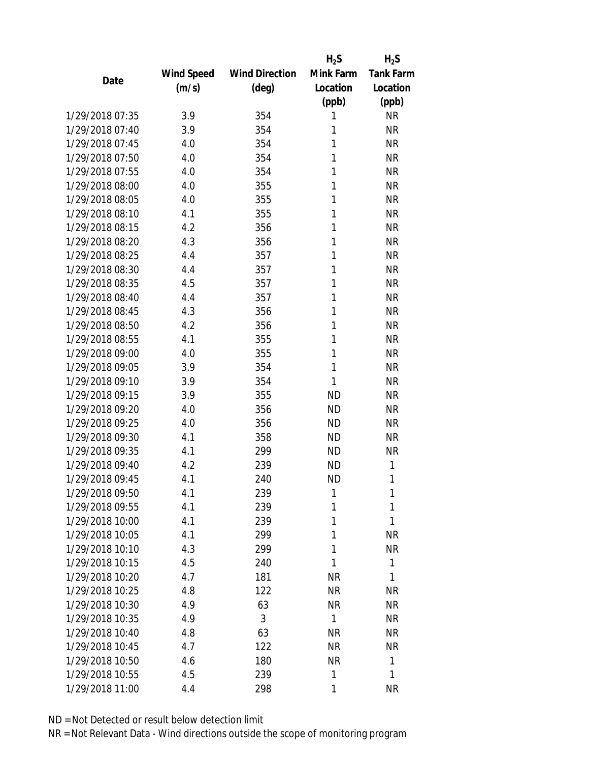| Date | Wind Speed (m/s) | Wind Direction (deg) | $H_2S$ Mink Farm Location (ppb) | $H_2S$ Tank Farm Location (ppb) |
|---|---|---|---|---|
| 1/29/2018 07:35 | 3.9 | 354 | 1 | NR |
| 1/29/2018 07:40 | 3.9 | 354 | 1 | NR |
| 1/29/2018 07:45 | 4.0 | 354 | 1 | NR |
| 1/29/2018 07:50 | 4.0 | 354 | 1 | NR |
| 1/29/2018 07:55 | 4.0 | 354 | 1 | NR |
| 1/29/2018 08:00 | 4.0 | 355 | 1 | NR |
| 1/29/2018 08:05 | 4.0 | 355 | 1 | NR |
| 1/29/2018 08:10 | 4.1 | 355 | 1 | NR |
| 1/29/2018 08:15 | 4.2 | 356 | 1 | NR |
| 1/29/2018 08:20 | 4.3 | 356 | 1 | NR |
| 1/29/2018 08:25 | 4.4 | 357 | 1 | NR |
| 1/29/2018 08:30 | 4.4 | 357 | 1 | NR |
| 1/29/2018 08:35 | 4.5 | 357 | 1 | NR |
| 1/29/2018 08:40 | 4.4 | 357 | 1 | NR |
| 1/29/2018 08:45 | 4.3 | 356 | 1 | NR |
| 1/29/2018 08:50 | 4.2 | 356 | 1 | NR |
| 1/29/2018 08:55 | 4.1 | 355 | 1 | NR |
| 1/29/2018 09:00 | 4.0 | 355 | 1 | NR |
| 1/29/2018 09:05 | 3.9 | 354 | 1 | NR |
| 1/29/2018 09:10 | 3.9 | 354 | 1 | NR |
| 1/29/2018 09:15 | 3.9 | 355 | ND | NR |
| 1/29/2018 09:20 | 4.0 | 356 | ND | NR |
| 1/29/2018 09:25 | 4.0 | 356 | ND | NR |
| 1/29/2018 09:30 | 4.1 | 358 | ND | NR |
| 1/29/2018 09:35 | 4.1 | 299 | ND | NR |
| 1/29/2018 09:40 | 4.2 | 239 | ND | 1 |
| 1/29/2018 09:45 | 4.1 | 240 | ND | 1 |
| 1/29/2018 09:50 | 4.1 | 239 | 1 | 1 |
| 1/29/2018 09:55 | 4.1 | 239 | 1 | 1 |
| 1/29/2018 10:00 | 4.1 | 239 | 1 | 1 |
| 1/29/2018 10:05 | 4.1 | 299 | 1 | NR |
| 1/29/2018 10:10 | 4.3 | 299 | 1 | NR |
| 1/29/2018 10:15 | 4.5 | 240 | 1 | 1 |
| 1/29/2018 10:20 | 4.7 | 181 | NR | 1 |
| 1/29/2018 10:25 | 4.8 | 122 | NR | NR |
| 1/29/2018 10:30 | 4.9 | 63 | NR | NR |
| 1/29/2018 10:35 | 4.9 | 3 | 1 | NR |
| 1/29/2018 10:40 | 4.8 | 63 | NR | NR |
| 1/29/2018 10:45 | 4.7 | 122 | NR | NR |
| 1/29/2018 10:50 | 4.6 | 180 | NR | 1 |
| 1/29/2018 10:55 | 4.5 | 239 | 1 | 1 |
| 1/29/2018 11:00 | 4.4 | 298 | 1 | NR |

ND = Not Detected or result below detection limit

NR = Not Relevant Data - Wind directions outside the scope of monitoring program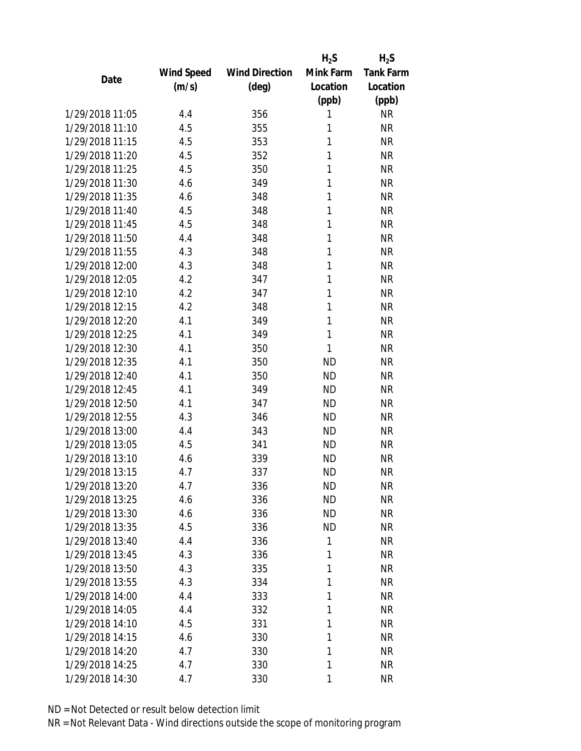| Date | Wind Speed (m/s) | Wind Direction (deg) | $H_2S$ Mink Farm Location (ppb) | $H_2S$ Tank Farm Location (ppb) |
|---|---|---|---|---|
| 1/29/2018 11:05 | 4.4 | 356 | 1 | NR |
| 1/29/2018 11:10 | 4.5 | 355 | 1 | NR |
| 1/29/2018 11:15 | 4.5 | 353 | 1 | NR |
| 1/29/2018 11:20 | 4.5 | 352 | 1 | NR |
| 1/29/2018 11:25 | 4.5 | 350 | 1 | NR |
| 1/29/2018 11:30 | 4.6 | 349 | 1 | NR |
| 1/29/2018 11:35 | 4.6 | 348 | 1 | NR |
| 1/29/2018 11:40 | 4.5 | 348 | 1 | NR |
| 1/29/2018 11:45 | 4.5 | 348 | 1 | NR |
| 1/29/2018 11:50 | 4.4 | 348 | 1 | NR |
| 1/29/2018 11:55 | 4.3 | 348 | 1 | NR |
| 1/29/2018 12:00 | 4.3 | 348 | 1 | NR |
| 1/29/2018 12:05 | 4.2 | 347 | 1 | NR |
| 1/29/2018 12:10 | 4.2 | 347 | 1 | NR |
| 1/29/2018 12:15 | 4.2 | 348 | 1 | NR |
| 1/29/2018 12:20 | 4.1 | 349 | 1 | NR |
| 1/29/2018 12:25 | 4.1 | 349 | 1 | NR |
| 1/29/2018 12:30 | 4.1 | 350 | 1 | NR |
| 1/29/2018 12:35 | 4.1 | 350 | ND | NR |
| 1/29/2018 12:40 | 4.1 | 350 | ND | NR |
| 1/29/2018 12:45 | 4.1 | 349 | ND | NR |
| 1/29/2018 12:50 | 4.1 | 347 | ND | NR |
| 1/29/2018 12:55 | 4.3 | 346 | ND | NR |
| 1/29/2018 13:00 | 4.4 | 343 | ND | NR |
| 1/29/2018 13:05 | 4.5 | 341 | ND | NR |
| 1/29/2018 13:10 | 4.6 | 339 | ND | NR |
| 1/29/2018 13:15 | 4.7 | 337 | ND | NR |
| 1/29/2018 13:20 | 4.7 | 336 | ND | NR |
| 1/29/2018 13:25 | 4.6 | 336 | ND | NR |
| 1/29/2018 13:30 | 4.6 | 336 | ND | NR |
| 1/29/2018 13:35 | 4.5 | 336 | ND | NR |
| 1/29/2018 13:40 | 4.4 | 336 | 1 | NR |
| 1/29/2018 13:45 | 4.3 | 336 | 1 | NR |
| 1/29/2018 13:50 | 4.3 | 335 | 1 | NR |
| 1/29/2018 13:55 | 4.3 | 334 | 1 | NR |
| 1/29/2018 14:00 | 4.4 | 333 | 1 | NR |
| 1/29/2018 14:05 | 4.4 | 332 | 1 | NR |
| 1/29/2018 14:10 | 4.5 | 331 | 1 | NR |
| 1/29/2018 14:15 | 4.6 | 330 | 1 | NR |
| 1/29/2018 14:20 | 4.7 | 330 | 1 | NR |
| 1/29/2018 14:25 | 4.7 | 330 | 1 | NR |
| 1/29/2018 14:30 | 4.7 | 330 | 1 | NR |

ND = Not Detected or result below detection limit

NR = Not Relevant Data - Wind directions outside the scope of monitoring program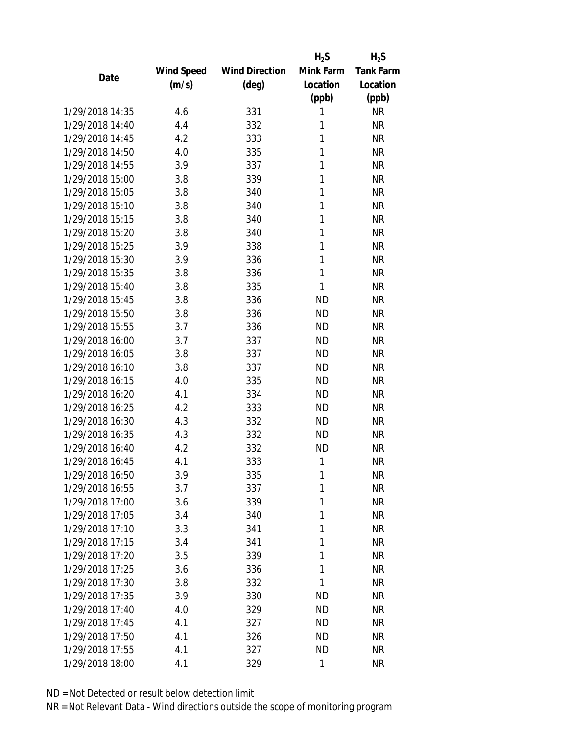| Date | Wind Speed (m/s) | Wind Direction (deg) | $H_2S$ Mink Farm Location (ppb) | $H_2S$ Tank Farm Location (ppb) |
|---|---|---|---|---|
| 1/29/2018 14:35 | 4.6 | 331 | 1 | NR |
| 1/29/2018 14:40 | 4.4 | 332 | 1 | NR |
| 1/29/2018 14:45 | 4.2 | 333 | 1 | NR |
| 1/29/2018 14:50 | 4.0 | 335 | 1 | NR |
| 1/29/2018 14:55 | 3.9 | 337 | 1 | NR |
| 1/29/2018 15:00 | 3.8 | 339 | 1 | NR |
| 1/29/2018 15:05 | 3.8 | 340 | 1 | NR |
| 1/29/2018 15:10 | 3.8 | 340 | 1 | NR |
| 1/29/2018 15:15 | 3.8 | 340 | 1 | NR |
| 1/29/2018 15:20 | 3.8 | 340 | 1 | NR |
| 1/29/2018 15:25 | 3.9 | 338 | 1 | NR |
| 1/29/2018 15:30 | 3.9 | 336 | 1 | NR |
| 1/29/2018 15:35 | 3.8 | 336 | 1 | NR |
| 1/29/2018 15:40 | 3.8 | 335 | 1 | NR |
| 1/29/2018 15:45 | 3.8 | 336 | ND | NR |
| 1/29/2018 15:50 | 3.8 | 336 | ND | NR |
| 1/29/2018 15:55 | 3.7 | 336 | ND | NR |
| 1/29/2018 16:00 | 3.7 | 337 | ND | NR |
| 1/29/2018 16:05 | 3.8 | 337 | ND | NR |
| 1/29/2018 16:10 | 3.8 | 337 | ND | NR |
| 1/29/2018 16:15 | 4.0 | 335 | ND | NR |
| 1/29/2018 16:20 | 4.1 | 334 | ND | NR |
| 1/29/2018 16:25 | 4.2 | 333 | ND | NR |
| 1/29/2018 16:30 | 4.3 | 332 | ND | NR |
| 1/29/2018 16:35 | 4.3 | 332 | ND | NR |
| 1/29/2018 16:40 | 4.2 | 332 | ND | NR |
| 1/29/2018 16:45 | 4.1 | 333 | 1 | NR |
| 1/29/2018 16:50 | 3.9 | 335 | 1 | NR |
| 1/29/2018 16:55 | 3.7 | 337 | 1 | NR |
| 1/29/2018 17:00 | 3.6 | 339 | 1 | NR |
| 1/29/2018 17:05 | 3.4 | 340 | 1 | NR |
| 1/29/2018 17:10 | 3.3 | 341 | 1 | NR |
| 1/29/2018 17:15 | 3.4 | 341 | 1 | NR |
| 1/29/2018 17:20 | 3.5 | 339 | 1 | NR |
| 1/29/2018 17:25 | 3.6 | 336 | 1 | NR |
| 1/29/2018 17:30 | 3.8 | 332 | 1 | NR |
| 1/29/2018 17:35 | 3.9 | 330 | ND | NR |
| 1/29/2018 17:40 | 4.0 | 329 | ND | NR |
| 1/29/2018 17:45 | 4.1 | 327 | ND | NR |
| 1/29/2018 17:50 | 4.1 | 326 | ND | NR |
| 1/29/2018 17:55 | 4.1 | 327 | ND | NR |
| 1/29/2018 18:00 | 4.1 | 329 | 1 | NR |

ND = Not Detected or result below detection limit

NR = Not Relevant Data - Wind directions outside the scope of monitoring program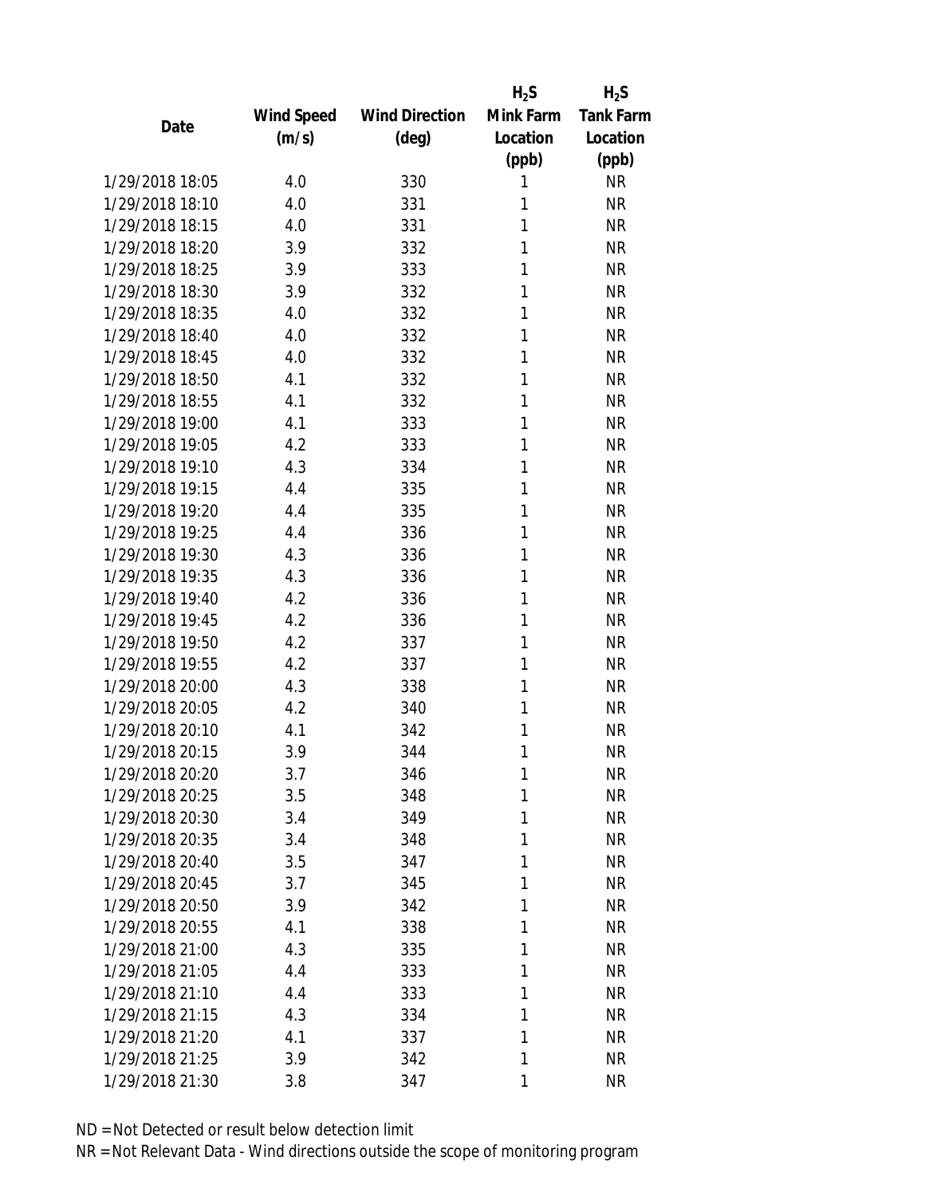| Date | Wind Speed (m/s) | Wind Direction (deg) | $H_2S$ Mink Farm Location (ppb) | $H_2S$ Tank Farm Location (ppb) |
|---|---|---|---|---|
| 1/29/2018 18:05 | 4.0 | 330 | 1 | NR |
| 1/29/2018 18:10 | 4.0 | 331 | 1 | NR |
| 1/29/2018 18:15 | 4.0 | 331 | 1 | NR |
| 1/29/2018 18:20 | 3.9 | 332 | 1 | NR |
| 1/29/2018 18:25 | 3.9 | 333 | 1 | NR |
| 1/29/2018 18:30 | 3.9 | 332 | 1 | NR |
| 1/29/2018 18:35 | 4.0 | 332 | 1 | NR |
| 1/29/2018 18:40 | 4.0 | 332 | 1 | NR |
| 1/29/2018 18:45 | 4.0 | 332 | 1 | NR |
| 1/29/2018 18:50 | 4.1 | 332 | 1 | NR |
| 1/29/2018 18:55 | 4.1 | 332 | 1 | NR |
| 1/29/2018 19:00 | 4.1 | 333 | 1 | NR |
| 1/29/2018 19:05 | 4.2 | 333 | 1 | NR |
| 1/29/2018 19:10 | 4.3 | 334 | 1 | NR |
| 1/29/2018 19:15 | 4.4 | 335 | 1 | NR |
| 1/29/2018 19:20 | 4.4 | 335 | 1 | NR |
| 1/29/2018 19:25 | 4.4 | 336 | 1 | NR |
| 1/29/2018 19:30 | 4.3 | 336 | 1 | NR |
| 1/29/2018 19:35 | 4.3 | 336 | 1 | NR |
| 1/29/2018 19:40 | 4.2 | 336 | 1 | NR |
| 1/29/2018 19:45 | 4.2 | 336 | 1 | NR |
| 1/29/2018 19:50 | 4.2 | 337 | 1 | NR |
| 1/29/2018 19:55 | 4.2 | 337 | 1 | NR |
| 1/29/2018 20:00 | 4.3 | 338 | 1 | NR |
| 1/29/2018 20:05 | 4.2 | 340 | 1 | NR |
| 1/29/2018 20:10 | 4.1 | 342 | 1 | NR |
| 1/29/2018 20:15 | 3.9 | 344 | 1 | NR |
| 1/29/2018 20:20 | 3.7 | 346 | 1 | NR |
| 1/29/2018 20:25 | 3.5 | 348 | 1 | NR |
| 1/29/2018 20:30 | 3.4 | 349 | 1 | NR |
| 1/29/2018 20:35 | 3.4 | 348 | 1 | NR |
| 1/29/2018 20:40 | 3.5 | 347 | 1 | NR |
| 1/29/2018 20:45 | 3.7 | 345 | 1 | NR |
| 1/29/2018 20:50 | 3.9 | 342 | 1 | NR |
| 1/29/2018 20:55 | 4.1 | 338 | 1 | NR |
| 1/29/2018 21:00 | 4.3 | 335 | 1 | NR |
| 1/29/2018 21:05 | 4.4 | 333 | 1 | NR |
| 1/29/2018 21:10 | 4.4 | 333 | 1 | NR |
| 1/29/2018 21:15 | 4.3 | 334 | 1 | NR |
| 1/29/2018 21:20 | 4.1 | 337 | 1 | NR |
| 1/29/2018 21:25 | 3.9 | 342 | 1 | NR |
| 1/29/2018 21:30 | 3.8 | 347 | 1 | NR |

ND = Not Detected or result below detection limit

NR = Not Relevant Data - Wind directions outside the scope of monitoring program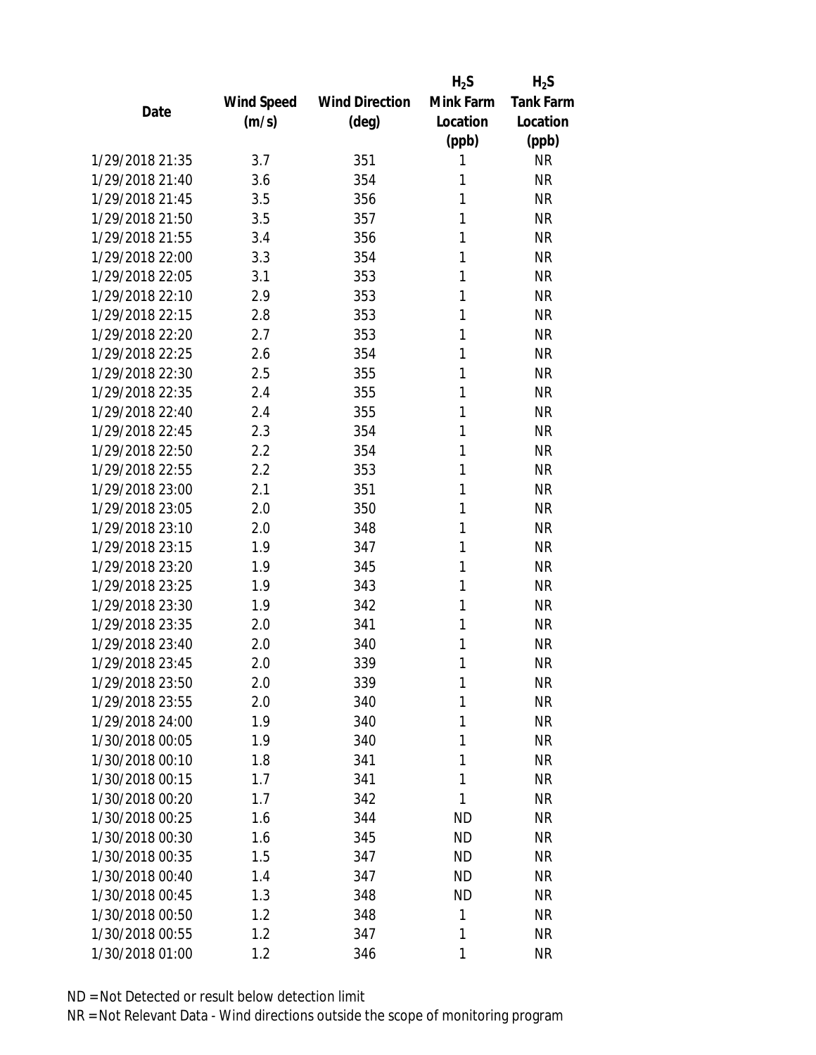| Date | Wind Speed (m/s) | Wind Direction (deg) | $H_2S$ Mink Farm Location (ppb) | $H_2S$ Tank Farm Location (ppb) |
|---|---|---|---|---|
| 1/29/2018 21:35 | 3.7 | 351 | 1 | NR |
| 1/29/2018 21:40 | 3.6 | 354 | 1 | NR |
| 1/29/2018 21:45 | 3.5 | 356 | 1 | NR |
| 1/29/2018 21:50 | 3.5 | 357 | 1 | NR |
| 1/29/2018 21:55 | 3.4 | 356 | 1 | NR |
| 1/29/2018 22:00 | 3.3 | 354 | 1 | NR |
| 1/29/2018 22:05 | 3.1 | 353 | 1 | NR |
| 1/29/2018 22:10 | 2.9 | 353 | 1 | NR |
| 1/29/2018 22:15 | 2.8 | 353 | 1 | NR |
| 1/29/2018 22:20 | 2.7 | 353 | 1 | NR |
| 1/29/2018 22:25 | 2.6 | 354 | 1 | NR |
| 1/29/2018 22:30 | 2.5 | 355 | 1 | NR |
| 1/29/2018 22:35 | 2.4 | 355 | 1 | NR |
| 1/29/2018 22:40 | 2.4 | 355 | 1 | NR |
| 1/29/2018 22:45 | 2.3 | 354 | 1 | NR |
| 1/29/2018 22:50 | 2.2 | 354 | 1 | NR |
| 1/29/2018 22:55 | 2.2 | 353 | 1 | NR |
| 1/29/2018 23:00 | 2.1 | 351 | 1 | NR |
| 1/29/2018 23:05 | 2.0 | 350 | 1 | NR |
| 1/29/2018 23:10 | 2.0 | 348 | 1 | NR |
| 1/29/2018 23:15 | 1.9 | 347 | 1 | NR |
| 1/29/2018 23:20 | 1.9 | 345 | 1 | NR |
| 1/29/2018 23:25 | 1.9 | 343 | 1 | NR |
| 1/29/2018 23:30 | 1.9 | 342 | 1 | NR |
| 1/29/2018 23:35 | 2.0 | 341 | 1 | NR |
| 1/29/2018 23:40 | 2.0 | 340 | 1 | NR |
| 1/29/2018 23:45 | 2.0 | 339 | 1 | NR |
| 1/29/2018 23:50 | 2.0 | 339 | 1 | NR |
| 1/29/2018 23:55 | 2.0 | 340 | 1 | NR |
| 1/29/2018 24:00 | 1.9 | 340 | 1 | NR |
| 1/30/2018 00:05 | 1.9 | 340 | 1 | NR |
| 1/30/2018 00:10 | 1.8 | 341 | 1 | NR |
| 1/30/2018 00:15 | 1.7 | 341 | 1 | NR |
| 1/30/2018 00:20 | 1.7 | 342 | 1 | NR |
| 1/30/2018 00:25 | 1.6 | 344 | ND | NR |
| 1/30/2018 00:30 | 1.6 | 345 | ND | NR |
| 1/30/2018 00:35 | 1.5 | 347 | ND | NR |
| 1/30/2018 00:40 | 1.4 | 347 | ND | NR |
| 1/30/2018 00:45 | 1.3 | 348 | ND | NR |
| 1/30/2018 00:50 | 1.2 | 348 | 1 | NR |
| 1/30/2018 00:55 | 1.2 | 347 | 1 | NR |
| 1/30/2018 01:00 | 1.2 | 346 | 1 | NR |

ND = Not Detected or result below detection limit

NR = Not Relevant Data - Wind directions outside the scope of monitoring program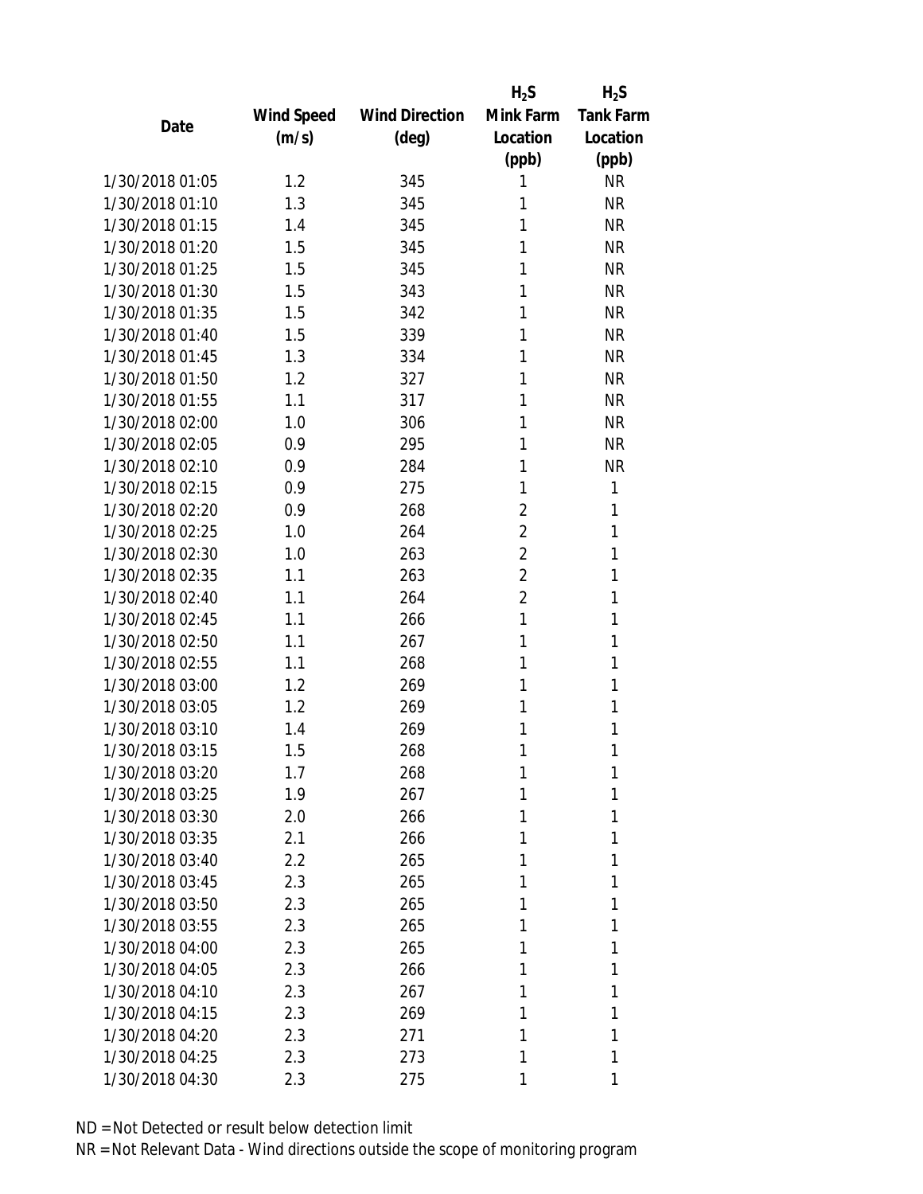| Date | Wind Speed (m/s) | Wind Direction (deg) | $H_2S$ Mink Farm Location (ppb) | $H_2S$ Tank Farm Location (ppb) |
|---|---|---|---|---|
| 1/30/2018 01:05 | 1.2 | 345 | 1 | NR |
| 1/30/2018 01:10 | 1.3 | 345 | 1 | NR |
| 1/30/2018 01:15 | 1.4 | 345 | 1 | NR |
| 1/30/2018 01:20 | 1.5 | 345 | 1 | NR |
| 1/30/2018 01:25 | 1.5 | 345 | 1 | NR |
| 1/30/2018 01:30 | 1.5 | 343 | 1 | NR |
| 1/30/2018 01:35 | 1.5 | 342 | 1 | NR |
| 1/30/2018 01:40 | 1.5 | 339 | 1 | NR |
| 1/30/2018 01:45 | 1.3 | 334 | 1 | NR |
| 1/30/2018 01:50 | 1.2 | 327 | 1 | NR |
| 1/30/2018 01:55 | 1.1 | 317 | 1 | NR |
| 1/30/2018 02:00 | 1.0 | 306 | 1 | NR |
| 1/30/2018 02:05 | 0.9 | 295 | 1 | NR |
| 1/30/2018 02:10 | 0.9 | 284 | 1 | NR |
| 1/30/2018 02:15 | 0.9 | 275 | 1 | 1 |
| 1/30/2018 02:20 | 0.9 | 268 | 2 | 1 |
| 1/30/2018 02:25 | 1.0 | 264 | 2 | 1 |
| 1/30/2018 02:30 | 1.0 | 263 | 2 | 1 |
| 1/30/2018 02:35 | 1.1 | 263 | 2 | 1 |
| 1/30/2018 02:40 | 1.1 | 264 | 2 | 1 |
| 1/30/2018 02:45 | 1.1 | 266 | 1 | 1 |
| 1/30/2018 02:50 | 1.1 | 267 | 1 | 1 |
| 1/30/2018 02:55 | 1.1 | 268 | 1 | 1 |
| 1/30/2018 03:00 | 1.2 | 269 | 1 | 1 |
| 1/30/2018 03:05 | 1.2 | 269 | 1 | 1 |
| 1/30/2018 03:10 | 1.4 | 269 | 1 | 1 |
| 1/30/2018 03:15 | 1.5 | 268 | 1 | 1 |
| 1/30/2018 03:20 | 1.7 | 268 | 1 | 1 |
| 1/30/2018 03:25 | 1.9 | 267 | 1 | 1 |
| 1/30/2018 03:30 | 2.0 | 266 | 1 | 1 |
| 1/30/2018 03:35 | 2.1 | 266 | 1 | 1 |
| 1/30/2018 03:40 | 2.2 | 265 | 1 | 1 |
| 1/30/2018 03:45 | 2.3 | 265 | 1 | 1 |
| 1/30/2018 03:50 | 2.3 | 265 | 1 | 1 |
| 1/30/2018 03:55 | 2.3 | 265 | 1 | 1 |
| 1/30/2018 04:00 | 2.3 | 265 | 1 | 1 |
| 1/30/2018 04:05 | 2.3 | 266 | 1 | 1 |
| 1/30/2018 04:10 | 2.3 | 267 | 1 | 1 |
| 1/30/2018 04:15 | 2.3 | 269 | 1 | 1 |
| 1/30/2018 04:20 | 2.3 | 271 | 1 | 1 |
| 1/30/2018 04:25 | 2.3 | 273 | 1 | 1 |
| 1/30/2018 04:30 | 2.3 | 275 | 1 | 1 |

ND = Not Detected or result below detection limit

NR = Not Relevant Data - Wind directions outside the scope of monitoring program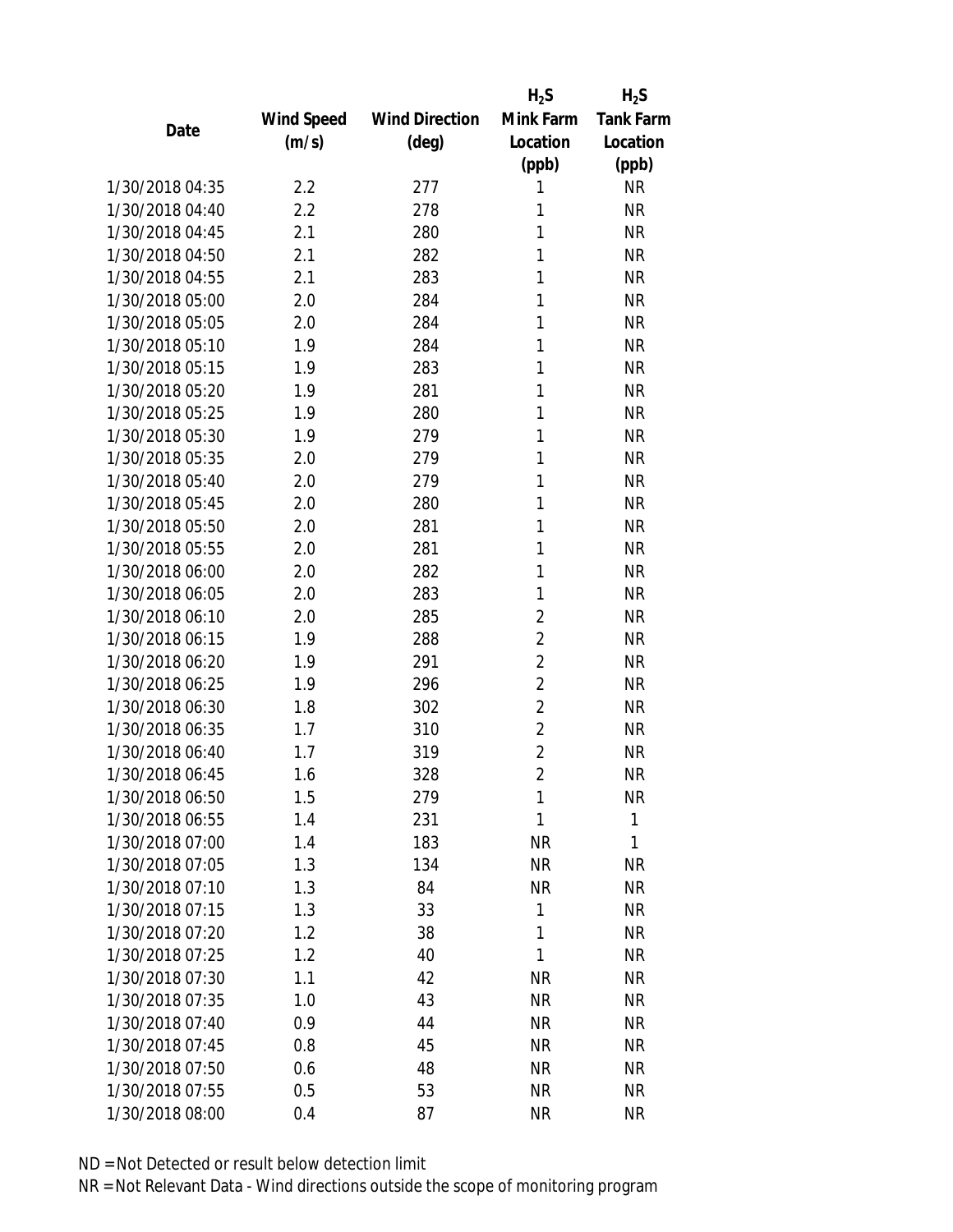| Date | Wind Speed (m/s) | Wind Direction (deg) | $H_2S$ Mink Farm Location (ppb) | $H_2S$ Tank Farm Location (ppb) |
|---|---|---|---|---|
| 1/30/2018 04:35 | 2.2 | 277 | 1 | NR |
| 1/30/2018 04:40 | 2.2 | 278 | 1 | NR |
| 1/30/2018 04:45 | 2.1 | 280 | 1 | NR |
| 1/30/2018 04:50 | 2.1 | 282 | 1 | NR |
| 1/30/2018 04:55 | 2.1 | 283 | 1 | NR |
| 1/30/2018 05:00 | 2.0 | 284 | 1 | NR |
| 1/30/2018 05:05 | 2.0 | 284 | 1 | NR |
| 1/30/2018 05:10 | 1.9 | 284 | 1 | NR |
| 1/30/2018 05:15 | 1.9 | 283 | 1 | NR |
| 1/30/2018 05:20 | 1.9 | 281 | 1 | NR |
| 1/30/2018 05:25 | 1.9 | 280 | 1 | NR |
| 1/30/2018 05:30 | 1.9 | 279 | 1 | NR |
| 1/30/2018 05:35 | 2.0 | 279 | 1 | NR |
| 1/30/2018 05:40 | 2.0 | 279 | 1 | NR |
| 1/30/2018 05:45 | 2.0 | 280 | 1 | NR |
| 1/30/2018 05:50 | 2.0 | 281 | 1 | NR |
| 1/30/2018 05:55 | 2.0 | 281 | 1 | NR |
| 1/30/2018 06:00 | 2.0 | 282 | 1 | NR |
| 1/30/2018 06:05 | 2.0 | 283 | 1 | NR |
| 1/30/2018 06:10 | 2.0 | 285 | 2 | NR |
| 1/30/2018 06:15 | 1.9 | 288 | 2 | NR |
| 1/30/2018 06:20 | 1.9 | 291 | 2 | NR |
| 1/30/2018 06:25 | 1.9 | 296 | 2 | NR |
| 1/30/2018 06:30 | 1.8 | 302 | 2 | NR |
| 1/30/2018 06:35 | 1.7 | 310 | 2 | NR |
| 1/30/2018 06:40 | 1.7 | 319 | 2 | NR |
| 1/30/2018 06:45 | 1.6 | 328 | 2 | NR |
| 1/30/2018 06:50 | 1.5 | 279 | 1 | NR |
| 1/30/2018 06:55 | 1.4 | 231 | 1 | 1 |
| 1/30/2018 07:00 | 1.4 | 183 | NR | 1 |
| 1/30/2018 07:05 | 1.3 | 134 | NR | NR |
| 1/30/2018 07:10 | 1.3 | 84 | NR | NR |
| 1/30/2018 07:15 | 1.3 | 33 | 1 | NR |
| 1/30/2018 07:20 | 1.2 | 38 | 1 | NR |
| 1/30/2018 07:25 | 1.2 | 40 | 1 | NR |
| 1/30/2018 07:30 | 1.1 | 42 | NR | NR |
| 1/30/2018 07:35 | 1.0 | 43 | NR | NR |
| 1/30/2018 07:40 | 0.9 | 44 | NR | NR |
| 1/30/2018 07:45 | 0.8 | 45 | NR | NR |
| 1/30/2018 07:50 | 0.6 | 48 | NR | NR |
| 1/30/2018 07:55 | 0.5 | 53 | NR | NR |
| 1/30/2018 08:00 | 0.4 | 87 | NR | NR |

ND = Not Detected or result below detection limit

NR = Not Relevant Data - Wind directions outside the scope of monitoring program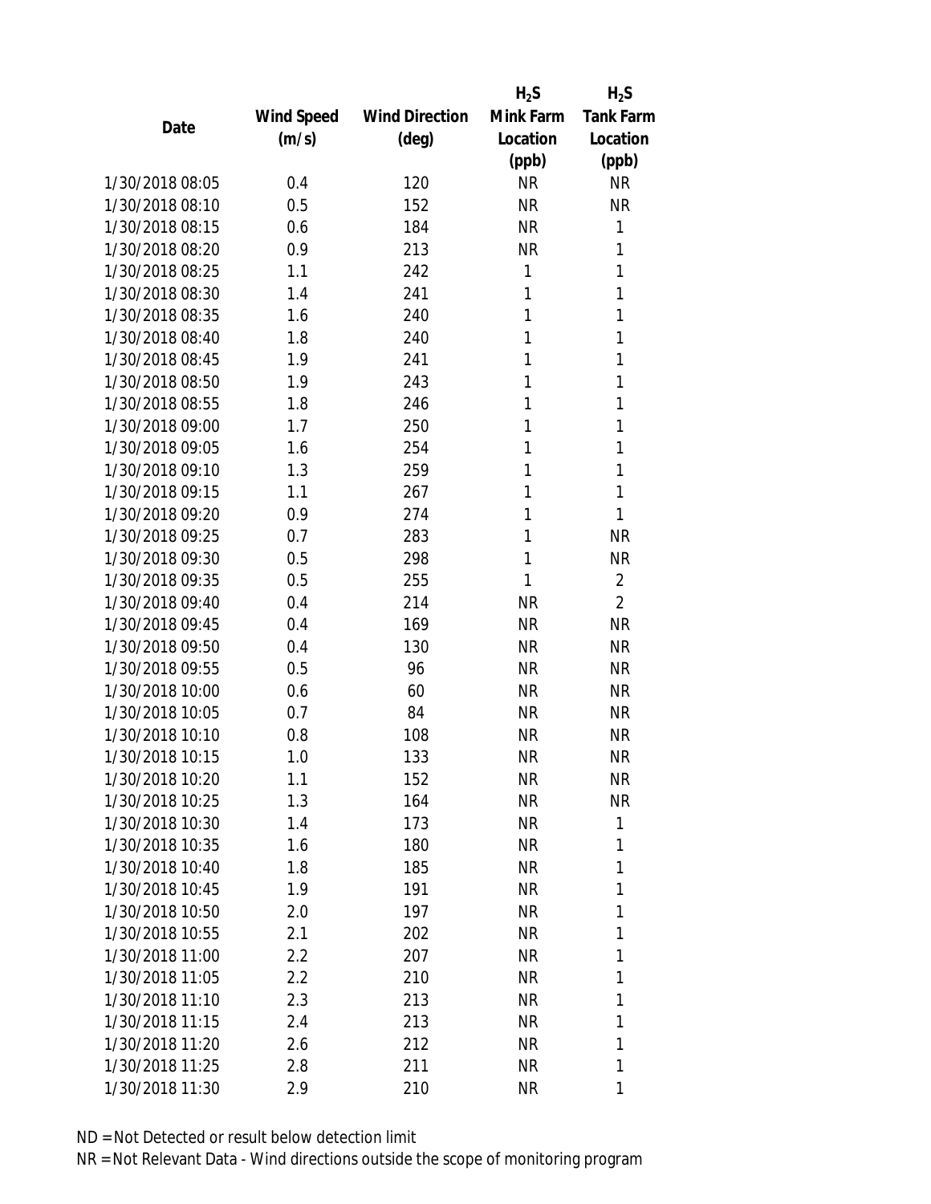| Date | Wind Speed (m/s) | Wind Direction (deg) | $H_2S$ Mink Farm Location (ppb) | $H_2S$ Tank Farm Location (ppb) |
|---|---|---|---|---|
| 1/30/2018 08:05 | 0.4 | 120 | NR | NR |
| 1/30/2018 08:10 | 0.5 | 152 | NR | NR |
| 1/30/2018 08:15 | 0.6 | 184 | NR | 1 |
| 1/30/2018 08:20 | 0.9 | 213 | NR | 1 |
| 1/30/2018 08:25 | 1.1 | 242 | 1 | 1 |
| 1/30/2018 08:30 | 1.4 | 241 | 1 | 1 |
| 1/30/2018 08:35 | 1.6 | 240 | 1 | 1 |
| 1/30/2018 08:40 | 1.8 | 240 | 1 | 1 |
| 1/30/2018 08:45 | 1.9 | 241 | 1 | 1 |
| 1/30/2018 08:50 | 1.9 | 243 | 1 | 1 |
| 1/30/2018 08:55 | 1.8 | 246 | 1 | 1 |
| 1/30/2018 09:00 | 1.7 | 250 | 1 | 1 |
| 1/30/2018 09:05 | 1.6 | 254 | 1 | 1 |
| 1/30/2018 09:10 | 1.3 | 259 | 1 | 1 |
| 1/30/2018 09:15 | 1.1 | 267 | 1 | 1 |
| 1/30/2018 09:20 | 0.9 | 274 | 1 | 1 |
| 1/30/2018 09:25 | 0.7 | 283 | 1 | NR |
| 1/30/2018 09:30 | 0.5 | 298 | 1 | NR |
| 1/30/2018 09:35 | 0.5 | 255 | 1 | 2 |
| 1/30/2018 09:40 | 0.4 | 214 | NR | 2 |
| 1/30/2018 09:45 | 0.4 | 169 | NR | NR |
| 1/30/2018 09:50 | 0.4 | 130 | NR | NR |
| 1/30/2018 09:55 | 0.5 | 96 | NR | NR |
| 1/30/2018 10:00 | 0.6 | 60 | NR | NR |
| 1/30/2018 10:05 | 0.7 | 84 | NR | NR |
| 1/30/2018 10:10 | 0.8 | 108 | NR | NR |
| 1/30/2018 10:15 | 1.0 | 133 | NR | NR |
| 1/30/2018 10:20 | 1.1 | 152 | NR | NR |
| 1/30/2018 10:25 | 1.3 | 164 | NR | NR |
| 1/30/2018 10:30 | 1.4 | 173 | NR | 1 |
| 1/30/2018 10:35 | 1.6 | 180 | NR | 1 |
| 1/30/2018 10:40 | 1.8 | 185 | NR | 1 |
| 1/30/2018 10:45 | 1.9 | 191 | NR | 1 |
| 1/30/2018 10:50 | 2.0 | 197 | NR | 1 |
| 1/30/2018 10:55 | 2.1 | 202 | NR | 1 |
| 1/30/2018 11:00 | 2.2 | 207 | NR | 1 |
| 1/30/2018 11:05 | 2.2 | 210 | NR | 1 |
| 1/30/2018 11:10 | 2.3 | 213 | NR | 1 |
| 1/30/2018 11:15 | 2.4 | 213 | NR | 1 |
| 1/30/2018 11:20 | 2.6 | 212 | NR | 1 |
| 1/30/2018 11:25 | 2.8 | 211 | NR | 1 |
| 1/30/2018 11:30 | 2.9 | 210 | NR | 1 |

ND = Not Detected or result below detection limit
NR = Not Relevant Data - Wind directions outside the scope of monitoring program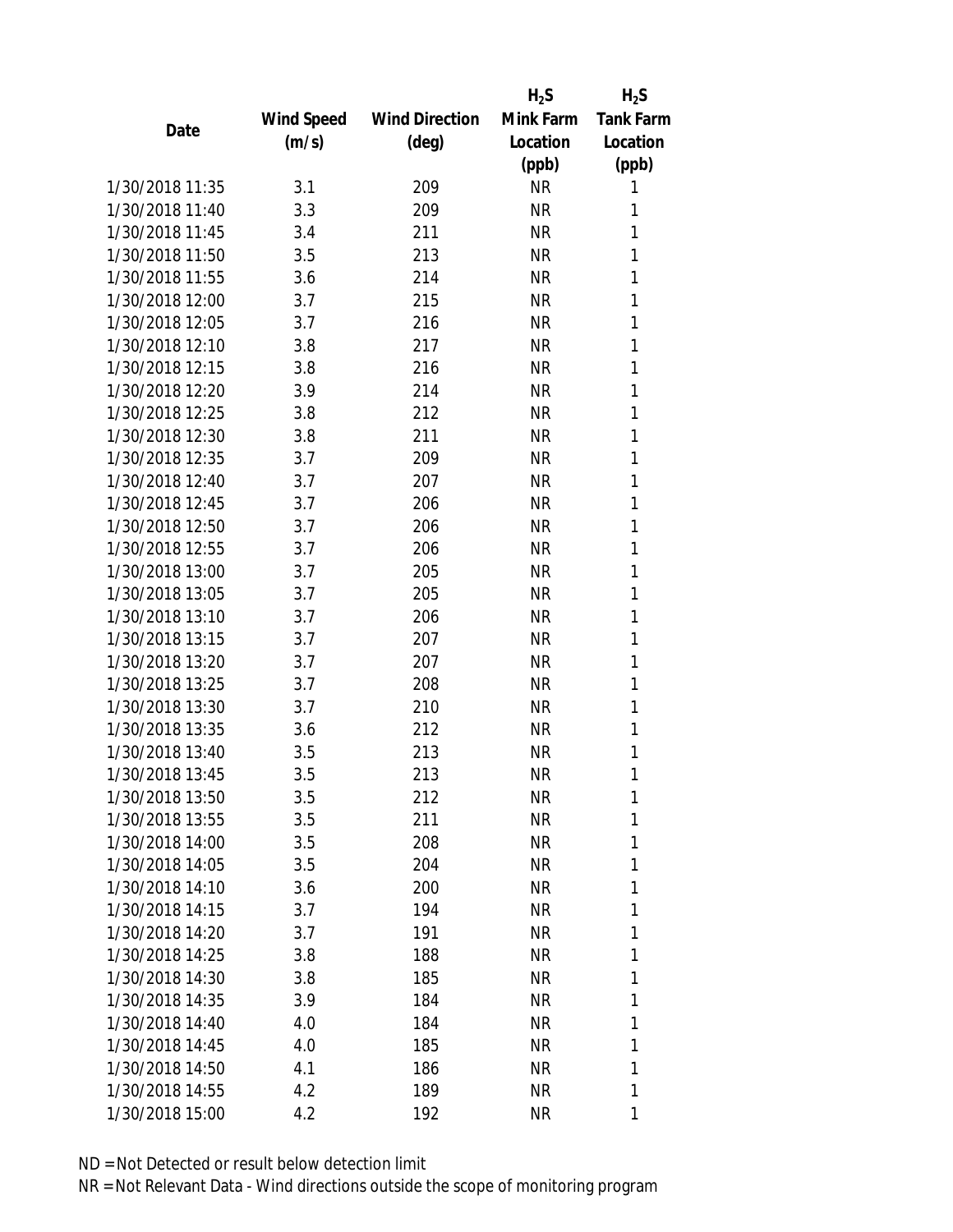| Date | Wind Speed (m/s) | Wind Direction (deg) | $H_2S$ Mink Farm Location (ppb) | $H_2S$ Tank Farm Location (ppb) |
|---|---|---|---|---|
| 1/30/2018 11:35 | 3.1 | 209 | NR | 1 |
| 1/30/2018 11:40 | 3.3 | 209 | NR | 1 |
| 1/30/2018 11:45 | 3.4 | 211 | NR | 1 |
| 1/30/2018 11:50 | 3.5 | 213 | NR | 1 |
| 1/30/2018 11:55 | 3.6 | 214 | NR | 1 |
| 1/30/2018 12:00 | 3.7 | 215 | NR | 1 |
| 1/30/2018 12:05 | 3.7 | 216 | NR | 1 |
| 1/30/2018 12:10 | 3.8 | 217 | NR | 1 |
| 1/30/2018 12:15 | 3.8 | 216 | NR | 1 |
| 1/30/2018 12:20 | 3.9 | 214 | NR | 1 |
| 1/30/2018 12:25 | 3.8 | 212 | NR | 1 |
| 1/30/2018 12:30 | 3.8 | 211 | NR | 1 |
| 1/30/2018 12:35 | 3.7 | 209 | NR | 1 |
| 1/30/2018 12:40 | 3.7 | 207 | NR | 1 |
| 1/30/2018 12:45 | 3.7 | 206 | NR | 1 |
| 1/30/2018 12:50 | 3.7 | 206 | NR | 1 |
| 1/30/2018 12:55 | 3.7 | 206 | NR | 1 |
| 1/30/2018 13:00 | 3.7 | 205 | NR | 1 |
| 1/30/2018 13:05 | 3.7 | 205 | NR | 1 |
| 1/30/2018 13:10 | 3.7 | 206 | NR | 1 |
| 1/30/2018 13:15 | 3.7 | 207 | NR | 1 |
| 1/30/2018 13:20 | 3.7 | 207 | NR | 1 |
| 1/30/2018 13:25 | 3.7 | 208 | NR | 1 |
| 1/30/2018 13:30 | 3.7 | 210 | NR | 1 |
| 1/30/2018 13:35 | 3.6 | 212 | NR | 1 |
| 1/30/2018 13:40 | 3.5 | 213 | NR | 1 |
| 1/30/2018 13:45 | 3.5 | 213 | NR | 1 |
| 1/30/2018 13:50 | 3.5 | 212 | NR | 1 |
| 1/30/2018 13:55 | 3.5 | 211 | NR | 1 |
| 1/30/2018 14:00 | 3.5 | 208 | NR | 1 |
| 1/30/2018 14:05 | 3.5 | 204 | NR | 1 |
| 1/30/2018 14:10 | 3.6 | 200 | NR | 1 |
| 1/30/2018 14:15 | 3.7 | 194 | NR | 1 |
| 1/30/2018 14:20 | 3.7 | 191 | NR | 1 |
| 1/30/2018 14:25 | 3.8 | 188 | NR | 1 |
| 1/30/2018 14:30 | 3.8 | 185 | NR | 1 |
| 1/30/2018 14:35 | 3.9 | 184 | NR | 1 |
| 1/30/2018 14:40 | 4.0 | 184 | NR | 1 |
| 1/30/2018 14:45 | 4.0 | 185 | NR | 1 |
| 1/30/2018 14:50 | 4.1 | 186 | NR | 1 |
| 1/30/2018 14:55 | 4.2 | 189 | NR | 1 |
| 1/30/2018 15:00 | 4.2 | 192 | NR | 1 |

ND = Not Detected or result below detection limit

NR = Not Relevant Data - Wind directions outside the scope of monitoring program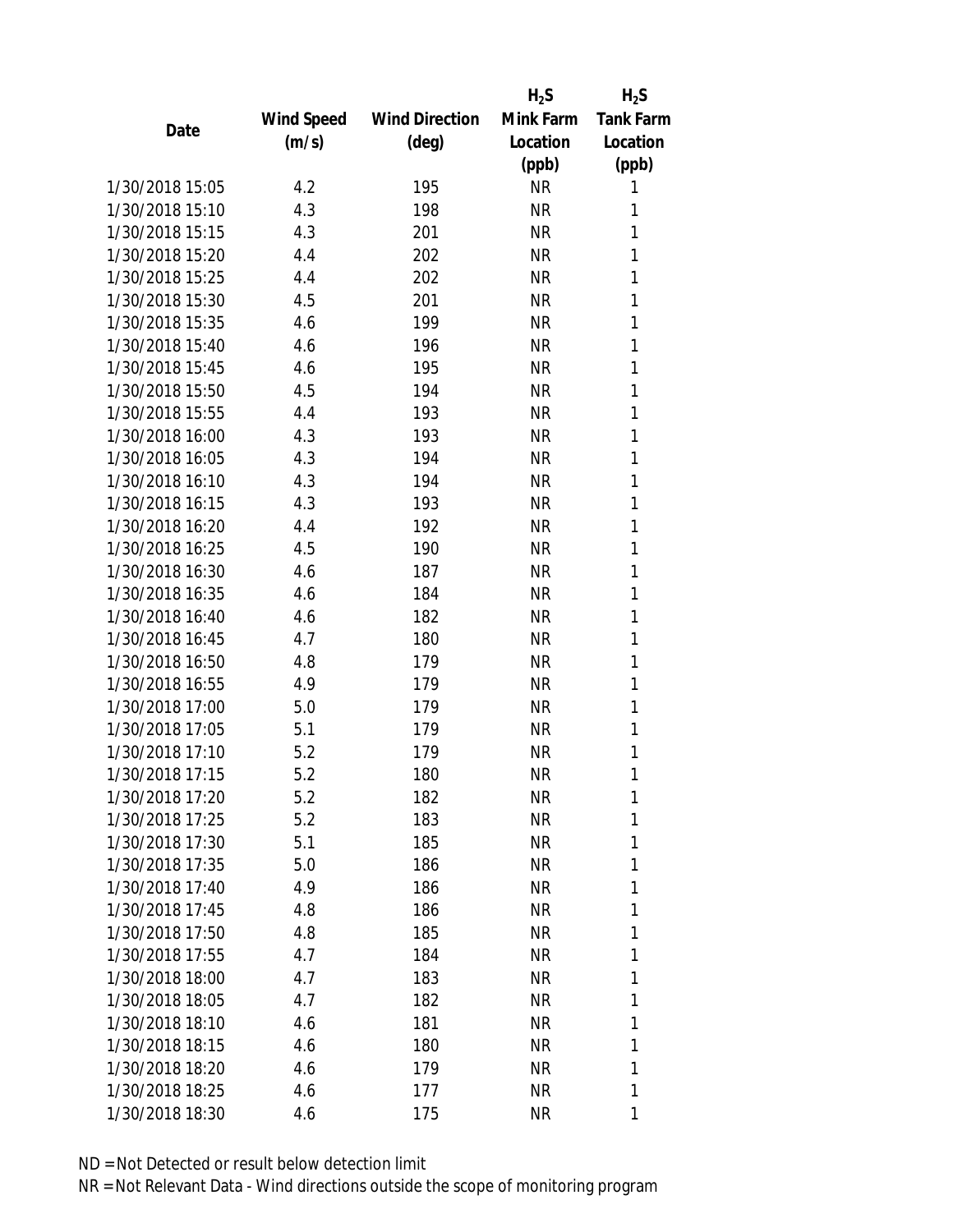| Date | Wind Speed (m/s) | Wind Direction (deg) | $H_2S$ Mink Farm Location (ppb) | $H_2S$ Tank Farm Location (ppb) |
|---|---|---|---|---|
| 1/30/2018 15:05 | 4.2 | 195 | NR | 1 |
| 1/30/2018 15:10 | 4.3 | 198 | NR | 1 |
| 1/30/2018 15:15 | 4.3 | 201 | NR | 1 |
| 1/30/2018 15:20 | 4.4 | 202 | NR | 1 |
| 1/30/2018 15:25 | 4.4 | 202 | NR | 1 |
| 1/30/2018 15:30 | 4.5 | 201 | NR | 1 |
| 1/30/2018 15:35 | 4.6 | 199 | NR | 1 |
| 1/30/2018 15:40 | 4.6 | 196 | NR | 1 |
| 1/30/2018 15:45 | 4.6 | 195 | NR | 1 |
| 1/30/2018 15:50 | 4.5 | 194 | NR | 1 |
| 1/30/2018 15:55 | 4.4 | 193 | NR | 1 |
| 1/30/2018 16:00 | 4.3 | 193 | NR | 1 |
| 1/30/2018 16:05 | 4.3 | 194 | NR | 1 |
| 1/30/2018 16:10 | 4.3 | 194 | NR | 1 |
| 1/30/2018 16:15 | 4.3 | 193 | NR | 1 |
| 1/30/2018 16:20 | 4.4 | 192 | NR | 1 |
| 1/30/2018 16:25 | 4.5 | 190 | NR | 1 |
| 1/30/2018 16:30 | 4.6 | 187 | NR | 1 |
| 1/30/2018 16:35 | 4.6 | 184 | NR | 1 |
| 1/30/2018 16:40 | 4.6 | 182 | NR | 1 |
| 1/30/2018 16:45 | 4.7 | 180 | NR | 1 |
| 1/30/2018 16:50 | 4.8 | 179 | NR | 1 |
| 1/30/2018 16:55 | 4.9 | 179 | NR | 1 |
| 1/30/2018 17:00 | 5.0 | 179 | NR | 1 |
| 1/30/2018 17:05 | 5.1 | 179 | NR | 1 |
| 1/30/2018 17:10 | 5.2 | 179 | NR | 1 |
| 1/30/2018 17:15 | 5.2 | 180 | NR | 1 |
| 1/30/2018 17:20 | 5.2 | 182 | NR | 1 |
| 1/30/2018 17:25 | 5.2 | 183 | NR | 1 |
| 1/30/2018 17:30 | 5.1 | 185 | NR | 1 |
| 1/30/2018 17:35 | 5.0 | 186 | NR | 1 |
| 1/30/2018 17:40 | 4.9 | 186 | NR | 1 |
| 1/30/2018 17:45 | 4.8 | 186 | NR | 1 |
| 1/30/2018 17:50 | 4.8 | 185 | NR | 1 |
| 1/30/2018 17:55 | 4.7 | 184 | NR | 1 |
| 1/30/2018 18:00 | 4.7 | 183 | NR | 1 |
| 1/30/2018 18:05 | 4.7 | 182 | NR | 1 |
| 1/30/2018 18:10 | 4.6 | 181 | NR | 1 |
| 1/30/2018 18:15 | 4.6 | 180 | NR | 1 |
| 1/30/2018 18:20 | 4.6 | 179 | NR | 1 |
| 1/30/2018 18:25 | 4.6 | 177 | NR | 1 |
| 1/30/2018 18:30 | 4.6 | 175 | NR | 1 |

ND = Not Detected or result below detection limit

NR = Not Relevant Data - Wind directions outside the scope of monitoring program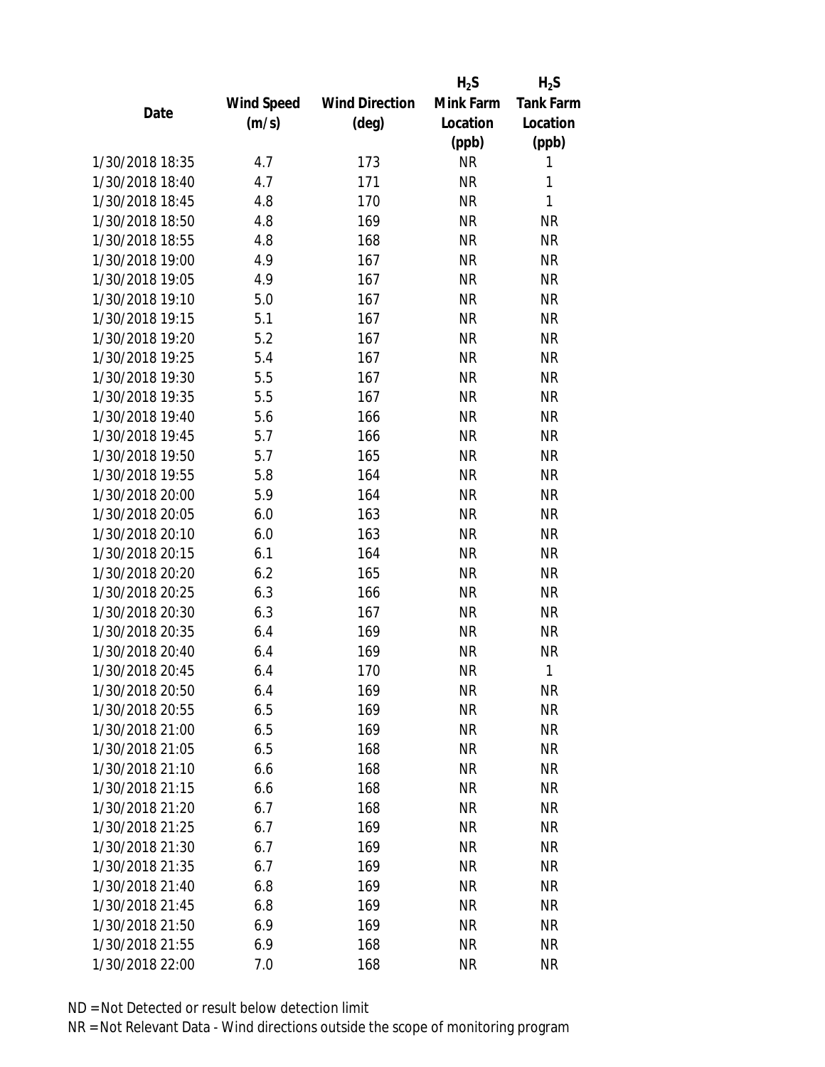| Date | Wind Speed (m/s) | Wind Direction (deg) | $H_2S$ Mink Farm Location (ppb) | $H_2S$ Tank Farm Location (ppb) |
| --- | --- | --- | --- | --- |
| 1/30/2018 18:35 | 4.7 | 173 | NR | 1 |
| 1/30/2018 18:40 | 4.7 | 171 | NR | 1 |
| 1/30/2018 18:45 | 4.8 | 170 | NR | 1 |
| 1/30/2018 18:50 | 4.8 | 169 | NR | NR |
| 1/30/2018 18:55 | 4.8 | 168 | NR | NR |
| 1/30/2018 19:00 | 4.9 | 167 | NR | NR |
| 1/30/2018 19:05 | 4.9 | 167 | NR | NR |
| 1/30/2018 19:10 | 5.0 | 167 | NR | NR |
| 1/30/2018 19:15 | 5.1 | 167 | NR | NR |
| 1/30/2018 19:20 | 5.2 | 167 | NR | NR |
| 1/30/2018 19:25 | 5.4 | 167 | NR | NR |
| 1/30/2018 19:30 | 5.5 | 167 | NR | NR |
| 1/30/2018 19:35 | 5.5 | 167 | NR | NR |
| 1/30/2018 19:40 | 5.6 | 166 | NR | NR |
| 1/30/2018 19:45 | 5.7 | 166 | NR | NR |
| 1/30/2018 19:50 | 5.7 | 165 | NR | NR |
| 1/30/2018 19:55 | 5.8 | 164 | NR | NR |
| 1/30/2018 20:00 | 5.9 | 164 | NR | NR |
| 1/30/2018 20:05 | 6.0 | 163 | NR | NR |
| 1/30/2018 20:10 | 6.0 | 163 | NR | NR |
| 1/30/2018 20:15 | 6.1 | 164 | NR | NR |
| 1/30/2018 20:20 | 6.2 | 165 | NR | NR |
| 1/30/2018 20:25 | 6.3 | 166 | NR | NR |
| 1/30/2018 20:30 | 6.3 | 167 | NR | NR |
| 1/30/2018 20:35 | 6.4 | 169 | NR | NR |
| 1/30/2018 20:40 | 6.4 | 169 | NR | NR |
| 1/30/2018 20:45 | 6.4 | 170 | NR | 1 |
| 1/30/2018 20:50 | 6.4 | 169 | NR | NR |
| 1/30/2018 20:55 | 6.5 | 169 | NR | NR |
| 1/30/2018 21:00 | 6.5 | 169 | NR | NR |
| 1/30/2018 21:05 | 6.5 | 168 | NR | NR |
| 1/30/2018 21:10 | 6.6 | 168 | NR | NR |
| 1/30/2018 21:15 | 6.6 | 168 | NR | NR |
| 1/30/2018 21:20 | 6.7 | 168 | NR | NR |
| 1/30/2018 21:25 | 6.7 | 169 | NR | NR |
| 1/30/2018 21:30 | 6.7 | 169 | NR | NR |
| 1/30/2018 21:35 | 6.7 | 169 | NR | NR |
| 1/30/2018 21:40 | 6.8 | 169 | NR | NR |
| 1/30/2018 21:45 | 6.8 | 169 | NR | NR |
| 1/30/2018 21:50 | 6.9 | 169 | NR | NR |
| 1/30/2018 21:55 | 6.9 | 168 | NR | NR |
| 1/30/2018 22:00 | 7.0 | 168 | NR | NR |

ND = Not Detected or result below detection limit

NR = Not Relevant Data - Wind directions outside the scope of monitoring program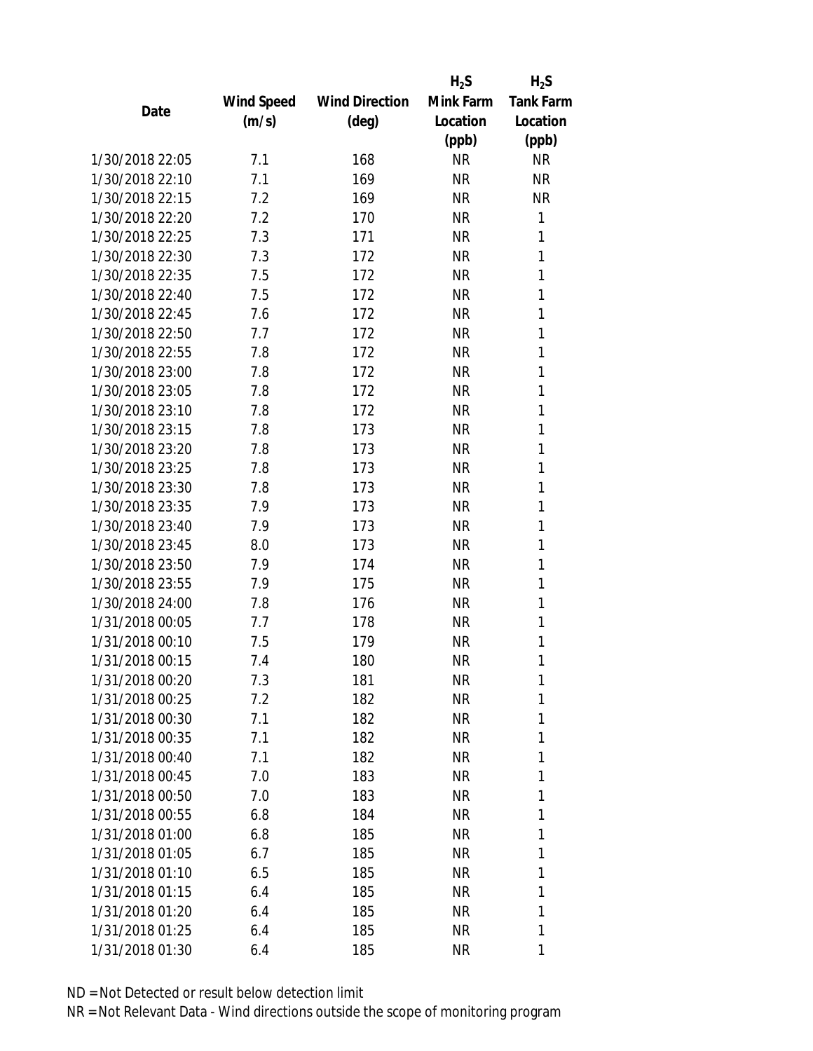| Date | Wind Speed (m/s) | Wind Direction (deg) | $H_2S$ Mink Farm Location (ppb) | $H_2S$ Tank Farm Location (ppb) |
|---|---|---|---|---|
| 1/30/2018 22:05 | 7.1 | 168 | NR | NR |
| 1/30/2018 22:10 | 7.1 | 169 | NR | NR |
| 1/30/2018 22:15 | 7.2 | 169 | NR | NR |
| 1/30/2018 22:20 | 7.2 | 170 | NR | 1 |
| 1/30/2018 22:25 | 7.3 | 171 | NR | 1 |
| 1/30/2018 22:30 | 7.3 | 172 | NR | 1 |
| 1/30/2018 22:35 | 7.5 | 172 | NR | 1 |
| 1/30/2018 22:40 | 7.5 | 172 | NR | 1 |
| 1/30/2018 22:45 | 7.6 | 172 | NR | 1 |
| 1/30/2018 22:50 | 7.7 | 172 | NR | 1 |
| 1/30/2018 22:55 | 7.8 | 172 | NR | 1 |
| 1/30/2018 23:00 | 7.8 | 172 | NR | 1 |
| 1/30/2018 23:05 | 7.8 | 172 | NR | 1 |
| 1/30/2018 23:10 | 7.8 | 172 | NR | 1 |
| 1/30/2018 23:15 | 7.8 | 173 | NR | 1 |
| 1/30/2018 23:20 | 7.8 | 173 | NR | 1 |
| 1/30/2018 23:25 | 7.8 | 173 | NR | 1 |
| 1/30/2018 23:30 | 7.8 | 173 | NR | 1 |
| 1/30/2018 23:35 | 7.9 | 173 | NR | 1 |
| 1/30/2018 23:40 | 7.9 | 173 | NR | 1 |
| 1/30/2018 23:45 | 8.0 | 173 | NR | 1 |
| 1/30/2018 23:50 | 7.9 | 174 | NR | 1 |
| 1/30/2018 23:55 | 7.9 | 175 | NR | 1 |
| 1/30/2018 24:00 | 7.8 | 176 | NR | 1 |
| 1/31/2018 00:05 | 7.7 | 178 | NR | 1 |
| 1/31/2018 00:10 | 7.5 | 179 | NR | 1 |
| 1/31/2018 00:15 | 7.4 | 180 | NR | 1 |
| 1/31/2018 00:20 | 7.3 | 181 | NR | 1 |
| 1/31/2018 00:25 | 7.2 | 182 | NR | 1 |
| 1/31/2018 00:30 | 7.1 | 182 | NR | 1 |
| 1/31/2018 00:35 | 7.1 | 182 | NR | 1 |
| 1/31/2018 00:40 | 7.1 | 182 | NR | 1 |
| 1/31/2018 00:45 | 7.0 | 183 | NR | 1 |
| 1/31/2018 00:50 | 7.0 | 183 | NR | 1 |
| 1/31/2018 00:55 | 6.8 | 184 | NR | 1 |
| 1/31/2018 01:00 | 6.8 | 185 | NR | 1 |
| 1/31/2018 01:05 | 6.7 | 185 | NR | 1 |
| 1/31/2018 01:10 | 6.5 | 185 | NR | 1 |
| 1/31/2018 01:15 | 6.4 | 185 | NR | 1 |
| 1/31/2018 01:20 | 6.4 | 185 | NR | 1 |
| 1/31/2018 01:25 | 6.4 | 185 | NR | 1 |
| 1/31/2018 01:30 | 6.4 | 185 | NR | 1 |

ND = Not Detected or result below detection limit

NR = Not Relevant Data - Wind directions outside the scope of monitoring program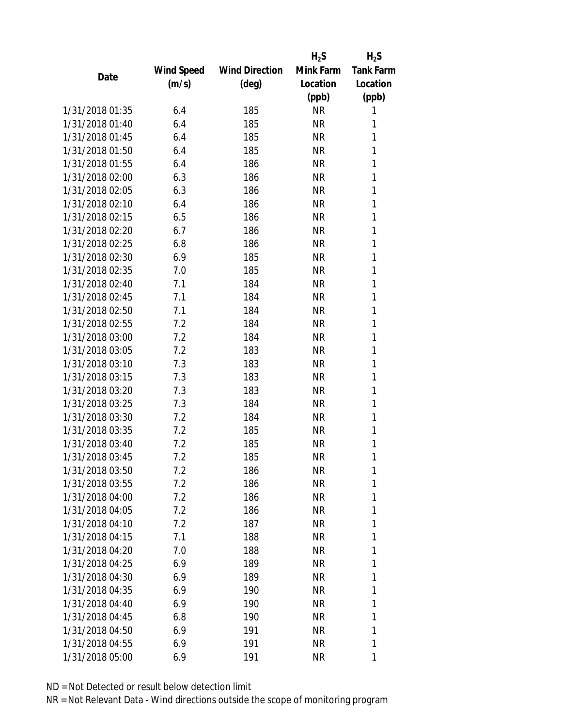| Date | Wind Speed (m/s) | Wind Direction (deg) | $H_2S$ Mink Farm Location (ppb) | $H_2S$ Tank Farm Location (ppb) |
|---|---|---|---|---|
| 1/31/2018 01:35 | 6.4 | 185 | NR | 1 |
| 1/31/2018 01:40 | 6.4 | 185 | NR | 1 |
| 1/31/2018 01:45 | 6.4 | 185 | NR | 1 |
| 1/31/2018 01:50 | 6.4 | 185 | NR | 1 |
| 1/31/2018 01:55 | 6.4 | 186 | NR | 1 |
| 1/31/2018 02:00 | 6.3 | 186 | NR | 1 |
| 1/31/2018 02:05 | 6.3 | 186 | NR | 1 |
| 1/31/2018 02:10 | 6.4 | 186 | NR | 1 |
| 1/31/2018 02:15 | 6.5 | 186 | NR | 1 |
| 1/31/2018 02:20 | 6.7 | 186 | NR | 1 |
| 1/31/2018 02:25 | 6.8 | 186 | NR | 1 |
| 1/31/2018 02:30 | 6.9 | 185 | NR | 1 |
| 1/31/2018 02:35 | 7.0 | 185 | NR | 1 |
| 1/31/2018 02:40 | 7.1 | 184 | NR | 1 |
| 1/31/2018 02:45 | 7.1 | 184 | NR | 1 |
| 1/31/2018 02:50 | 7.1 | 184 | NR | 1 |
| 1/31/2018 02:55 | 7.2 | 184 | NR | 1 |
| 1/31/2018 03:00 | 7.2 | 184 | NR | 1 |
| 1/31/2018 03:05 | 7.2 | 183 | NR | 1 |
| 1/31/2018 03:10 | 7.3 | 183 | NR | 1 |
| 1/31/2018 03:15 | 7.3 | 183 | NR | 1 |
| 1/31/2018 03:20 | 7.3 | 183 | NR | 1 |
| 1/31/2018 03:25 | 7.3 | 184 | NR | 1 |
| 1/31/2018 03:30 | 7.2 | 184 | NR | 1 |
| 1/31/2018 03:35 | 7.2 | 185 | NR | 1 |
| 1/31/2018 03:40 | 7.2 | 185 | NR | 1 |
| 1/31/2018 03:45 | 7.2 | 185 | NR | 1 |
| 1/31/2018 03:50 | 7.2 | 186 | NR | 1 |
| 1/31/2018 03:55 | 7.2 | 186 | NR | 1 |
| 1/31/2018 04:00 | 7.2 | 186 | NR | 1 |
| 1/31/2018 04:05 | 7.2 | 186 | NR | 1 |
| 1/31/2018 04:10 | 7.2 | 187 | NR | 1 |
| 1/31/2018 04:15 | 7.1 | 188 | NR | 1 |
| 1/31/2018 04:20 | 7.0 | 188 | NR | 1 |
| 1/31/2018 04:25 | 6.9 | 189 | NR | 1 |
| 1/31/2018 04:30 | 6.9 | 189 | NR | 1 |
| 1/31/2018 04:35 | 6.9 | 190 | NR | 1 |
| 1/31/2018 04:40 | 6.9 | 190 | NR | 1 |
| 1/31/2018 04:45 | 6.8 | 190 | NR | 1 |
| 1/31/2018 04:50 | 6.9 | 191 | NR | 1 |
| 1/31/2018 04:55 | 6.9 | 191 | NR | 1 |
| 1/31/2018 05:00 | 6.9 | 191 | NR | 1 |

ND = Not Detected or result below detection limit

NR = Not Relevant Data - Wind directions outside the scope of monitoring program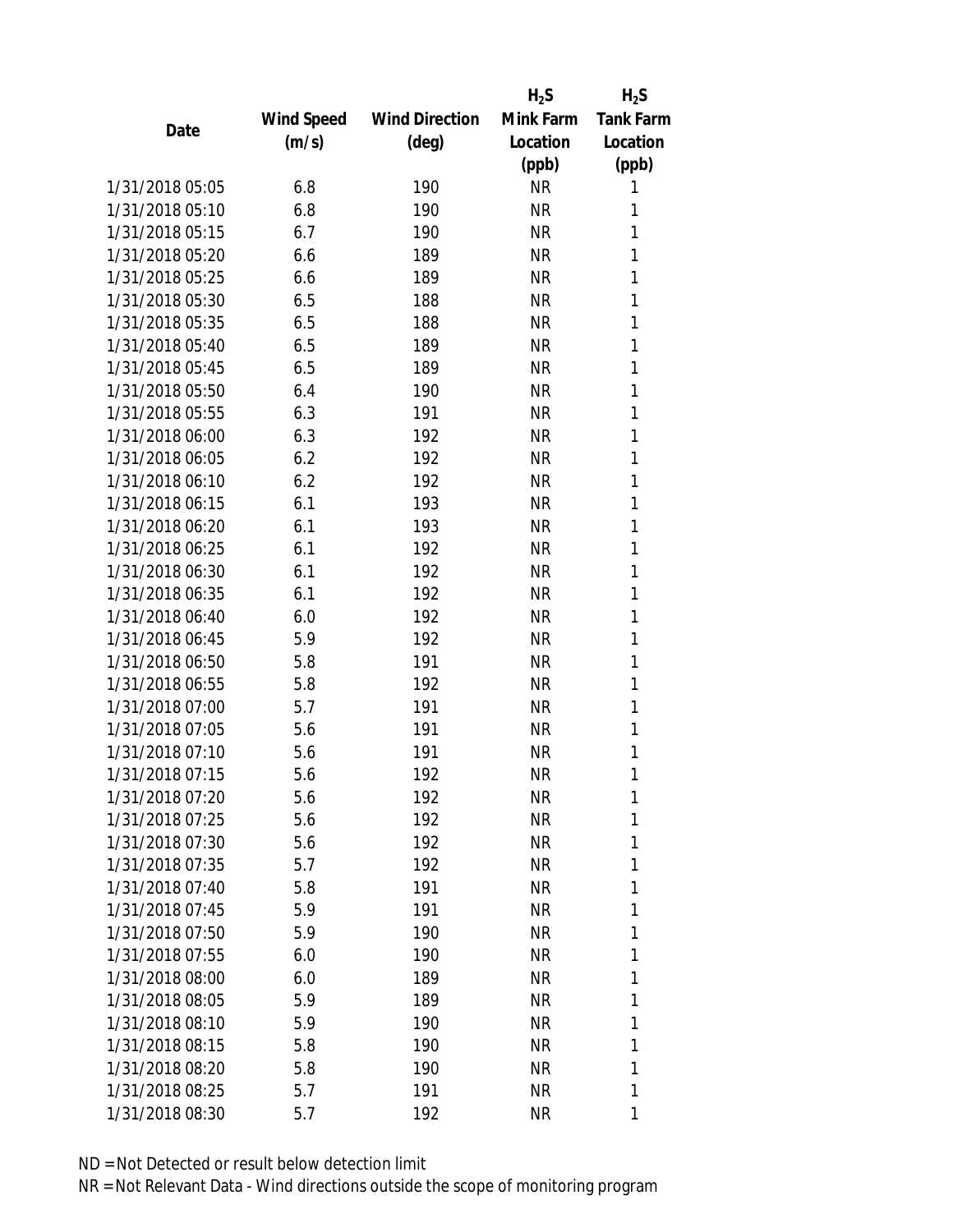| Date | Wind Speed (m/s) | Wind Direction (deg) | $H_2S$ Mink Farm Location (ppb) | $H_2S$ Tank Farm Location (ppb) |
| --- | --- | --- | --- | --- |
| 1/31/2018 05:05 | 6.8 | 190 | NR | 1 |
| 1/31/2018 05:10 | 6.8 | 190 | NR | 1 |
| 1/31/2018 05:15 | 6.7 | 190 | NR | 1 |
| 1/31/2018 05:20 | 6.6 | 189 | NR | 1 |
| 1/31/2018 05:25 | 6.6 | 189 | NR | 1 |
| 1/31/2018 05:30 | 6.5 | 188 | NR | 1 |
| 1/31/2018 05:35 | 6.5 | 188 | NR | 1 |
| 1/31/2018 05:40 | 6.5 | 189 | NR | 1 |
| 1/31/2018 05:45 | 6.5 | 189 | NR | 1 |
| 1/31/2018 05:50 | 6.4 | 190 | NR | 1 |
| 1/31/2018 05:55 | 6.3 | 191 | NR | 1 |
| 1/31/2018 06:00 | 6.3 | 192 | NR | 1 |
| 1/31/2018 06:05 | 6.2 | 192 | NR | 1 |
| 1/31/2018 06:10 | 6.2 | 192 | NR | 1 |
| 1/31/2018 06:15 | 6.1 | 193 | NR | 1 |
| 1/31/2018 06:20 | 6.1 | 193 | NR | 1 |
| 1/31/2018 06:25 | 6.1 | 192 | NR | 1 |
| 1/31/2018 06:30 | 6.1 | 192 | NR | 1 |
| 1/31/2018 06:35 | 6.1 | 192 | NR | 1 |
| 1/31/2018 06:40 | 6.0 | 192 | NR | 1 |
| 1/31/2018 06:45 | 5.9 | 192 | NR | 1 |
| 1/31/2018 06:50 | 5.8 | 191 | NR | 1 |
| 1/31/2018 06:55 | 5.8 | 192 | NR | 1 |
| 1/31/2018 07:00 | 5.7 | 191 | NR | 1 |
| 1/31/2018 07:05 | 5.6 | 191 | NR | 1 |
| 1/31/2018 07:10 | 5.6 | 191 | NR | 1 |
| 1/31/2018 07:15 | 5.6 | 192 | NR | 1 |
| 1/31/2018 07:20 | 5.6 | 192 | NR | 1 |
| 1/31/2018 07:25 | 5.6 | 192 | NR | 1 |
| 1/31/2018 07:30 | 5.6 | 192 | NR | 1 |
| 1/31/2018 07:35 | 5.7 | 192 | NR | 1 |
| 1/31/2018 07:40 | 5.8 | 191 | NR | 1 |
| 1/31/2018 07:45 | 5.9 | 191 | NR | 1 |
| 1/31/2018 07:50 | 5.9 | 190 | NR | 1 |
| 1/31/2018 07:55 | 6.0 | 190 | NR | 1 |
| 1/31/2018 08:00 | 6.0 | 189 | NR | 1 |
| 1/31/2018 08:05 | 5.9 | 189 | NR | 1 |
| 1/31/2018 08:10 | 5.9 | 190 | NR | 1 |
| 1/31/2018 08:15 | 5.8 | 190 | NR | 1 |
| 1/31/2018 08:20 | 5.8 | 190 | NR | 1 |
| 1/31/2018 08:25 | 5.7 | 191 | NR | 1 |
| 1/31/2018 08:30 | 5.7 | 192 | NR | 1 |

ND = Not Detected or result below detection limit

NR = Not Relevant Data - Wind directions outside the scope of monitoring program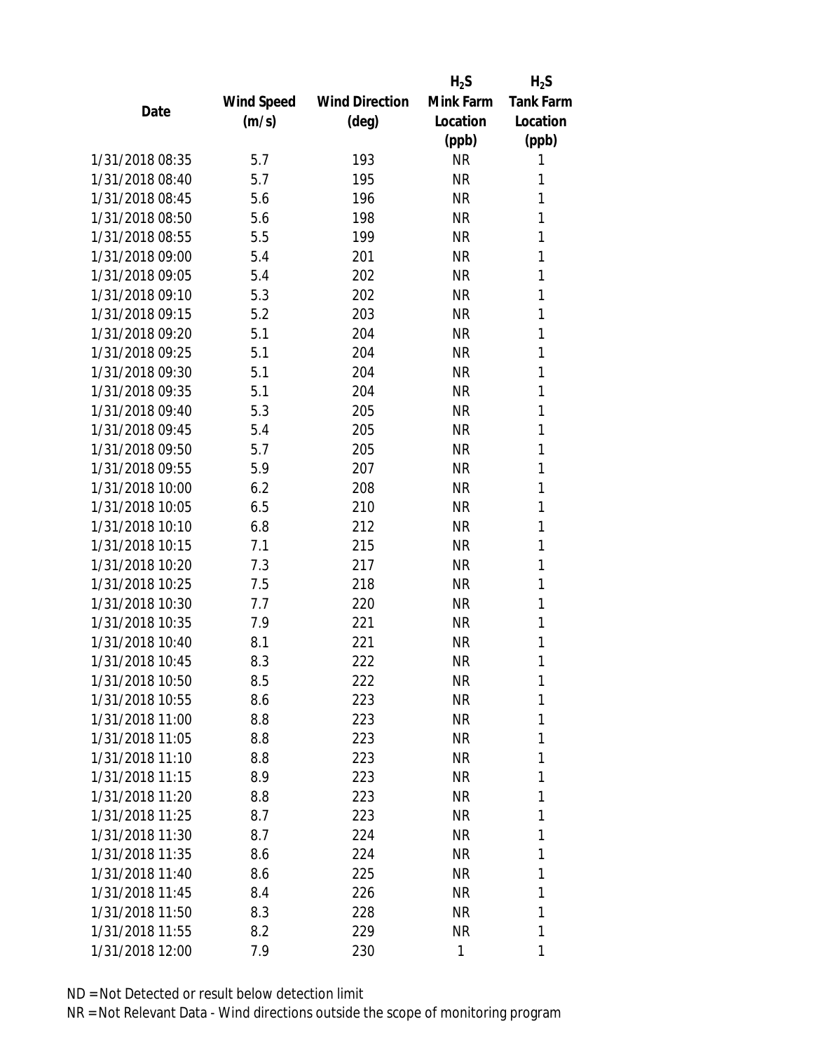| Date | Wind Speed (m/s) | Wind Direction (deg) | $H_2S$ Mink Farm Location (ppb) | $H_2S$ Tank Farm Location (ppb) |
|---|---|---|---|---|
| 1/31/2018 08:35 | 5.7 | 193 | NR | 1 |
| 1/31/2018 08:40 | 5.7 | 195 | NR | 1 |
| 1/31/2018 08:45 | 5.6 | 196 | NR | 1 |
| 1/31/2018 08:50 | 5.6 | 198 | NR | 1 |
| 1/31/2018 08:55 | 5.5 | 199 | NR | 1 |
| 1/31/2018 09:00 | 5.4 | 201 | NR | 1 |
| 1/31/2018 09:05 | 5.4 | 202 | NR | 1 |
| 1/31/2018 09:10 | 5.3 | 202 | NR | 1 |
| 1/31/2018 09:15 | 5.2 | 203 | NR | 1 |
| 1/31/2018 09:20 | 5.1 | 204 | NR | 1 |
| 1/31/2018 09:25 | 5.1 | 204 | NR | 1 |
| 1/31/2018 09:30 | 5.1 | 204 | NR | 1 |
| 1/31/2018 09:35 | 5.1 | 204 | NR | 1 |
| 1/31/2018 09:40 | 5.3 | 205 | NR | 1 |
| 1/31/2018 09:45 | 5.4 | 205 | NR | 1 |
| 1/31/2018 09:50 | 5.7 | 205 | NR | 1 |
| 1/31/2018 09:55 | 5.9 | 207 | NR | 1 |
| 1/31/2018 10:00 | 6.2 | 208 | NR | 1 |
| 1/31/2018 10:05 | 6.5 | 210 | NR | 1 |
| 1/31/2018 10:10 | 6.8 | 212 | NR | 1 |
| 1/31/2018 10:15 | 7.1 | 215 | NR | 1 |
| 1/31/2018 10:20 | 7.3 | 217 | NR | 1 |
| 1/31/2018 10:25 | 7.5 | 218 | NR | 1 |
| 1/31/2018 10:30 | 7.7 | 220 | NR | 1 |
| 1/31/2018 10:35 | 7.9 | 221 | NR | 1 |
| 1/31/2018 10:40 | 8.1 | 221 | NR | 1 |
| 1/31/2018 10:45 | 8.3 | 222 | NR | 1 |
| 1/31/2018 10:50 | 8.5 | 222 | NR | 1 |
| 1/31/2018 10:55 | 8.6 | 223 | NR | 1 |
| 1/31/2018 11:00 | 8.8 | 223 | NR | 1 |
| 1/31/2018 11:05 | 8.8 | 223 | NR | 1 |
| 1/31/2018 11:10 | 8.8 | 223 | NR | 1 |
| 1/31/2018 11:15 | 8.9 | 223 | NR | 1 |
| 1/31/2018 11:20 | 8.8 | 223 | NR | 1 |
| 1/31/2018 11:25 | 8.7 | 223 | NR | 1 |
| 1/31/2018 11:30 | 8.7 | 224 | NR | 1 |
| 1/31/2018 11:35 | 8.6 | 224 | NR | 1 |
| 1/31/2018 11:40 | 8.6 | 225 | NR | 1 |
| 1/31/2018 11:45 | 8.4 | 226 | NR | 1 |
| 1/31/2018 11:50 | 8.3 | 228 | NR | 1 |
| 1/31/2018 11:55 | 8.2 | 229 | NR | 1 |
| 1/31/2018 12:00 | 7.9 | 230 | 1 | 1 |

ND = Not Detected or result below detection limit

NR = Not Relevant Data - Wind directions outside the scope of monitoring program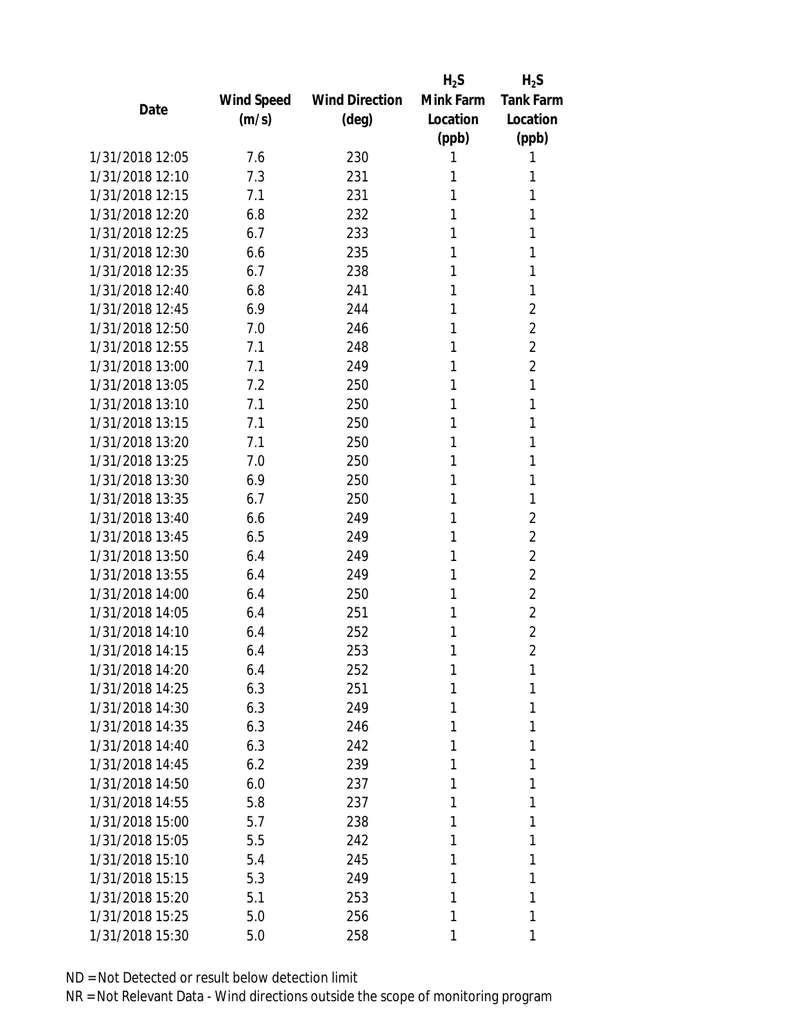| Date | Wind Speed (m/s) | Wind Direction (deg) | $H_2S$ Mink Farm Location (ppb) | $H_2S$ Tank Farm Location (ppb) |
|---|---|---|---|---|
| 1/31/2018 12:05 | 7.6 | 230 | 1 | 1 |
| 1/31/2018 12:10 | 7.3 | 231 | 1 | 1 |
| 1/31/2018 12:15 | 7.1 | 231 | 1 | 1 |
| 1/31/2018 12:20 | 6.8 | 232 | 1 | 1 |
| 1/31/2018 12:25 | 6.7 | 233 | 1 | 1 |
| 1/31/2018 12:30 | 6.6 | 235 | 1 | 1 |
| 1/31/2018 12:35 | 6.7 | 238 | 1 | 1 |
| 1/31/2018 12:40 | 6.8 | 241 | 1 | 1 |
| 1/31/2018 12:45 | 6.9 | 244 | 1 | 2 |
| 1/31/2018 12:50 | 7.0 | 246 | 1 | 2 |
| 1/31/2018 12:55 | 7.1 | 248 | 1 | 2 |
| 1/31/2018 13:00 | 7.1 | 249 | 1 | 2 |
| 1/31/2018 13:05 | 7.2 | 250 | 1 | 1 |
| 1/31/2018 13:10 | 7.1 | 250 | 1 | 1 |
| 1/31/2018 13:15 | 7.1 | 250 | 1 | 1 |
| 1/31/2018 13:20 | 7.1 | 250 | 1 | 1 |
| 1/31/2018 13:25 | 7.0 | 250 | 1 | 1 |
| 1/31/2018 13:30 | 6.9 | 250 | 1 | 1 |
| 1/31/2018 13:35 | 6.7 | 250 | 1 | 1 |
| 1/31/2018 13:40 | 6.6 | 249 | 1 | 2 |
| 1/31/2018 13:45 | 6.5 | 249 | 1 | 2 |
| 1/31/2018 13:50 | 6.4 | 249 | 1 | 2 |
| 1/31/2018 13:55 | 6.4 | 249 | 1 | 2 |
| 1/31/2018 14:00 | 6.4 | 250 | 1 | 2 |
| 1/31/2018 14:05 | 6.4 | 251 | 1 | 2 |
| 1/31/2018 14:10 | 6.4 | 252 | 1 | 2 |
| 1/31/2018 14:15 | 6.4 | 253 | 1 | 2 |
| 1/31/2018 14:20 | 6.4 | 252 | 1 | 1 |
| 1/31/2018 14:25 | 6.3 | 251 | 1 | 1 |
| 1/31/2018 14:30 | 6.3 | 249 | 1 | 1 |
| 1/31/2018 14:35 | 6.3 | 246 | 1 | 1 |
| 1/31/2018 14:40 | 6.3 | 242 | 1 | 1 |
| 1/31/2018 14:45 | 6.2 | 239 | 1 | 1 |
| 1/31/2018 14:50 | 6.0 | 237 | 1 | 1 |
| 1/31/2018 14:55 | 5.8 | 237 | 1 | 1 |
| 1/31/2018 15:00 | 5.7 | 238 | 1 | 1 |
| 1/31/2018 15:05 | 5.5 | 242 | 1 | 1 |
| 1/31/2018 15:10 | 5.4 | 245 | 1 | 1 |
| 1/31/2018 15:15 | 5.3 | 249 | 1 | 1 |
| 1/31/2018 15:20 | 5.1 | 253 | 1 | 1 |
| 1/31/2018 15:25 | 5.0 | 256 | 1 | 1 |
| 1/31/2018 15:30 | 5.0 | 258 | 1 | 1 |

ND = Not Detected or result below detection limit

NR = Not Relevant Data - Wind directions outside the scope of monitoring program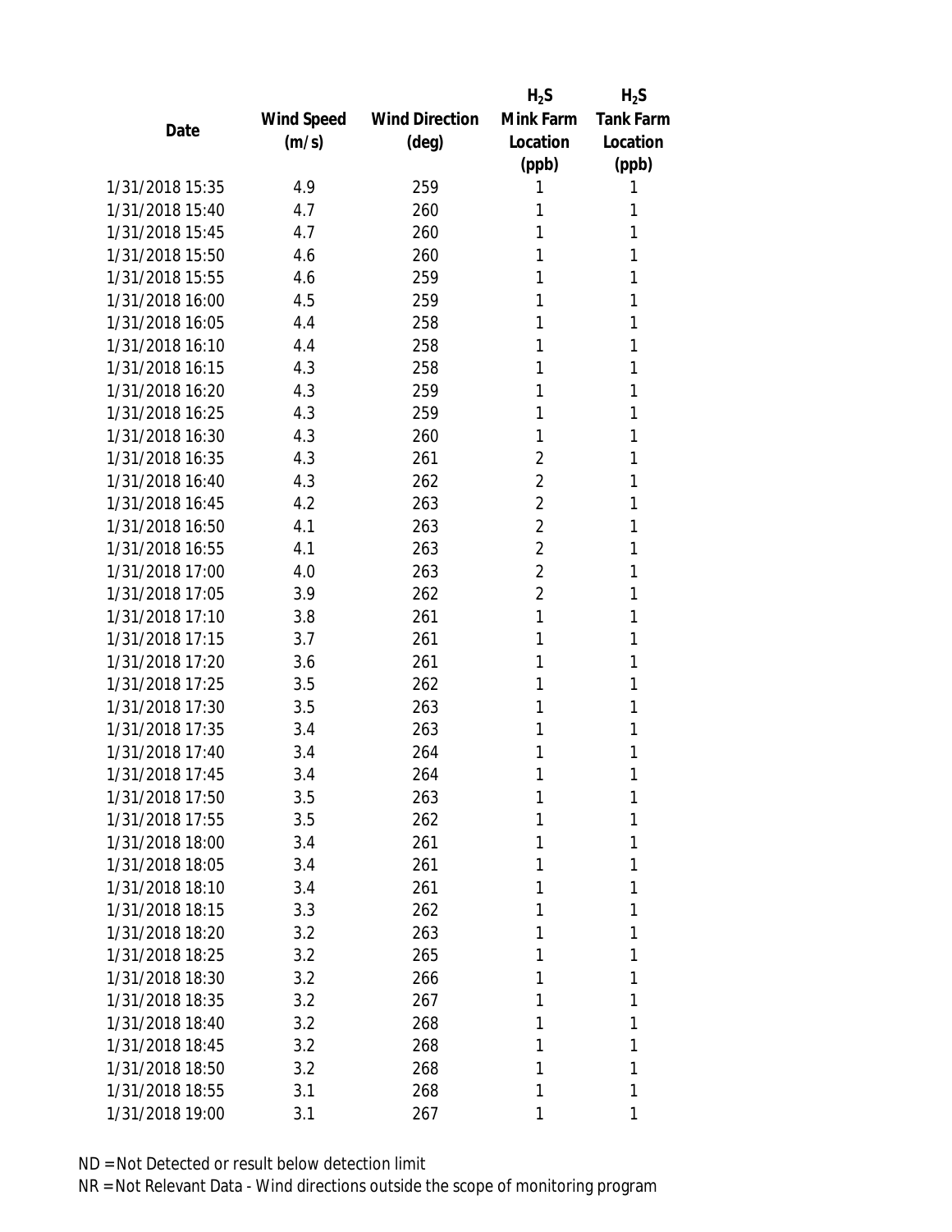| Date | Wind Speed (m/s) | Wind Direction (deg) | $H_2S$ Mink Farm Location (ppb) | $H_2S$ Tank Farm Location (ppb) |
|---|---|---|---|---|
| 1/31/2018 15:35 | 4.9 | 259 | 1 | 1 |
| 1/31/2018 15:40 | 4.7 | 260 | 1 | 1 |
| 1/31/2018 15:45 | 4.7 | 260 | 1 | 1 |
| 1/31/2018 15:50 | 4.6 | 260 | 1 | 1 |
| 1/31/2018 15:55 | 4.6 | 259 | 1 | 1 |
| 1/31/2018 16:00 | 4.5 | 259 | 1 | 1 |
| 1/31/2018 16:05 | 4.4 | 258 | 1 | 1 |
| 1/31/2018 16:10 | 4.4 | 258 | 1 | 1 |
| 1/31/2018 16:15 | 4.3 | 258 | 1 | 1 |
| 1/31/2018 16:20 | 4.3 | 259 | 1 | 1 |
| 1/31/2018 16:25 | 4.3 | 259 | 1 | 1 |
| 1/31/2018 16:30 | 4.3 | 260 | 1 | 1 |
| 1/31/2018 16:35 | 4.3 | 261 | 2 | 1 |
| 1/31/2018 16:40 | 4.3 | 262 | 2 | 1 |
| 1/31/2018 16:45 | 4.2 | 263 | 2 | 1 |
| 1/31/2018 16:50 | 4.1 | 263 | 2 | 1 |
| 1/31/2018 16:55 | 4.1 | 263 | 2 | 1 |
| 1/31/2018 17:00 | 4.0 | 263 | 2 | 1 |
| 1/31/2018 17:05 | 3.9 | 262 | 2 | 1 |
| 1/31/2018 17:10 | 3.8 | 261 | 1 | 1 |
| 1/31/2018 17:15 | 3.7 | 261 | 1 | 1 |
| 1/31/2018 17:20 | 3.6 | 261 | 1 | 1 |
| 1/31/2018 17:25 | 3.5 | 262 | 1 | 1 |
| 1/31/2018 17:30 | 3.5 | 263 | 1 | 1 |
| 1/31/2018 17:35 | 3.4 | 263 | 1 | 1 |
| 1/31/2018 17:40 | 3.4 | 264 | 1 | 1 |
| 1/31/2018 17:45 | 3.4 | 264 | 1 | 1 |
| 1/31/2018 17:50 | 3.5 | 263 | 1 | 1 |
| 1/31/2018 17:55 | 3.5 | 262 | 1 | 1 |
| 1/31/2018 18:00 | 3.4 | 261 | 1 | 1 |
| 1/31/2018 18:05 | 3.4 | 261 | 1 | 1 |
| 1/31/2018 18:10 | 3.4 | 261 | 1 | 1 |
| 1/31/2018 18:15 | 3.3 | 262 | 1 | 1 |
| 1/31/2018 18:20 | 3.2 | 263 | 1 | 1 |
| 1/31/2018 18:25 | 3.2 | 265 | 1 | 1 |
| 1/31/2018 18:30 | 3.2 | 266 | 1 | 1 |
| 1/31/2018 18:35 | 3.2 | 267 | 1 | 1 |
| 1/31/2018 18:40 | 3.2 | 268 | 1 | 1 |
| 1/31/2018 18:45 | 3.2 | 268 | 1 | 1 |
| 1/31/2018 18:50 | 3.2 | 268 | 1 | 1 |
| 1/31/2018 18:55 | 3.1 | 268 | 1 | 1 |
| 1/31/2018 19:00 | 3.1 | 267 | 1 | 1 |

ND = Not Detected or result below detection limit

NR = Not Relevant Data - Wind directions outside the scope of monitoring program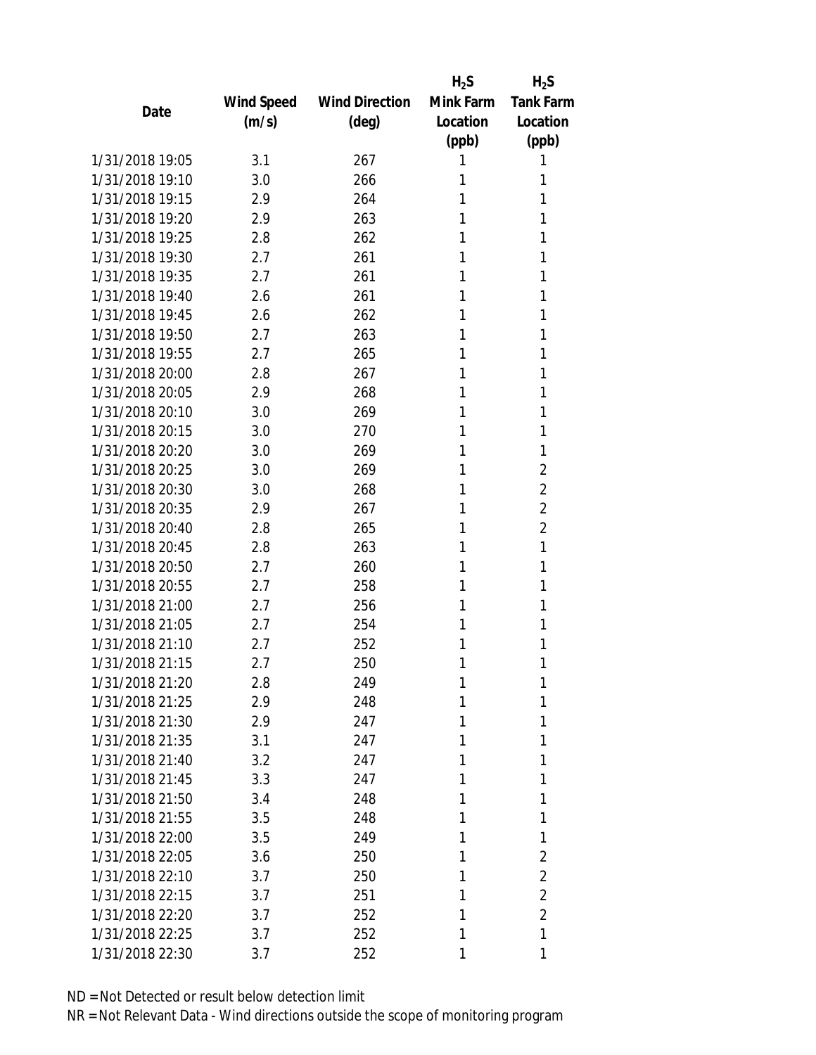| Date | Wind Speed (m/s) | Wind Direction (deg) | $H_2S$ Mink Farm Location (ppb) | $H_2S$ Tank Farm Location (ppb) |
|---|---|---|---|---|
| 1/31/2018 19:05 | 3.1 | 267 | 1 | 1 |
| 1/31/2018 19:10 | 3.0 | 266 | 1 | 1 |
| 1/31/2018 19:15 | 2.9 | 264 | 1 | 1 |
| 1/31/2018 19:20 | 2.9 | 263 | 1 | 1 |
| 1/31/2018 19:25 | 2.8 | 262 | 1 | 1 |
| 1/31/2018 19:30 | 2.7 | 261 | 1 | 1 |
| 1/31/2018 19:35 | 2.7 | 261 | 1 | 1 |
| 1/31/2018 19:40 | 2.6 | 261 | 1 | 1 |
| 1/31/2018 19:45 | 2.6 | 262 | 1 | 1 |
| 1/31/2018 19:50 | 2.7 | 263 | 1 | 1 |
| 1/31/2018 19:55 | 2.7 | 265 | 1 | 1 |
| 1/31/2018 20:00 | 2.8 | 267 | 1 | 1 |
| 1/31/2018 20:05 | 2.9 | 268 | 1 | 1 |
| 1/31/2018 20:10 | 3.0 | 269 | 1 | 1 |
| 1/31/2018 20:15 | 3.0 | 270 | 1 | 1 |
| 1/31/2018 20:20 | 3.0 | 269 | 1 | 1 |
| 1/31/2018 20:25 | 3.0 | 269 | 1 | 2 |
| 1/31/2018 20:30 | 3.0 | 268 | 1 | 2 |
| 1/31/2018 20:35 | 2.9 | 267 | 1 | 2 |
| 1/31/2018 20:40 | 2.8 | 265 | 1 | 2 |
| 1/31/2018 20:45 | 2.8 | 263 | 1 | 1 |
| 1/31/2018 20:50 | 2.7 | 260 | 1 | 1 |
| 1/31/2018 20:55 | 2.7 | 258 | 1 | 1 |
| 1/31/2018 21:00 | 2.7 | 256 | 1 | 1 |
| 1/31/2018 21:05 | 2.7 | 254 | 1 | 1 |
| 1/31/2018 21:10 | 2.7 | 252 | 1 | 1 |
| 1/31/2018 21:15 | 2.7 | 250 | 1 | 1 |
| 1/31/2018 21:20 | 2.8 | 249 | 1 | 1 |
| 1/31/2018 21:25 | 2.9 | 248 | 1 | 1 |
| 1/31/2018 21:30 | 2.9 | 247 | 1 | 1 |
| 1/31/2018 21:35 | 3.1 | 247 | 1 | 1 |
| 1/31/2018 21:40 | 3.2 | 247 | 1 | 1 |
| 1/31/2018 21:45 | 3.3 | 247 | 1 | 1 |
| 1/31/2018 21:50 | 3.4 | 248 | 1 | 1 |
| 1/31/2018 21:55 | 3.5 | 248 | 1 | 1 |
| 1/31/2018 22:00 | 3.5 | 249 | 1 | 1 |
| 1/31/2018 22:05 | 3.6 | 250 | 1 | 2 |
| 1/31/2018 22:10 | 3.7 | 250 | 1 | 2 |
| 1/31/2018 22:15 | 3.7 | 251 | 1 | 2 |
| 1/31/2018 22:20 | 3.7 | 252 | 1 | 2 |
| 1/31/2018 22:25 | 3.7 | 252 | 1 | 1 |
| 1/31/2018 22:30 | 3.7 | 252 | 1 | 1 |

ND = Not Detected or result below detection limit

NR = Not Relevant Data - Wind directions outside the scope of monitoring program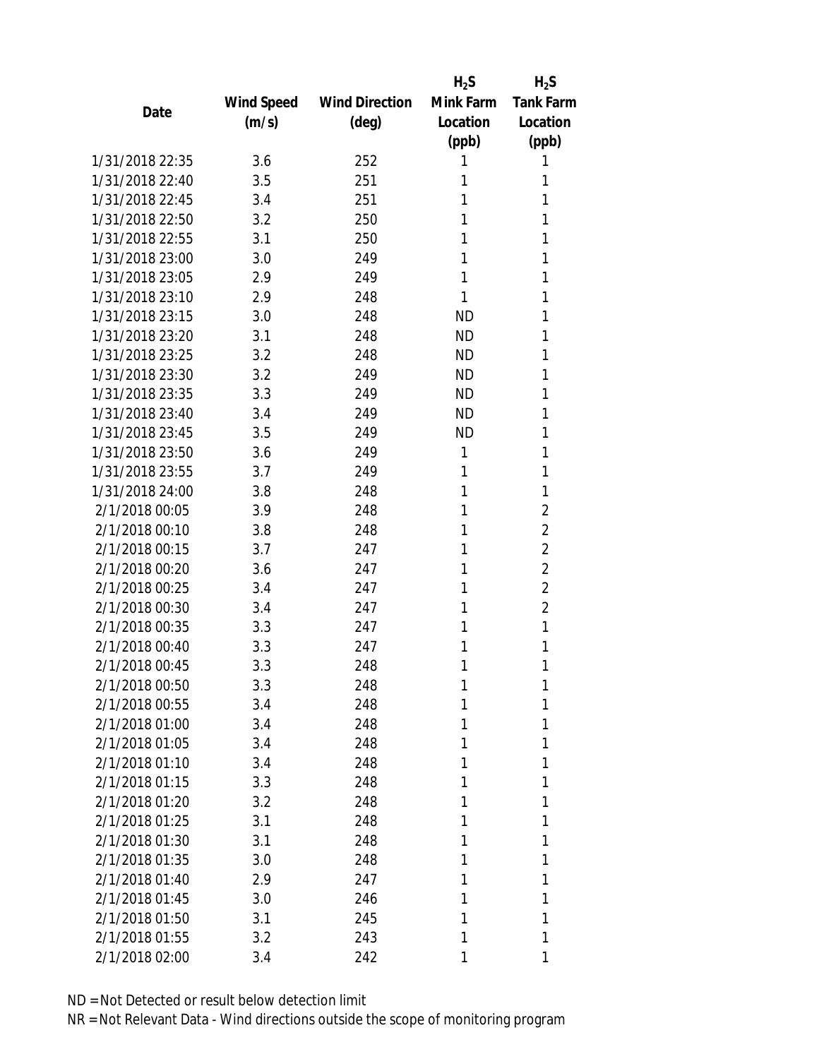| Date | Wind Speed (m/s) | Wind Direction (deg) | $H_2S$ Mink Farm Location (ppb) | $H_2S$ Tank Farm Location (ppb) |
|---|---|---|---|---|
| 1/31/2018 22:35 | 3.6 | 252 | 1 | 1 |
| 1/31/2018 22:40 | 3.5 | 251 | 1 | 1 |
| 1/31/2018 22:45 | 3.4 | 251 | 1 | 1 |
| 1/31/2018 22:50 | 3.2 | 250 | 1 | 1 |
| 1/31/2018 22:55 | 3.1 | 250 | 1 | 1 |
| 1/31/2018 23:00 | 3.0 | 249 | 1 | 1 |
| 1/31/2018 23:05 | 2.9 | 249 | 1 | 1 |
| 1/31/2018 23:10 | 2.9 | 248 | 1 | 1 |
| 1/31/2018 23:15 | 3.0 | 248 | ND | 1 |
| 1/31/2018 23:20 | 3.1 | 248 | ND | 1 |
| 1/31/2018 23:25 | 3.2 | 248 | ND | 1 |
| 1/31/2018 23:30 | 3.2 | 249 | ND | 1 |
| 1/31/2018 23:35 | 3.3 | 249 | ND | 1 |
| 1/31/2018 23:40 | 3.4 | 249 | ND | 1 |
| 1/31/2018 23:45 | 3.5 | 249 | ND | 1 |
| 1/31/2018 23:50 | 3.6 | 249 | 1 | 1 |
| 1/31/2018 23:55 | 3.7 | 249 | 1 | 1 |
| 1/31/2018 24:00 | 3.8 | 248 | 1 | 1 |
| 2/1/2018 00:05 | 3.9 | 248 | 1 | 2 |
| 2/1/2018 00:10 | 3.8 | 248 | 1 | 2 |
| 2/1/2018 00:15 | 3.7 | 247 | 1 | 2 |
| 2/1/2018 00:20 | 3.6 | 247 | 1 | 2 |
| 2/1/2018 00:25 | 3.4 | 247 | 1 | 2 |
| 2/1/2018 00:30 | 3.4 | 247 | 1 | 2 |
| 2/1/2018 00:35 | 3.3 | 247 | 1 | 1 |
| 2/1/2018 00:40 | 3.3 | 247 | 1 | 1 |
| 2/1/2018 00:45 | 3.3 | 248 | 1 | 1 |
| 2/1/2018 00:50 | 3.3 | 248 | 1 | 1 |
| 2/1/2018 00:55 | 3.4 | 248 | 1 | 1 |
| 2/1/2018 01:00 | 3.4 | 248 | 1 | 1 |
| 2/1/2018 01:05 | 3.4 | 248 | 1 | 1 |
| 2/1/2018 01:10 | 3.4 | 248 | 1 | 1 |
| 2/1/2018 01:15 | 3.3 | 248 | 1 | 1 |
| 2/1/2018 01:20 | 3.2 | 248 | 1 | 1 |
| 2/1/2018 01:25 | 3.1 | 248 | 1 | 1 |
| 2/1/2018 01:30 | 3.1 | 248 | 1 | 1 |
| 2/1/2018 01:35 | 3.0 | 248 | 1 | 1 |
| 2/1/2018 01:40 | 2.9 | 247 | 1 | 1 |
| 2/1/2018 01:45 | 3.0 | 246 | 1 | 1 |
| 2/1/2018 01:50 | 3.1 | 245 | 1 | 1 |
| 2/1/2018 01:55 | 3.2 | 243 | 1 | 1 |
| 2/1/2018 02:00 | 3.4 | 242 | 1 | 1 |

ND = Not Detected or result below detection limit

NR = Not Relevant Data - Wind directions outside the scope of monitoring program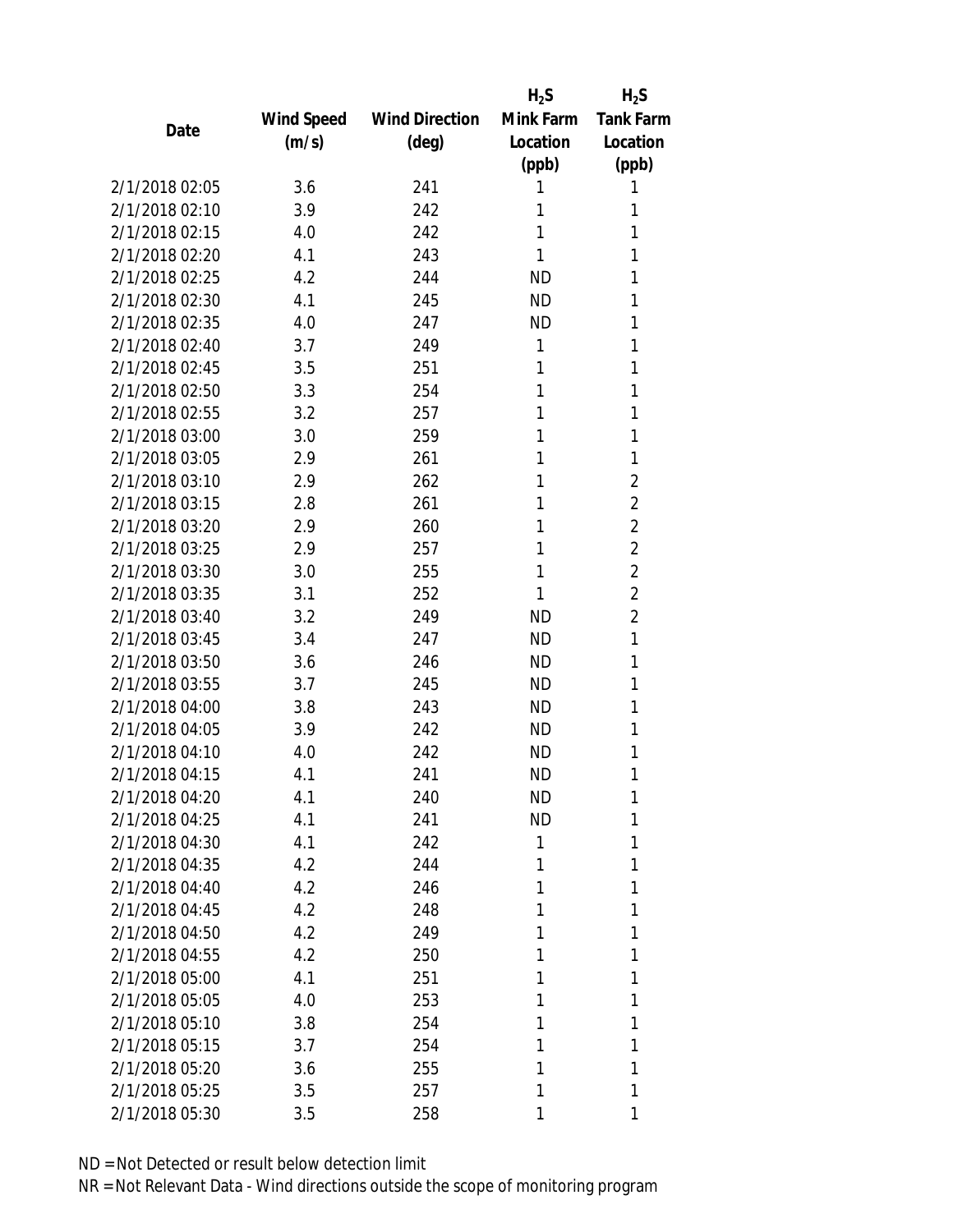| Date | Wind Speed (m/s) | Wind Direction (deg) | $H_2S$ Mink Farm Location (ppb) | $H_2S$ Tank Farm Location (ppb) |
|---|---|---|---|---|
| 2/1/2018 02:05 | 3.6 | 241 | 1 | 1 |
| 2/1/2018 02:10 | 3.9 | 242 | 1 | 1 |
| 2/1/2018 02:15 | 4.0 | 242 | 1 | 1 |
| 2/1/2018 02:20 | 4.1 | 243 | 1 | 1 |
| 2/1/2018 02:25 | 4.2 | 244 | ND | 1 |
| 2/1/2018 02:30 | 4.1 | 245 | ND | 1 |
| 2/1/2018 02:35 | 4.0 | 247 | ND | 1 |
| 2/1/2018 02:40 | 3.7 | 249 | 1 | 1 |
| 2/1/2018 02:45 | 3.5 | 251 | 1 | 1 |
| 2/1/2018 02:50 | 3.3 | 254 | 1 | 1 |
| 2/1/2018 02:55 | 3.2 | 257 | 1 | 1 |
| 2/1/2018 03:00 | 3.0 | 259 | 1 | 1 |
| 2/1/2018 03:05 | 2.9 | 261 | 1 | 1 |
| 2/1/2018 03:10 | 2.9 | 262 | 1 | 2 |
| 2/1/2018 03:15 | 2.8 | 261 | 1 | 2 |
| 2/1/2018 03:20 | 2.9 | 260 | 1 | 2 |
| 2/1/2018 03:25 | 2.9 | 257 | 1 | 2 |
| 2/1/2018 03:30 | 3.0 | 255 | 1 | 2 |
| 2/1/2018 03:35 | 3.1 | 252 | 1 | 2 |
| 2/1/2018 03:40 | 3.2 | 249 | ND | 2 |
| 2/1/2018 03:45 | 3.4 | 247 | ND | 1 |
| 2/1/2018 03:50 | 3.6 | 246 | ND | 1 |
| 2/1/2018 03:55 | 3.7 | 245 | ND | 1 |
| 2/1/2018 04:00 | 3.8 | 243 | ND | 1 |
| 2/1/2018 04:05 | 3.9 | 242 | ND | 1 |
| 2/1/2018 04:10 | 4.0 | 242 | ND | 1 |
| 2/1/2018 04:15 | 4.1 | 241 | ND | 1 |
| 2/1/2018 04:20 | 4.1 | 240 | ND | 1 |
| 2/1/2018 04:25 | 4.1 | 241 | ND | 1 |
| 2/1/2018 04:30 | 4.1 | 242 | 1 | 1 |
| 2/1/2018 04:35 | 4.2 | 244 | 1 | 1 |
| 2/1/2018 04:40 | 4.2 | 246 | 1 | 1 |
| 2/1/2018 04:45 | 4.2 | 248 | 1 | 1 |
| 2/1/2018 04:50 | 4.2 | 249 | 1 | 1 |
| 2/1/2018 04:55 | 4.2 | 250 | 1 | 1 |
| 2/1/2018 05:00 | 4.1 | 251 | 1 | 1 |
| 2/1/2018 05:05 | 4.0 | 253 | 1 | 1 |
| 2/1/2018 05:10 | 3.8 | 254 | 1 | 1 |
| 2/1/2018 05:15 | 3.7 | 254 | 1 | 1 |
| 2/1/2018 05:20 | 3.6 | 255 | 1 | 1 |
| 2/1/2018 05:25 | 3.5 | 257 | 1 | 1 |
| 2/1/2018 05:30 | 3.5 | 258 | 1 | 1 |

ND = Not Detected or result below detection limit

NR = Not Relevant Data - Wind directions outside the scope of monitoring program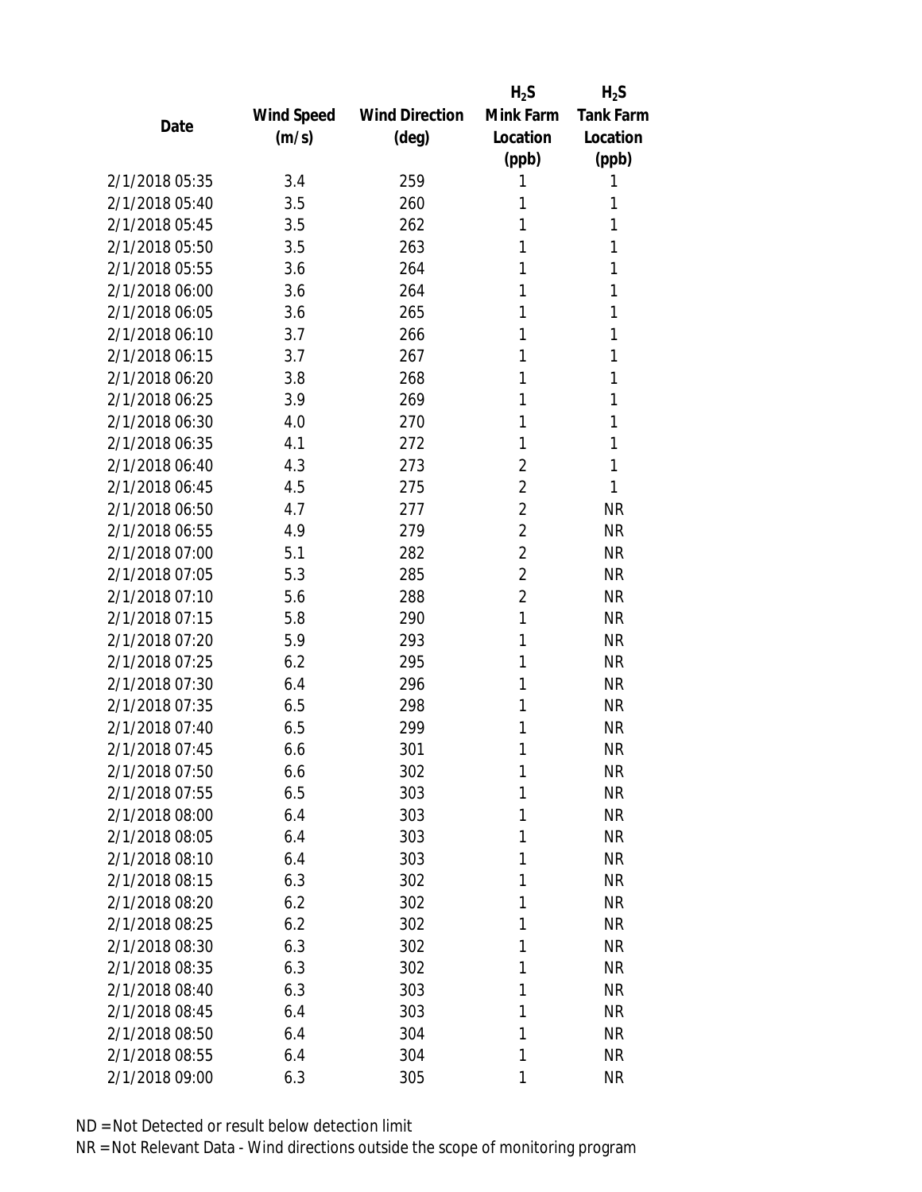| Date | Wind Speed (m/s) | Wind Direction (deg) | $H_2S$ Mink Farm Location (ppb) | $H_2S$ Tank Farm Location (ppb) |
|---|---|---|---|---|
| 2/1/2018 05:35 | 3.4 | 259 | 1 | 1 |
| 2/1/2018 05:40 | 3.5 | 260 | 1 | 1 |
| 2/1/2018 05:45 | 3.5 | 262 | 1 | 1 |
| 2/1/2018 05:50 | 3.5 | 263 | 1 | 1 |
| 2/1/2018 05:55 | 3.6 | 264 | 1 | 1 |
| 2/1/2018 06:00 | 3.6 | 264 | 1 | 1 |
| 2/1/2018 06:05 | 3.6 | 265 | 1 | 1 |
| 2/1/2018 06:10 | 3.7 | 266 | 1 | 1 |
| 2/1/2018 06:15 | 3.7 | 267 | 1 | 1 |
| 2/1/2018 06:20 | 3.8 | 268 | 1 | 1 |
| 2/1/2018 06:25 | 3.9 | 269 | 1 | 1 |
| 2/1/2018 06:30 | 4.0 | 270 | 1 | 1 |
| 2/1/2018 06:35 | 4.1 | 272 | 1 | 1 |
| 2/1/2018 06:40 | 4.3 | 273 | 2 | 1 |
| 2/1/2018 06:45 | 4.5 | 275 | 2 | 1 |
| 2/1/2018 06:50 | 4.7 | 277 | 2 | NR |
| 2/1/2018 06:55 | 4.9 | 279 | 2 | NR |
| 2/1/2018 07:00 | 5.1 | 282 | 2 | NR |
| 2/1/2018 07:05 | 5.3 | 285 | 2 | NR |
| 2/1/2018 07:10 | 5.6 | 288 | 2 | NR |
| 2/1/2018 07:15 | 5.8 | 290 | 1 | NR |
| 2/1/2018 07:20 | 5.9 | 293 | 1 | NR |
| 2/1/2018 07:25 | 6.2 | 295 | 1 | NR |
| 2/1/2018 07:30 | 6.4 | 296 | 1 | NR |
| 2/1/2018 07:35 | 6.5 | 298 | 1 | NR |
| 2/1/2018 07:40 | 6.5 | 299 | 1 | NR |
| 2/1/2018 07:45 | 6.6 | 301 | 1 | NR |
| 2/1/2018 07:50 | 6.6 | 302 | 1 | NR |
| 2/1/2018 07:55 | 6.5 | 303 | 1 | NR |
| 2/1/2018 08:00 | 6.4 | 303 | 1 | NR |
| 2/1/2018 08:05 | 6.4 | 303 | 1 | NR |
| 2/1/2018 08:10 | 6.4 | 303 | 1 | NR |
| 2/1/2018 08:15 | 6.3 | 302 | 1 | NR |
| 2/1/2018 08:20 | 6.2 | 302 | 1 | NR |
| 2/1/2018 08:25 | 6.2 | 302 | 1 | NR |
| 2/1/2018 08:30 | 6.3 | 302 | 1 | NR |
| 2/1/2018 08:35 | 6.3 | 302 | 1 | NR |
| 2/1/2018 08:40 | 6.3 | 303 | 1 | NR |
| 2/1/2018 08:45 | 6.4 | 303 | 1 | NR |
| 2/1/2018 08:50 | 6.4 | 304 | 1 | NR |
| 2/1/2018 08:55 | 6.4 | 304 | 1 | NR |
| 2/1/2018 09:00 | 6.3 | 305 | 1 | NR |

ND = Not Detected or result below detection limit

NR = Not Relevant Data - Wind directions outside the scope of monitoring program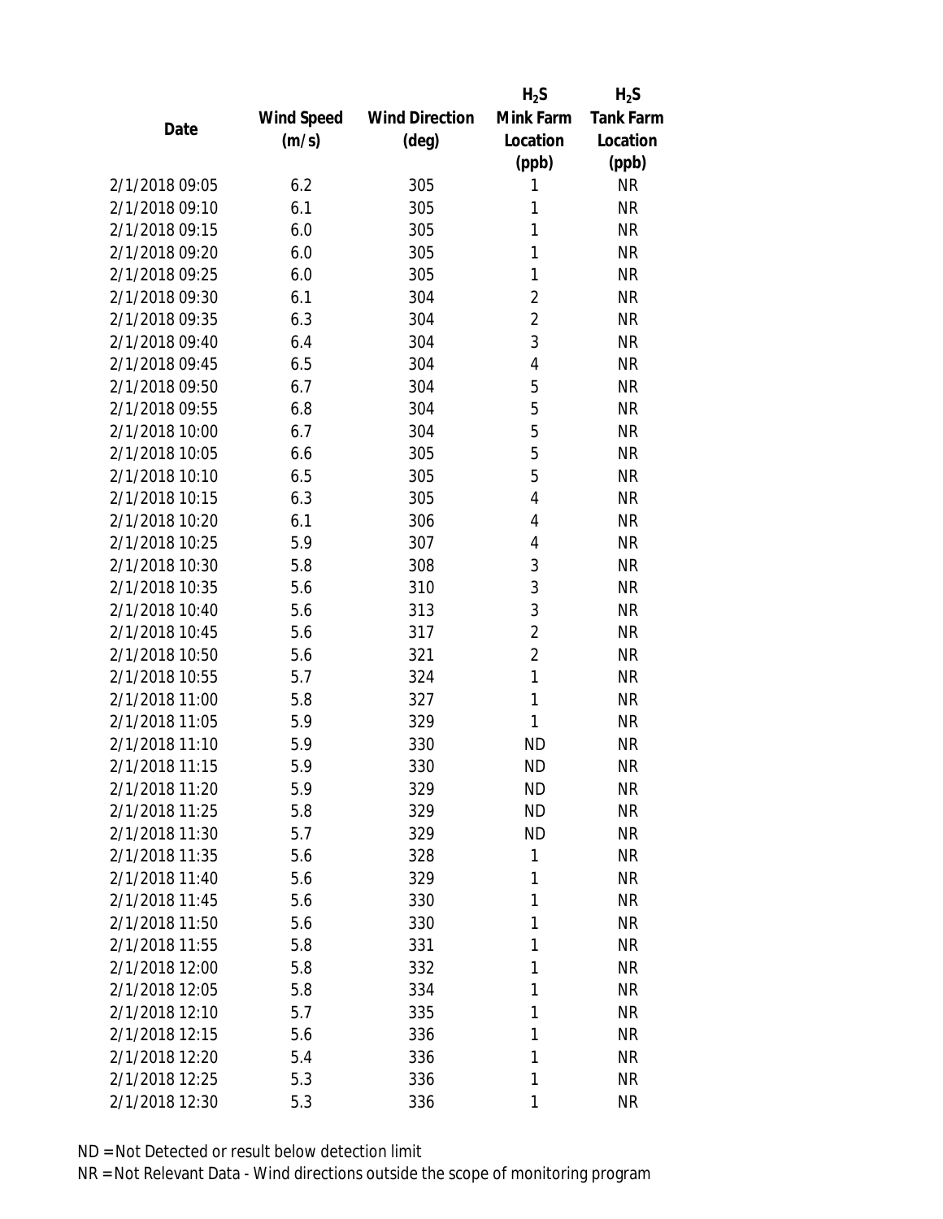| Date | Wind Speed (m/s) | Wind Direction (deg) | $H_2S$ Mink Farm Location (ppb) | $H_2S$ Tank Farm Location (ppb) |
|---|---|---|---|---|
| 2/1/2018 09:05 | 6.2 | 305 | 1 | NR |
| 2/1/2018 09:10 | 6.1 | 305 | 1 | NR |
| 2/1/2018 09:15 | 6.0 | 305 | 1 | NR |
| 2/1/2018 09:20 | 6.0 | 305 | 1 | NR |
| 2/1/2018 09:25 | 6.0 | 305 | 1 | NR |
| 2/1/2018 09:30 | 6.1 | 304 | 2 | NR |
| 2/1/2018 09:35 | 6.3 | 304 | 2 | NR |
| 2/1/2018 09:40 | 6.4 | 304 | 3 | NR |
| 2/1/2018 09:45 | 6.5 | 304 | 4 | NR |
| 2/1/2018 09:50 | 6.7 | 304 | 5 | NR |
| 2/1/2018 09:55 | 6.8 | 304 | 5 | NR |
| 2/1/2018 10:00 | 6.7 | 304 | 5 | NR |
| 2/1/2018 10:05 | 6.6 | 305 | 5 | NR |
| 2/1/2018 10:10 | 6.5 | 305 | 5 | NR |
| 2/1/2018 10:15 | 6.3 | 305 | 4 | NR |
| 2/1/2018 10:20 | 6.1 | 306 | 4 | NR |
| 2/1/2018 10:25 | 5.9 | 307 | 4 | NR |
| 2/1/2018 10:30 | 5.8 | 308 | 3 | NR |
| 2/1/2018 10:35 | 5.6 | 310 | 3 | NR |
| 2/1/2018 10:40 | 5.6 | 313 | 3 | NR |
| 2/1/2018 10:45 | 5.6 | 317 | 2 | NR |
| 2/1/2018 10:50 | 5.6 | 321 | 2 | NR |
| 2/1/2018 10:55 | 5.7 | 324 | 1 | NR |
| 2/1/2018 11:00 | 5.8 | 327 | 1 | NR |
| 2/1/2018 11:05 | 5.9 | 329 | 1 | NR |
| 2/1/2018 11:10 | 5.9 | 330 | ND | NR |
| 2/1/2018 11:15 | 5.9 | 330 | ND | NR |
| 2/1/2018 11:20 | 5.9 | 329 | ND | NR |
| 2/1/2018 11:25 | 5.8 | 329 | ND | NR |
| 2/1/2018 11:30 | 5.7 | 329 | ND | NR |
| 2/1/2018 11:35 | 5.6 | 328 | 1 | NR |
| 2/1/2018 11:40 | 5.6 | 329 | 1 | NR |
| 2/1/2018 11:45 | 5.6 | 330 | 1 | NR |
| 2/1/2018 11:50 | 5.6 | 330 | 1 | NR |
| 2/1/2018 11:55 | 5.8 | 331 | 1 | NR |
| 2/1/2018 12:00 | 5.8 | 332 | 1 | NR |
| 2/1/2018 12:05 | 5.8 | 334 | 1 | NR |
| 2/1/2018 12:10 | 5.7 | 335 | 1 | NR |
| 2/1/2018 12:15 | 5.6 | 336 | 1 | NR |
| 2/1/2018 12:20 | 5.4 | 336 | 1 | NR |
| 2/1/2018 12:25 | 5.3 | 336 | 1 | NR |
| 2/1/2018 12:30 | 5.3 | 336 | 1 | NR |

ND = Not Detected or result below detection limit

NR = Not Relevant Data - Wind directions outside the scope of monitoring program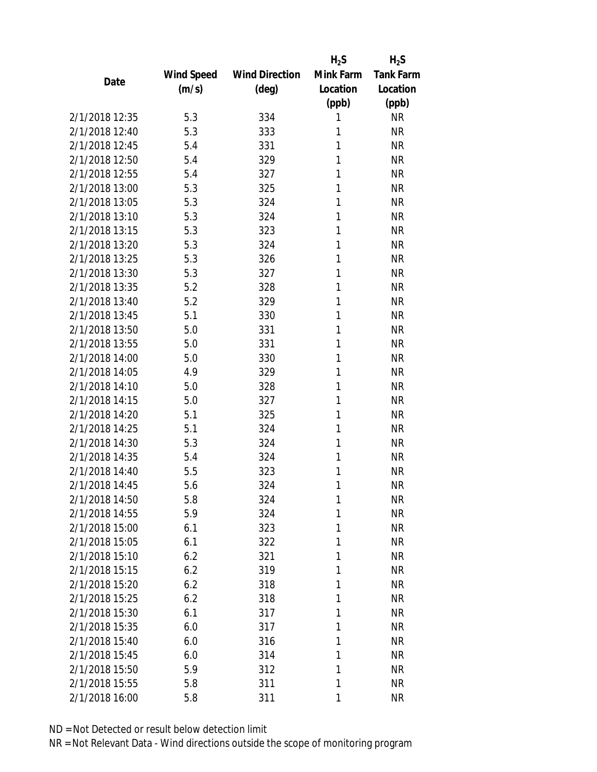| Date | Wind Speed (m/s) | Wind Direction (deg) | $H_2S$ Mink Farm Location (ppb) | $H_2S$ Tank Farm Location (ppb) |
|---|---|---|---|---|
| 2/1/2018 12:35 | 5.3 | 334 | 1 | NR |
| 2/1/2018 12:40 | 5.3 | 333 | 1 | NR |
| 2/1/2018 12:45 | 5.4 | 331 | 1 | NR |
| 2/1/2018 12:50 | 5.4 | 329 | 1 | NR |
| 2/1/2018 12:55 | 5.4 | 327 | 1 | NR |
| 2/1/2018 13:00 | 5.3 | 325 | 1 | NR |
| 2/1/2018 13:05 | 5.3 | 324 | 1 | NR |
| 2/1/2018 13:10 | 5.3 | 324 | 1 | NR |
| 2/1/2018 13:15 | 5.3 | 323 | 1 | NR |
| 2/1/2018 13:20 | 5.3 | 324 | 1 | NR |
| 2/1/2018 13:25 | 5.3 | 326 | 1 | NR |
| 2/1/2018 13:30 | 5.3 | 327 | 1 | NR |
| 2/1/2018 13:35 | 5.2 | 328 | 1 | NR |
| 2/1/2018 13:40 | 5.2 | 329 | 1 | NR |
| 2/1/2018 13:45 | 5.1 | 330 | 1 | NR |
| 2/1/2018 13:50 | 5.0 | 331 | 1 | NR |
| 2/1/2018 13:55 | 5.0 | 331 | 1 | NR |
| 2/1/2018 14:00 | 5.0 | 330 | 1 | NR |
| 2/1/2018 14:05 | 4.9 | 329 | 1 | NR |
| 2/1/2018 14:10 | 5.0 | 328 | 1 | NR |
| 2/1/2018 14:15 | 5.0 | 327 | 1 | NR |
| 2/1/2018 14:20 | 5.1 | 325 | 1 | NR |
| 2/1/2018 14:25 | 5.1 | 324 | 1 | NR |
| 2/1/2018 14:30 | 5.3 | 324 | 1 | NR |
| 2/1/2018 14:35 | 5.4 | 324 | 1 | NR |
| 2/1/2018 14:40 | 5.5 | 323 | 1 | NR |
| 2/1/2018 14:45 | 5.6 | 324 | 1 | NR |
| 2/1/2018 14:50 | 5.8 | 324 | 1 | NR |
| 2/1/2018 14:55 | 5.9 | 324 | 1 | NR |
| 2/1/2018 15:00 | 6.1 | 323 | 1 | NR |
| 2/1/2018 15:05 | 6.1 | 322 | 1 | NR |
| 2/1/2018 15:10 | 6.2 | 321 | 1 | NR |
| 2/1/2018 15:15 | 6.2 | 319 | 1 | NR |
| 2/1/2018 15:20 | 6.2 | 318 | 1 | NR |
| 2/1/2018 15:25 | 6.2 | 318 | 1 | NR |
| 2/1/2018 15:30 | 6.1 | 317 | 1 | NR |
| 2/1/2018 15:35 | 6.0 | 317 | 1 | NR |
| 2/1/2018 15:40 | 6.0 | 316 | 1 | NR |
| 2/1/2018 15:45 | 6.0 | 314 | 1 | NR |
| 2/1/2018 15:50 | 5.9 | 312 | 1 | NR |
| 2/1/2018 15:55 | 5.8 | 311 | 1 | NR |
| 2/1/2018 16:00 | 5.8 | 311 | 1 | NR |

ND = Not Detected or result below detection limit

NR = Not Relevant Data - Wind directions outside the scope of monitoring program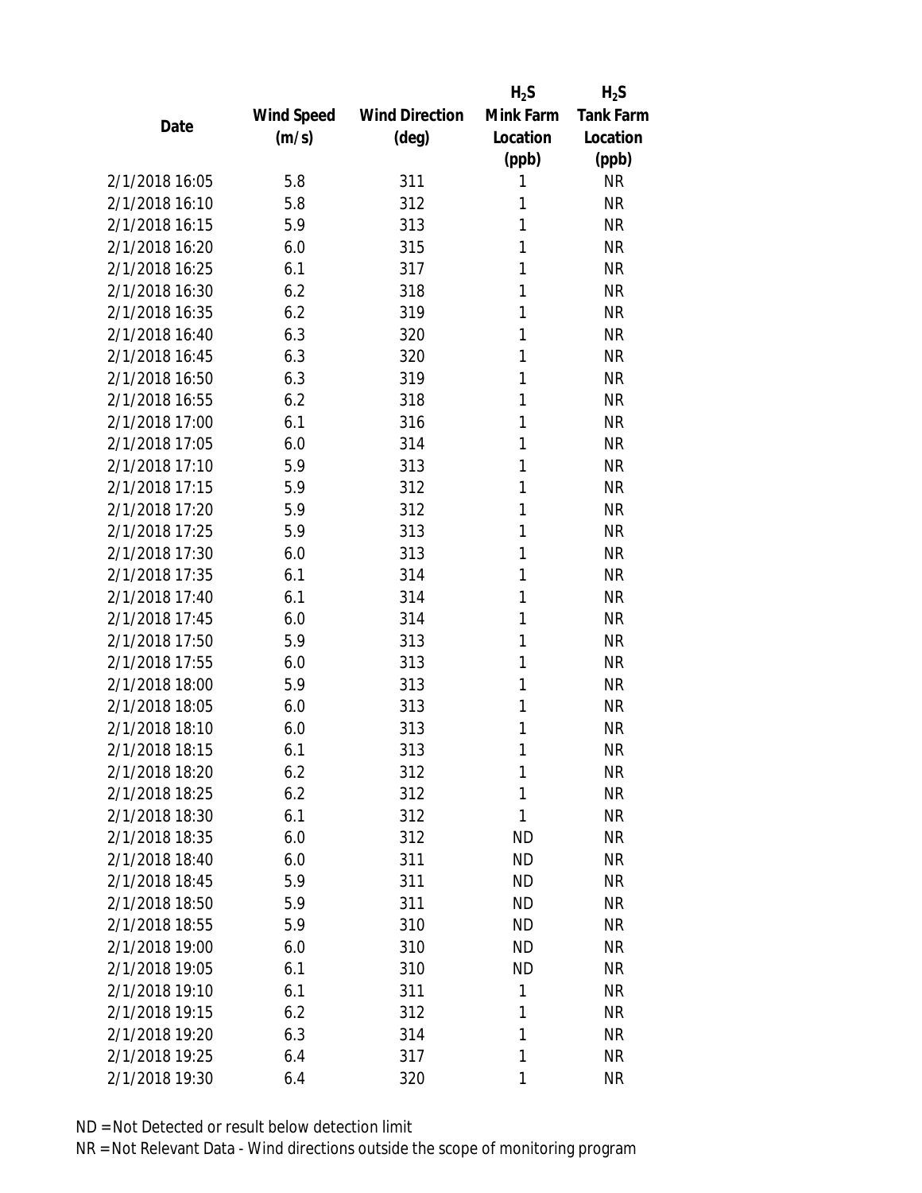| Date | Wind Speed (m/s) | Wind Direction (deg) | $H_2S$ Mink Farm Location (ppb) | $H_2S$ Tank Farm Location (ppb) |
|---|---|---|---|---|
| 2/1/2018 16:05 | 5.8 | 311 | 1 | NR |
| 2/1/2018 16:10 | 5.8 | 312 | 1 | NR |
| 2/1/2018 16:15 | 5.9 | 313 | 1 | NR |
| 2/1/2018 16:20 | 6.0 | 315 | 1 | NR |
| 2/1/2018 16:25 | 6.1 | 317 | 1 | NR |
| 2/1/2018 16:30 | 6.2 | 318 | 1 | NR |
| 2/1/2018 16:35 | 6.2 | 319 | 1 | NR |
| 2/1/2018 16:40 | 6.3 | 320 | 1 | NR |
| 2/1/2018 16:45 | 6.3 | 320 | 1 | NR |
| 2/1/2018 16:50 | 6.3 | 319 | 1 | NR |
| 2/1/2018 16:55 | 6.2 | 318 | 1 | NR |
| 2/1/2018 17:00 | 6.1 | 316 | 1 | NR |
| 2/1/2018 17:05 | 6.0 | 314 | 1 | NR |
| 2/1/2018 17:10 | 5.9 | 313 | 1 | NR |
| 2/1/2018 17:15 | 5.9 | 312 | 1 | NR |
| 2/1/2018 17:20 | 5.9 | 312 | 1 | NR |
| 2/1/2018 17:25 | 5.9 | 313 | 1 | NR |
| 2/1/2018 17:30 | 6.0 | 313 | 1 | NR |
| 2/1/2018 17:35 | 6.1 | 314 | 1 | NR |
| 2/1/2018 17:40 | 6.1 | 314 | 1 | NR |
| 2/1/2018 17:45 | 6.0 | 314 | 1 | NR |
| 2/1/2018 17:50 | 5.9 | 313 | 1 | NR |
| 2/1/2018 17:55 | 6.0 | 313 | 1 | NR |
| 2/1/2018 18:00 | 5.9 | 313 | 1 | NR |
| 2/1/2018 18:05 | 6.0 | 313 | 1 | NR |
| 2/1/2018 18:10 | 6.0 | 313 | 1 | NR |
| 2/1/2018 18:15 | 6.1 | 313 | 1 | NR |
| 2/1/2018 18:20 | 6.2 | 312 | 1 | NR |
| 2/1/2018 18:25 | 6.2 | 312 | 1 | NR |
| 2/1/2018 18:30 | 6.1 | 312 | 1 | NR |
| 2/1/2018 18:35 | 6.0 | 312 | ND | NR |
| 2/1/2018 18:40 | 6.0 | 311 | ND | NR |
| 2/1/2018 18:45 | 5.9 | 311 | ND | NR |
| 2/1/2018 18:50 | 5.9 | 311 | ND | NR |
| 2/1/2018 18:55 | 5.9 | 310 | ND | NR |
| 2/1/2018 19:00 | 6.0 | 310 | ND | NR |
| 2/1/2018 19:05 | 6.1 | 310 | ND | NR |
| 2/1/2018 19:10 | 6.1 | 311 | 1 | NR |
| 2/1/2018 19:15 | 6.2 | 312 | 1 | NR |
| 2/1/2018 19:20 | 6.3 | 314 | 1 | NR |
| 2/1/2018 19:25 | 6.4 | 317 | 1 | NR |
| 2/1/2018 19:30 | 6.4 | 320 | 1 | NR |

ND = Not Detected or result below detection limit
NR = Not Relevant Data - Wind directions outside the scope of monitoring program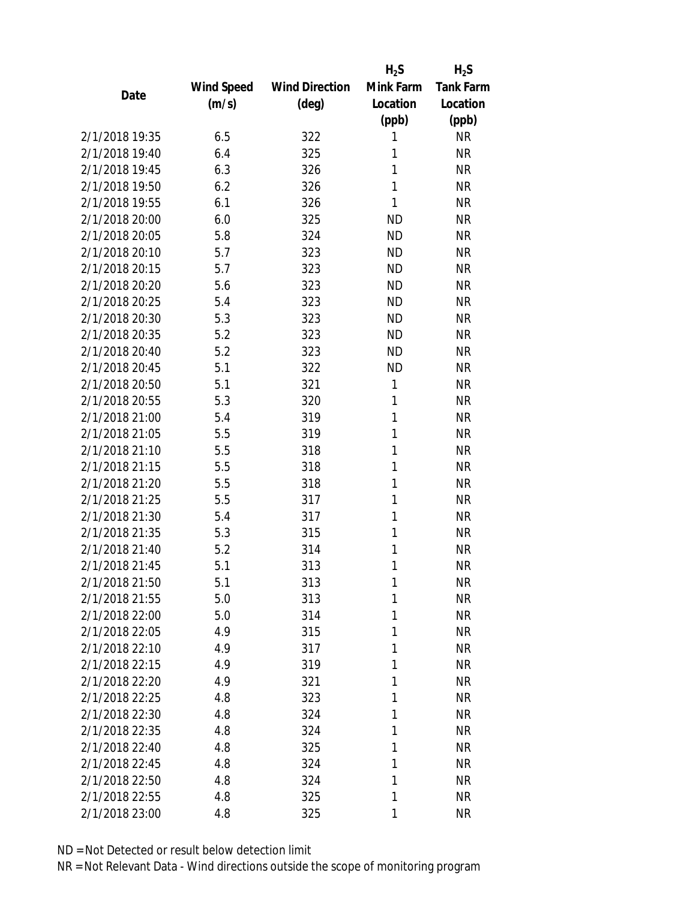| Date | Wind Speed (m/s) | Wind Direction (deg) | $H_2S$ Mink Farm Location (ppb) | $H_2S$ Tank Farm Location (ppb) |
|---|---|---|---|---|
| 2/1/2018 19:35 | 6.5 | 322 | 1 | NR |
| 2/1/2018 19:40 | 6.4 | 325 | 1 | NR |
| 2/1/2018 19:45 | 6.3 | 326 | 1 | NR |
| 2/1/2018 19:50 | 6.2 | 326 | 1 | NR |
| 2/1/2018 19:55 | 6.1 | 326 | 1 | NR |
| 2/1/2018 20:00 | 6.0 | 325 | ND | NR |
| 2/1/2018 20:05 | 5.8 | 324 | ND | NR |
| 2/1/2018 20:10 | 5.7 | 323 | ND | NR |
| 2/1/2018 20:15 | 5.7 | 323 | ND | NR |
| 2/1/2018 20:20 | 5.6 | 323 | ND | NR |
| 2/1/2018 20:25 | 5.4 | 323 | ND | NR |
| 2/1/2018 20:30 | 5.3 | 323 | ND | NR |
| 2/1/2018 20:35 | 5.2 | 323 | ND | NR |
| 2/1/2018 20:40 | 5.2 | 323 | ND | NR |
| 2/1/2018 20:45 | 5.1 | 322 | ND | NR |
| 2/1/2018 20:50 | 5.1 | 321 | 1 | NR |
| 2/1/2018 20:55 | 5.3 | 320 | 1 | NR |
| 2/1/2018 21:00 | 5.4 | 319 | 1 | NR |
| 2/1/2018 21:05 | 5.5 | 319 | 1 | NR |
| 2/1/2018 21:10 | 5.5 | 318 | 1 | NR |
| 2/1/2018 21:15 | 5.5 | 318 | 1 | NR |
| 2/1/2018 21:20 | 5.5 | 318 | 1 | NR |
| 2/1/2018 21:25 | 5.5 | 317 | 1 | NR |
| 2/1/2018 21:30 | 5.4 | 317 | 1 | NR |
| 2/1/2018 21:35 | 5.3 | 315 | 1 | NR |
| 2/1/2018 21:40 | 5.2 | 314 | 1 | NR |
| 2/1/2018 21:45 | 5.1 | 313 | 1 | NR |
| 2/1/2018 21:50 | 5.1 | 313 | 1 | NR |
| 2/1/2018 21:55 | 5.0 | 313 | 1 | NR |
| 2/1/2018 22:00 | 5.0 | 314 | 1 | NR |
| 2/1/2018 22:05 | 4.9 | 315 | 1 | NR |
| 2/1/2018 22:10 | 4.9 | 317 | 1 | NR |
| 2/1/2018 22:15 | 4.9 | 319 | 1 | NR |
| 2/1/2018 22:20 | 4.9 | 321 | 1 | NR |
| 2/1/2018 22:25 | 4.8 | 323 | 1 | NR |
| 2/1/2018 22:30 | 4.8 | 324 | 1 | NR |
| 2/1/2018 22:35 | 4.8 | 324 | 1 | NR |
| 2/1/2018 22:40 | 4.8 | 325 | 1 | NR |
| 2/1/2018 22:45 | 4.8 | 324 | 1 | NR |
| 2/1/2018 22:50 | 4.8 | 324 | 1 | NR |
| 2/1/2018 22:55 | 4.8 | 325 | 1 | NR |
| 2/1/2018 23:00 | 4.8 | 325 | 1 | NR |

ND = Not Detected or result below detection limit

NR = Not Relevant Data - Wind directions outside the scope of monitoring program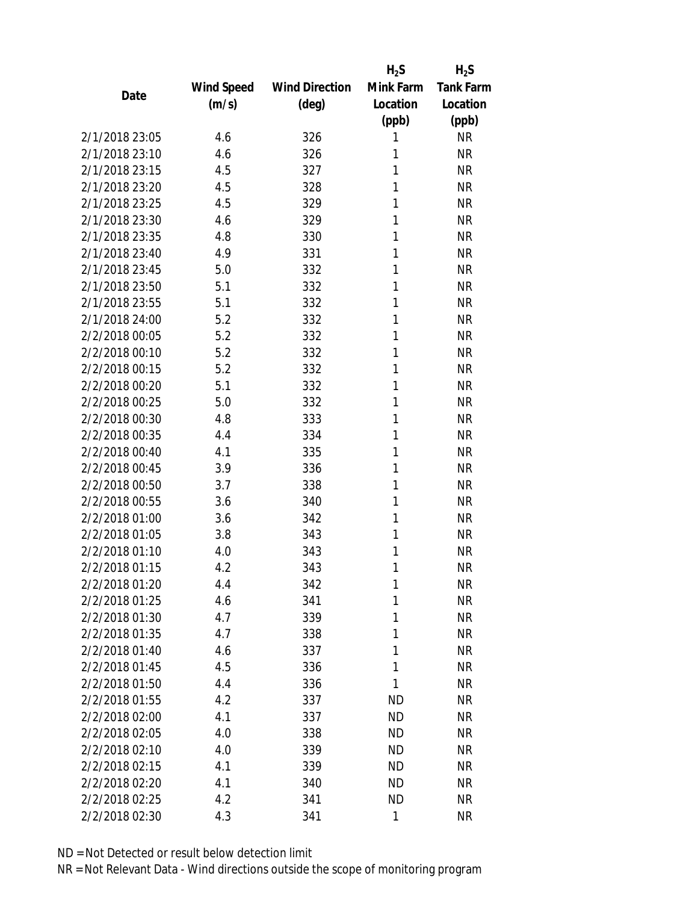| Date | Wind Speed (m/s) | Wind Direction (deg) | $H_2S$ Mink Farm Location (ppb) | $H_2S$ Tank Farm Location (ppb) |
|---|---|---|---|---|
| 2/1/2018 23:05 | 4.6 | 326 | 1 | NR |
| 2/1/2018 23:10 | 4.6 | 326 | 1 | NR |
| 2/1/2018 23:15 | 4.5 | 327 | 1 | NR |
| 2/1/2018 23:20 | 4.5 | 328 | 1 | NR |
| 2/1/2018 23:25 | 4.5 | 329 | 1 | NR |
| 2/1/2018 23:30 | 4.6 | 329 | 1 | NR |
| 2/1/2018 23:35 | 4.8 | 330 | 1 | NR |
| 2/1/2018 23:40 | 4.9 | 331 | 1 | NR |
| 2/1/2018 23:45 | 5.0 | 332 | 1 | NR |
| 2/1/2018 23:50 | 5.1 | 332 | 1 | NR |
| 2/1/2018 23:55 | 5.1 | 332 | 1 | NR |
| 2/1/2018 24:00 | 5.2 | 332 | 1 | NR |
| 2/2/2018 00:05 | 5.2 | 332 | 1 | NR |
| 2/2/2018 00:10 | 5.2 | 332 | 1 | NR |
| 2/2/2018 00:15 | 5.2 | 332 | 1 | NR |
| 2/2/2018 00:20 | 5.1 | 332 | 1 | NR |
| 2/2/2018 00:25 | 5.0 | 332 | 1 | NR |
| 2/2/2018 00:30 | 4.8 | 333 | 1 | NR |
| 2/2/2018 00:35 | 4.4 | 334 | 1 | NR |
| 2/2/2018 00:40 | 4.1 | 335 | 1 | NR |
| 2/2/2018 00:45 | 3.9 | 336 | 1 | NR |
| 2/2/2018 00:50 | 3.7 | 338 | 1 | NR |
| 2/2/2018 00:55 | 3.6 | 340 | 1 | NR |
| 2/2/2018 01:00 | 3.6 | 342 | 1 | NR |
| 2/2/2018 01:05 | 3.8 | 343 | 1 | NR |
| 2/2/2018 01:10 | 4.0 | 343 | 1 | NR |
| 2/2/2018 01:15 | 4.2 | 343 | 1 | NR |
| 2/2/2018 01:20 | 4.4 | 342 | 1 | NR |
| 2/2/2018 01:25 | 4.6 | 341 | 1 | NR |
| 2/2/2018 01:30 | 4.7 | 339 | 1 | NR |
| 2/2/2018 01:35 | 4.7 | 338 | 1 | NR |
| 2/2/2018 01:40 | 4.6 | 337 | 1 | NR |
| 2/2/2018 01:45 | 4.5 | 336 | 1 | NR |
| 2/2/2018 01:50 | 4.4 | 336 | 1 | NR |
| 2/2/2018 01:55 | 4.2 | 337 | ND | NR |
| 2/2/2018 02:00 | 4.1 | 337 | ND | NR |
| 2/2/2018 02:05 | 4.0 | 338 | ND | NR |
| 2/2/2018 02:10 | 4.0 | 339 | ND | NR |
| 2/2/2018 02:15 | 4.1 | 339 | ND | NR |
| 2/2/2018 02:20 | 4.1 | 340 | ND | NR |
| 2/2/2018 02:25 | 4.2 | 341 | ND | NR |
| 2/2/2018 02:30 | 4.3 | 341 | 1 | NR |

ND = Not Detected or result below detection limit

NR = Not Relevant Data - Wind directions outside the scope of monitoring program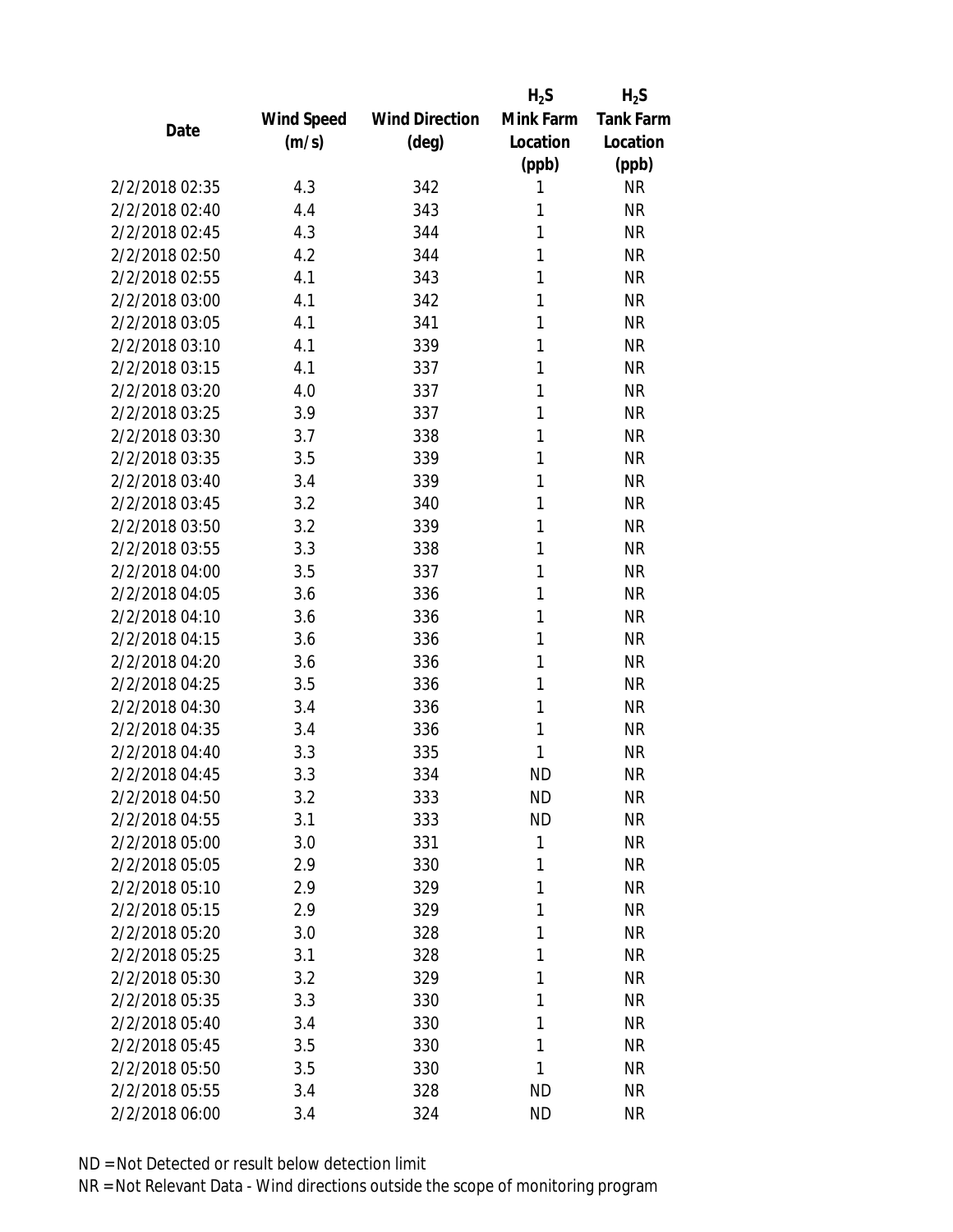| Date | Wind Speed (m/s) | Wind Direction (deg) | $H_2S$ Mink Farm Location (ppb) | $H_2S$ Tank Farm Location (ppb) |
|---|---|---|---|---|
| 2/2/2018 02:35 | 4.3 | 342 | 1 | NR |
| 2/2/2018 02:40 | 4.4 | 343 | 1 | NR |
| 2/2/2018 02:45 | 4.3 | 344 | 1 | NR |
| 2/2/2018 02:50 | 4.2 | 344 | 1 | NR |
| 2/2/2018 02:55 | 4.1 | 343 | 1 | NR |
| 2/2/2018 03:00 | 4.1 | 342 | 1 | NR |
| 2/2/2018 03:05 | 4.1 | 341 | 1 | NR |
| 2/2/2018 03:10 | 4.1 | 339 | 1 | NR |
| 2/2/2018 03:15 | 4.1 | 337 | 1 | NR |
| 2/2/2018 03:20 | 4.0 | 337 | 1 | NR |
| 2/2/2018 03:25 | 3.9 | 337 | 1 | NR |
| 2/2/2018 03:30 | 3.7 | 338 | 1 | NR |
| 2/2/2018 03:35 | 3.5 | 339 | 1 | NR |
| 2/2/2018 03:40 | 3.4 | 339 | 1 | NR |
| 2/2/2018 03:45 | 3.2 | 340 | 1 | NR |
| 2/2/2018 03:50 | 3.2 | 339 | 1 | NR |
| 2/2/2018 03:55 | 3.3 | 338 | 1 | NR |
| 2/2/2018 04:00 | 3.5 | 337 | 1 | NR |
| 2/2/2018 04:05 | 3.6 | 336 | 1 | NR |
| 2/2/2018 04:10 | 3.6 | 336 | 1 | NR |
| 2/2/2018 04:15 | 3.6 | 336 | 1 | NR |
| 2/2/2018 04:20 | 3.6 | 336 | 1 | NR |
| 2/2/2018 04:25 | 3.5 | 336 | 1 | NR |
| 2/2/2018 04:30 | 3.4 | 336 | 1 | NR |
| 2/2/2018 04:35 | 3.4 | 336 | 1 | NR |
| 2/2/2018 04:40 | 3.3 | 335 | 1 | NR |
| 2/2/2018 04:45 | 3.3 | 334 | ND | NR |
| 2/2/2018 04:50 | 3.2 | 333 | ND | NR |
| 2/2/2018 04:55 | 3.1 | 333 | ND | NR |
| 2/2/2018 05:00 | 3.0 | 331 | 1 | NR |
| 2/2/2018 05:05 | 2.9 | 330 | 1 | NR |
| 2/2/2018 05:10 | 2.9 | 329 | 1 | NR |
| 2/2/2018 05:15 | 2.9 | 329 | 1 | NR |
| 2/2/2018 05:20 | 3.0 | 328 | 1 | NR |
| 2/2/2018 05:25 | 3.1 | 328 | 1 | NR |
| 2/2/2018 05:30 | 3.2 | 329 | 1 | NR |
| 2/2/2018 05:35 | 3.3 | 330 | 1 | NR |
| 2/2/2018 05:40 | 3.4 | 330 | 1 | NR |
| 2/2/2018 05:45 | 3.5 | 330 | 1 | NR |
| 2/2/2018 05:50 | 3.5 | 330 | 1 | NR |
| 2/2/2018 05:55 | 3.4 | 328 | ND | NR |
| 2/2/2018 06:00 | 3.4 | 324 | ND | NR |

ND = Not Detected or result below detection limit

NR = Not Relevant Data - Wind directions outside the scope of monitoring program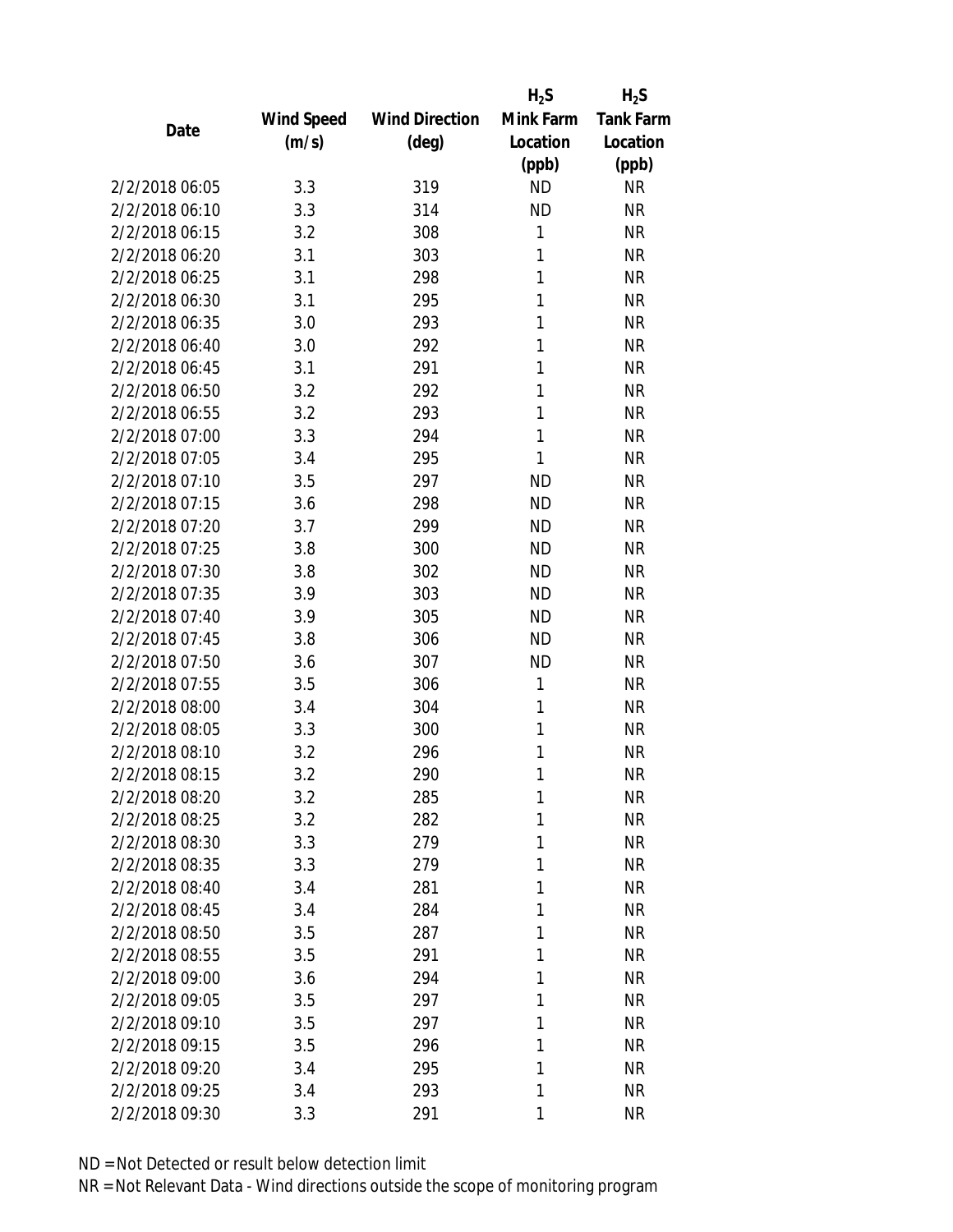| Date | Wind Speed (m/s) | Wind Direction (deg) | $H_2S$ Mink Farm Location (ppb) | $H_2S$ Tank Farm Location (ppb) |
|---|---|---|---|---|
| 2/2/2018 06:05 | 3.3 | 319 | ND | NR |
| 2/2/2018 06:10 | 3.3 | 314 | ND | NR |
| 2/2/2018 06:15 | 3.2 | 308 | 1 | NR |
| 2/2/2018 06:20 | 3.1 | 303 | 1 | NR |
| 2/2/2018 06:25 | 3.1 | 298 | 1 | NR |
| 2/2/2018 06:30 | 3.1 | 295 | 1 | NR |
| 2/2/2018 06:35 | 3.0 | 293 | 1 | NR |
| 2/2/2018 06:40 | 3.0 | 292 | 1 | NR |
| 2/2/2018 06:45 | 3.1 | 291 | 1 | NR |
| 2/2/2018 06:50 | 3.2 | 292 | 1 | NR |
| 2/2/2018 06:55 | 3.2 | 293 | 1 | NR |
| 2/2/2018 07:00 | 3.3 | 294 | 1 | NR |
| 2/2/2018 07:05 | 3.4 | 295 | 1 | NR |
| 2/2/2018 07:10 | 3.5 | 297 | ND | NR |
| 2/2/2018 07:15 | 3.6 | 298 | ND | NR |
| 2/2/2018 07:20 | 3.7 | 299 | ND | NR |
| 2/2/2018 07:25 | 3.8 | 300 | ND | NR |
| 2/2/2018 07:30 | 3.8 | 302 | ND | NR |
| 2/2/2018 07:35 | 3.9 | 303 | ND | NR |
| 2/2/2018 07:40 | 3.9 | 305 | ND | NR |
| 2/2/2018 07:45 | 3.8 | 306 | ND | NR |
| 2/2/2018 07:50 | 3.6 | 307 | ND | NR |
| 2/2/2018 07:55 | 3.5 | 306 | 1 | NR |
| 2/2/2018 08:00 | 3.4 | 304 | 1 | NR |
| 2/2/2018 08:05 | 3.3 | 300 | 1 | NR |
| 2/2/2018 08:10 | 3.2 | 296 | 1 | NR |
| 2/2/2018 08:15 | 3.2 | 290 | 1 | NR |
| 2/2/2018 08:20 | 3.2 | 285 | 1 | NR |
| 2/2/2018 08:25 | 3.2 | 282 | 1 | NR |
| 2/2/2018 08:30 | 3.3 | 279 | 1 | NR |
| 2/2/2018 08:35 | 3.3 | 279 | 1 | NR |
| 2/2/2018 08:40 | 3.4 | 281 | 1 | NR |
| 2/2/2018 08:45 | 3.4 | 284 | 1 | NR |
| 2/2/2018 08:50 | 3.5 | 287 | 1 | NR |
| 2/2/2018 08:55 | 3.5 | 291 | 1 | NR |
| 2/2/2018 09:00 | 3.6 | 294 | 1 | NR |
| 2/2/2018 09:05 | 3.5 | 297 | 1 | NR |
| 2/2/2018 09:10 | 3.5 | 297 | 1 | NR |
| 2/2/2018 09:15 | 3.5 | 296 | 1 | NR |
| 2/2/2018 09:20 | 3.4 | 295 | 1 | NR |
| 2/2/2018 09:25 | 3.4 | 293 | 1 | NR |
| 2/2/2018 09:30 | 3.3 | 291 | 1 | NR |

ND = Not Detected or result below detection limit

NR = Not Relevant Data - Wind directions outside the scope of monitoring program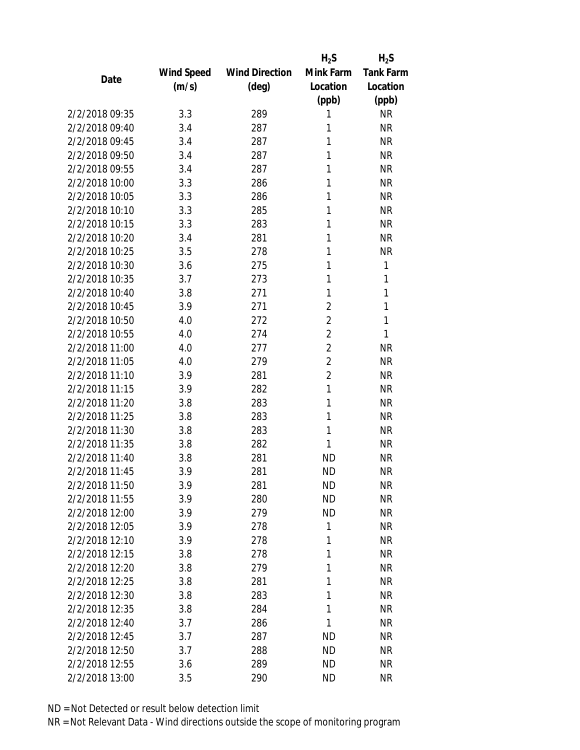| Date | Wind Speed (m/s) | Wind Direction (deg) | $H_2S$ Mink Farm Location (ppb) | $H_2S$ Tank Farm Location (ppb) |
|---|---|---|---|---|
| 2/2/2018 09:35 | 3.3 | 289 | 1 | NR |
| 2/2/2018 09:40 | 3.4 | 287 | 1 | NR |
| 2/2/2018 09:45 | 3.4 | 287 | 1 | NR |
| 2/2/2018 09:50 | 3.4 | 287 | 1 | NR |
| 2/2/2018 09:55 | 3.4 | 287 | 1 | NR |
| 2/2/2018 10:00 | 3.3 | 286 | 1 | NR |
| 2/2/2018 10:05 | 3.3 | 286 | 1 | NR |
| 2/2/2018 10:10 | 3.3 | 285 | 1 | NR |
| 2/2/2018 10:15 | 3.3 | 283 | 1 | NR |
| 2/2/2018 10:20 | 3.4 | 281 | 1 | NR |
| 2/2/2018 10:25 | 3.5 | 278 | 1 | NR |
| 2/2/2018 10:30 | 3.6 | 275 | 1 | 1 |
| 2/2/2018 10:35 | 3.7 | 273 | 1 | 1 |
| 2/2/2018 10:40 | 3.8 | 271 | 1 | 1 |
| 2/2/2018 10:45 | 3.9 | 271 | 2 | 1 |
| 2/2/2018 10:50 | 4.0 | 272 | 2 | 1 |
| 2/2/2018 10:55 | 4.0 | 274 | 2 | 1 |
| 2/2/2018 11:00 | 4.0 | 277 | 2 | NR |
| 2/2/2018 11:05 | 4.0 | 279 | 2 | NR |
| 2/2/2018 11:10 | 3.9 | 281 | 2 | NR |
| 2/2/2018 11:15 | 3.9 | 282 | 1 | NR |
| 2/2/2018 11:20 | 3.8 | 283 | 1 | NR |
| 2/2/2018 11:25 | 3.8 | 283 | 1 | NR |
| 2/2/2018 11:30 | 3.8 | 283 | 1 | NR |
| 2/2/2018 11:35 | 3.8 | 282 | 1 | NR |
| 2/2/2018 11:40 | 3.8 | 281 | ND | NR |
| 2/2/2018 11:45 | 3.9 | 281 | ND | NR |
| 2/2/2018 11:50 | 3.9 | 281 | ND | NR |
| 2/2/2018 11:55 | 3.9 | 280 | ND | NR |
| 2/2/2018 12:00 | 3.9 | 279 | ND | NR |
| 2/2/2018 12:05 | 3.9 | 278 | 1 | NR |
| 2/2/2018 12:10 | 3.9 | 278 | 1 | NR |
| 2/2/2018 12:15 | 3.8 | 278 | 1 | NR |
| 2/2/2018 12:20 | 3.8 | 279 | 1 | NR |
| 2/2/2018 12:25 | 3.8 | 281 | 1 | NR |
| 2/2/2018 12:30 | 3.8 | 283 | 1 | NR |
| 2/2/2018 12:35 | 3.8 | 284 | 1 | NR |
| 2/2/2018 12:40 | 3.7 | 286 | 1 | NR |
| 2/2/2018 12:45 | 3.7 | 287 | ND | NR |
| 2/2/2018 12:50 | 3.7 | 288 | ND | NR |
| 2/2/2018 12:55 | 3.6 | 289 | ND | NR |
| 2/2/2018 13:00 | 3.5 | 290 | ND | NR |

ND = Not Detected or result below detection limit

NR = Not Relevant Data - Wind directions outside the scope of monitoring program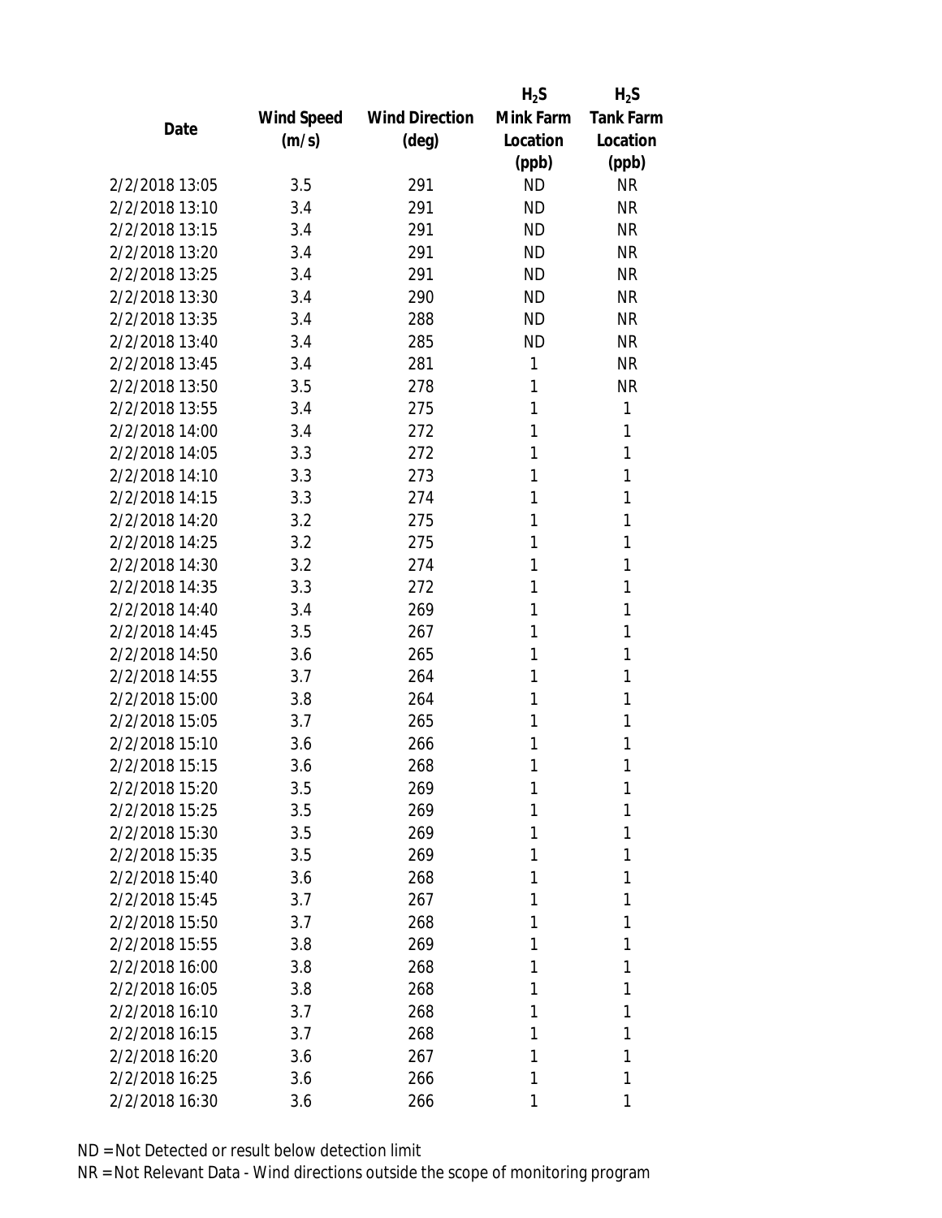| Date | Wind Speed (m/s) | Wind Direction (deg) | $H_2S$ Mink Farm Location (ppb) | $H_2S$ Tank Farm Location (ppb) |
|---|---|---|---|---|
| 2/2/2018 13:05 | 3.5 | 291 | ND | NR |
| 2/2/2018 13:10 | 3.4 | 291 | ND | NR |
| 2/2/2018 13:15 | 3.4 | 291 | ND | NR |
| 2/2/2018 13:20 | 3.4 | 291 | ND | NR |
| 2/2/2018 13:25 | 3.4 | 291 | ND | NR |
| 2/2/2018 13:30 | 3.4 | 290 | ND | NR |
| 2/2/2018 13:35 | 3.4 | 288 | ND | NR |
| 2/2/2018 13:40 | 3.4 | 285 | ND | NR |
| 2/2/2018 13:45 | 3.4 | 281 | 1 | NR |
| 2/2/2018 13:50 | 3.5 | 278 | 1 | NR |
| 2/2/2018 13:55 | 3.4 | 275 | 1 | 1 |
| 2/2/2018 14:00 | 3.4 | 272 | 1 | 1 |
| 2/2/2018 14:05 | 3.3 | 272 | 1 | 1 |
| 2/2/2018 14:10 | 3.3 | 273 | 1 | 1 |
| 2/2/2018 14:15 | 3.3 | 274 | 1 | 1 |
| 2/2/2018 14:20 | 3.2 | 275 | 1 | 1 |
| 2/2/2018 14:25 | 3.2 | 275 | 1 | 1 |
| 2/2/2018 14:30 | 3.2 | 274 | 1 | 1 |
| 2/2/2018 14:35 | 3.3 | 272 | 1 | 1 |
| 2/2/2018 14:40 | 3.4 | 269 | 1 | 1 |
| 2/2/2018 14:45 | 3.5 | 267 | 1 | 1 |
| 2/2/2018 14:50 | 3.6 | 265 | 1 | 1 |
| 2/2/2018 14:55 | 3.7 | 264 | 1 | 1 |
| 2/2/2018 15:00 | 3.8 | 264 | 1 | 1 |
| 2/2/2018 15:05 | 3.7 | 265 | 1 | 1 |
| 2/2/2018 15:10 | 3.6 | 266 | 1 | 1 |
| 2/2/2018 15:15 | 3.6 | 268 | 1 | 1 |
| 2/2/2018 15:20 | 3.5 | 269 | 1 | 1 |
| 2/2/2018 15:25 | 3.5 | 269 | 1 | 1 |
| 2/2/2018 15:30 | 3.5 | 269 | 1 | 1 |
| 2/2/2018 15:35 | 3.5 | 269 | 1 | 1 |
| 2/2/2018 15:40 | 3.6 | 268 | 1 | 1 |
| 2/2/2018 15:45 | 3.7 | 267 | 1 | 1 |
| 2/2/2018 15:50 | 3.7 | 268 | 1 | 1 |
| 2/2/2018 15:55 | 3.8 | 269 | 1 | 1 |
| 2/2/2018 16:00 | 3.8 | 268 | 1 | 1 |
| 2/2/2018 16:05 | 3.8 | 268 | 1 | 1 |
| 2/2/2018 16:10 | 3.7 | 268 | 1 | 1 |
| 2/2/2018 16:15 | 3.7 | 268 | 1 | 1 |
| 2/2/2018 16:20 | 3.6 | 267 | 1 | 1 |
| 2/2/2018 16:25 | 3.6 | 266 | 1 | 1 |
| 2/2/2018 16:30 | 3.6 | 266 | 1 | 1 |

ND = Not Detected or result below detection limit

NR = Not Relevant Data - Wind directions outside the scope of monitoring program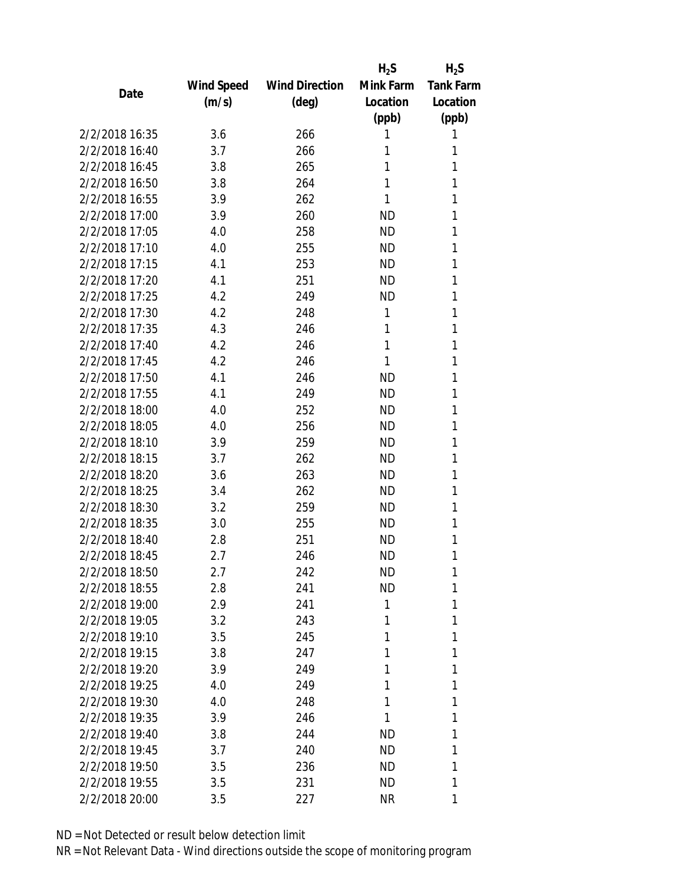| Date | Wind Speed (m/s) | Wind Direction (deg) | $H_2S$ Mink Farm Location (ppb) | $H_2S$ Tank Farm Location (ppb) |
|---|---|---|---|---|
| 2/2/2018 16:35 | 3.6 | 266 | 1 | 1 |
| 2/2/2018 16:40 | 3.7 | 266 | 1 | 1 |
| 2/2/2018 16:45 | 3.8 | 265 | 1 | 1 |
| 2/2/2018 16:50 | 3.8 | 264 | 1 | 1 |
| 2/2/2018 16:55 | 3.9 | 262 | 1 | 1 |
| 2/2/2018 17:00 | 3.9 | 260 | ND | 1 |
| 2/2/2018 17:05 | 4.0 | 258 | ND | 1 |
| 2/2/2018 17:10 | 4.0 | 255 | ND | 1 |
| 2/2/2018 17:15 | 4.1 | 253 | ND | 1 |
| 2/2/2018 17:20 | 4.1 | 251 | ND | 1 |
| 2/2/2018 17:25 | 4.2 | 249 | ND | 1 |
| 2/2/2018 17:30 | 4.2 | 248 | 1 | 1 |
| 2/2/2018 17:35 | 4.3 | 246 | 1 | 1 |
| 2/2/2018 17:40 | 4.2 | 246 | 1 | 1 |
| 2/2/2018 17:45 | 4.2 | 246 | 1 | 1 |
| 2/2/2018 17:50 | 4.1 | 246 | ND | 1 |
| 2/2/2018 17:55 | 4.1 | 249 | ND | 1 |
| 2/2/2018 18:00 | 4.0 | 252 | ND | 1 |
| 2/2/2018 18:05 | 4.0 | 256 | ND | 1 |
| 2/2/2018 18:10 | 3.9 | 259 | ND | 1 |
| 2/2/2018 18:15 | 3.7 | 262 | ND | 1 |
| 2/2/2018 18:20 | 3.6 | 263 | ND | 1 |
| 2/2/2018 18:25 | 3.4 | 262 | ND | 1 |
| 2/2/2018 18:30 | 3.2 | 259 | ND | 1 |
| 2/2/2018 18:35 | 3.0 | 255 | ND | 1 |
| 2/2/2018 18:40 | 2.8 | 251 | ND | 1 |
| 2/2/2018 18:45 | 2.7 | 246 | ND | 1 |
| 2/2/2018 18:50 | 2.7 | 242 | ND | 1 |
| 2/2/2018 18:55 | 2.8 | 241 | ND | 1 |
| 2/2/2018 19:00 | 2.9 | 241 | 1 | 1 |
| 2/2/2018 19:05 | 3.2 | 243 | 1 | 1 |
| 2/2/2018 19:10 | 3.5 | 245 | 1 | 1 |
| 2/2/2018 19:15 | 3.8 | 247 | 1 | 1 |
| 2/2/2018 19:20 | 3.9 | 249 | 1 | 1 |
| 2/2/2018 19:25 | 4.0 | 249 | 1 | 1 |
| 2/2/2018 19:30 | 4.0 | 248 | 1 | 1 |
| 2/2/2018 19:35 | 3.9 | 246 | 1 | 1 |
| 2/2/2018 19:40 | 3.8 | 244 | ND | 1 |
| 2/2/2018 19:45 | 3.7 | 240 | ND | 1 |
| 2/2/2018 19:50 | 3.5 | 236 | ND | 1 |
| 2/2/2018 19:55 | 3.5 | 231 | ND | 1 |
| 2/2/2018 20:00 | 3.5 | 227 | NR | 1 |

ND = Not Detected or result below detection limit
NR = Not Relevant Data - Wind directions outside the scope of monitoring program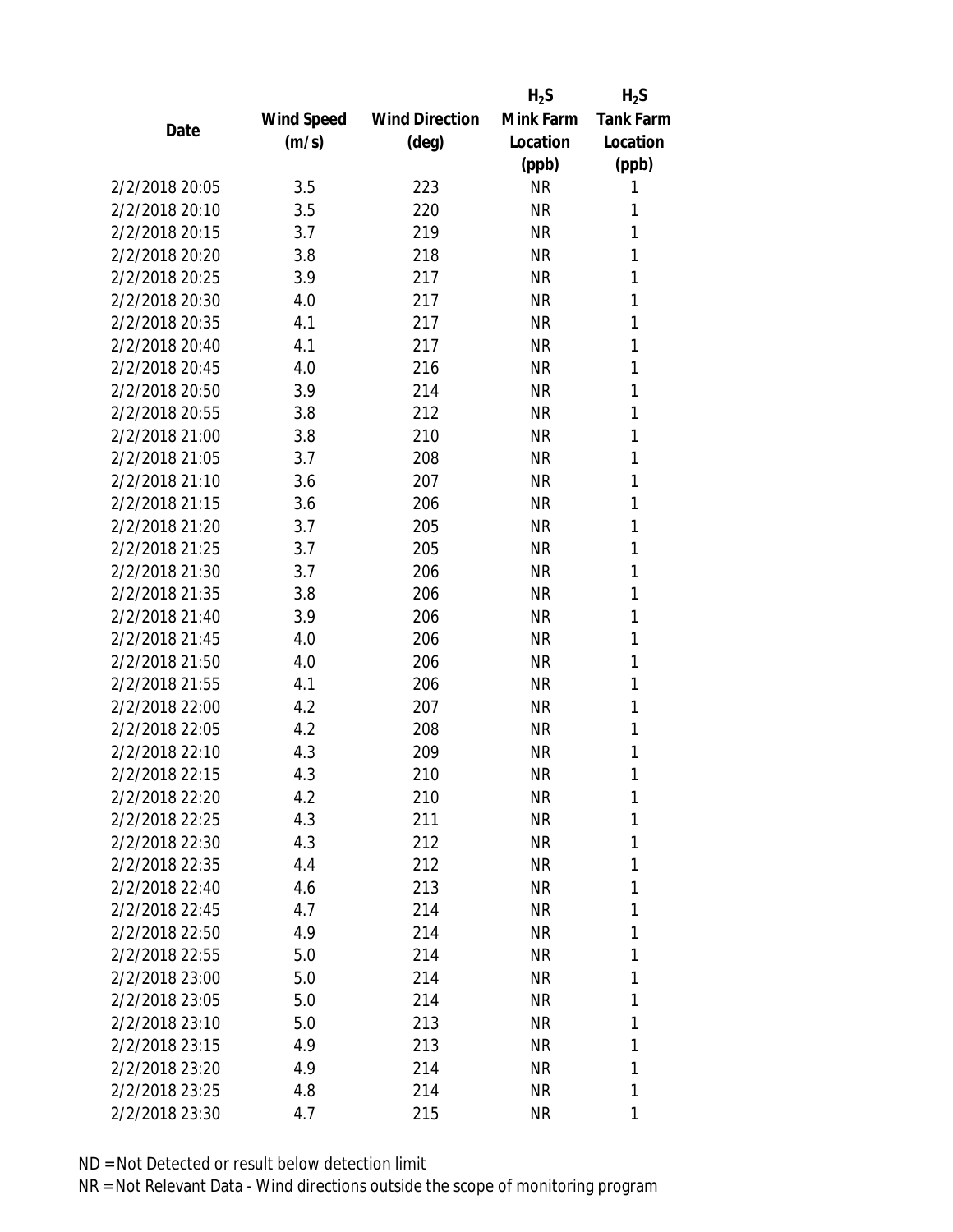| Date | Wind Speed (m/s) | Wind Direction (deg) | $H_2S$ Mink Farm Location (ppb) | $H_2S$ Tank Farm Location (ppb) |
|---|---|---|---|---|
| 2/2/2018 20:05 | 3.5 | 223 | NR | 1 |
| 2/2/2018 20:10 | 3.5 | 220 | NR | 1 |
| 2/2/2018 20:15 | 3.7 | 219 | NR | 1 |
| 2/2/2018 20:20 | 3.8 | 218 | NR | 1 |
| 2/2/2018 20:25 | 3.9 | 217 | NR | 1 |
| 2/2/2018 20:30 | 4.0 | 217 | NR | 1 |
| 2/2/2018 20:35 | 4.1 | 217 | NR | 1 |
| 2/2/2018 20:40 | 4.1 | 217 | NR | 1 |
| 2/2/2018 20:45 | 4.0 | 216 | NR | 1 |
| 2/2/2018 20:50 | 3.9 | 214 | NR | 1 |
| 2/2/2018 20:55 | 3.8 | 212 | NR | 1 |
| 2/2/2018 21:00 | 3.8 | 210 | NR | 1 |
| 2/2/2018 21:05 | 3.7 | 208 | NR | 1 |
| 2/2/2018 21:10 | 3.6 | 207 | NR | 1 |
| 2/2/2018 21:15 | 3.6 | 206 | NR | 1 |
| 2/2/2018 21:20 | 3.7 | 205 | NR | 1 |
| 2/2/2018 21:25 | 3.7 | 205 | NR | 1 |
| 2/2/2018 21:30 | 3.7 | 206 | NR | 1 |
| 2/2/2018 21:35 | 3.8 | 206 | NR | 1 |
| 2/2/2018 21:40 | 3.9 | 206 | NR | 1 |
| 2/2/2018 21:45 | 4.0 | 206 | NR | 1 |
| 2/2/2018 21:50 | 4.0 | 206 | NR | 1 |
| 2/2/2018 21:55 | 4.1 | 206 | NR | 1 |
| 2/2/2018 22:00 | 4.2 | 207 | NR | 1 |
| 2/2/2018 22:05 | 4.2 | 208 | NR | 1 |
| 2/2/2018 22:10 | 4.3 | 209 | NR | 1 |
| 2/2/2018 22:15 | 4.3 | 210 | NR | 1 |
| 2/2/2018 22:20 | 4.2 | 210 | NR | 1 |
| 2/2/2018 22:25 | 4.3 | 211 | NR | 1 |
| 2/2/2018 22:30 | 4.3 | 212 | NR | 1 |
| 2/2/2018 22:35 | 4.4 | 212 | NR | 1 |
| 2/2/2018 22:40 | 4.6 | 213 | NR | 1 |
| 2/2/2018 22:45 | 4.7 | 214 | NR | 1 |
| 2/2/2018 22:50 | 4.9 | 214 | NR | 1 |
| 2/2/2018 22:55 | 5.0 | 214 | NR | 1 |
| 2/2/2018 23:00 | 5.0 | 214 | NR | 1 |
| 2/2/2018 23:05 | 5.0 | 214 | NR | 1 |
| 2/2/2018 23:10 | 5.0 | 213 | NR | 1 |
| 2/2/2018 23:15 | 4.9 | 213 | NR | 1 |
| 2/2/2018 23:20 | 4.9 | 214 | NR | 1 |
| 2/2/2018 23:25 | 4.8 | 214 | NR | 1 |
| 2/2/2018 23:30 | 4.7 | 215 | NR | 1 |

ND = Not Detected or result below detection limit

NR = Not Relevant Data - Wind directions outside the scope of monitoring program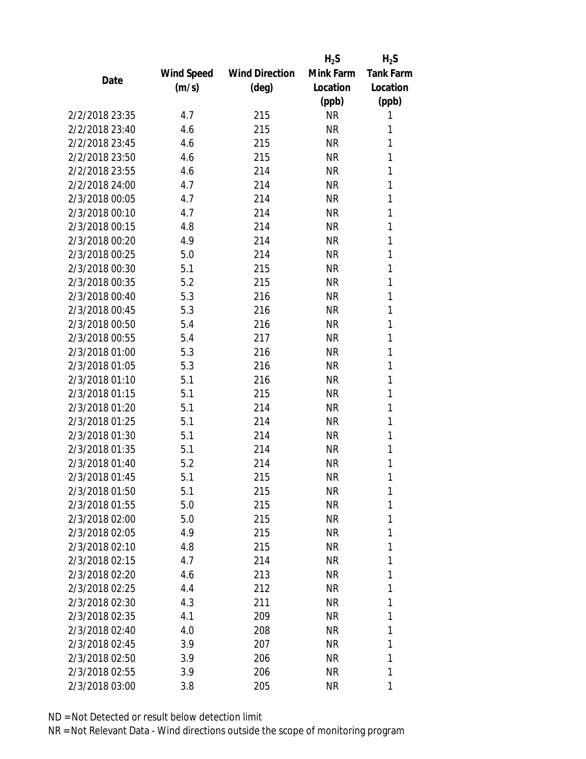| Date | Wind Speed (m/s) | Wind Direction (deg) | $H_2S$ Mink Farm Location (ppb) | $H_2S$ Tank Farm Location (ppb) |
| --- | --- | --- | --- | --- |
| 2/2/2018 23:35 | 4.7 | 215 | NR | 1 |
| 2/2/2018 23:40 | 4.6 | 215 | NR | 1 |
| 2/2/2018 23:45 | 4.6 | 215 | NR | 1 |
| 2/2/2018 23:50 | 4.6 | 215 | NR | 1 |
| 2/2/2018 23:55 | 4.6 | 214 | NR | 1 |
| 2/2/2018 24:00 | 4.7 | 214 | NR | 1 |
| 2/3/2018 00:05 | 4.7 | 214 | NR | 1 |
| 2/3/2018 00:10 | 4.7 | 214 | NR | 1 |
| 2/3/2018 00:15 | 4.8 | 214 | NR | 1 |
| 2/3/2018 00:20 | 4.9 | 214 | NR | 1 |
| 2/3/2018 00:25 | 5.0 | 214 | NR | 1 |
| 2/3/2018 00:30 | 5.1 | 215 | NR | 1 |
| 2/3/2018 00:35 | 5.2 | 215 | NR | 1 |
| 2/3/2018 00:40 | 5.3 | 216 | NR | 1 |
| 2/3/2018 00:45 | 5.3 | 216 | NR | 1 |
| 2/3/2018 00:50 | 5.4 | 216 | NR | 1 |
| 2/3/2018 00:55 | 5.4 | 217 | NR | 1 |
| 2/3/2018 01:00 | 5.3 | 216 | NR | 1 |
| 2/3/2018 01:05 | 5.3 | 216 | NR | 1 |
| 2/3/2018 01:10 | 5.1 | 216 | NR | 1 |
| 2/3/2018 01:15 | 5.1 | 215 | NR | 1 |
| 2/3/2018 01:20 | 5.1 | 214 | NR | 1 |
| 2/3/2018 01:25 | 5.1 | 214 | NR | 1 |
| 2/3/2018 01:30 | 5.1 | 214 | NR | 1 |
| 2/3/2018 01:35 | 5.1 | 214 | NR | 1 |
| 2/3/2018 01:40 | 5.2 | 214 | NR | 1 |
| 2/3/2018 01:45 | 5.1 | 215 | NR | 1 |
| 2/3/2018 01:50 | 5.1 | 215 | NR | 1 |
| 2/3/2018 01:55 | 5.0 | 215 | NR | 1 |
| 2/3/2018 02:00 | 5.0 | 215 | NR | 1 |
| 2/3/2018 02:05 | 4.9 | 215 | NR | 1 |
| 2/3/2018 02:10 | 4.8 | 215 | NR | 1 |
| 2/3/2018 02:15 | 4.7 | 214 | NR | 1 |
| 2/3/2018 02:20 | 4.6 | 213 | NR | 1 |
| 2/3/2018 02:25 | 4.4 | 212 | NR | 1 |
| 2/3/2018 02:30 | 4.3 | 211 | NR | 1 |
| 2/3/2018 02:35 | 4.1 | 209 | NR | 1 |
| 2/3/2018 02:40 | 4.0 | 208 | NR | 1 |
| 2/3/2018 02:45 | 3.9 | 207 | NR | 1 |
| 2/3/2018 02:50 | 3.9 | 206 | NR | 1 |
| 2/3/2018 02:55 | 3.9 | 206 | NR | 1 |
| 2/3/2018 03:00 | 3.8 | 205 | NR | 1 |

ND = Not Detected or result below detection limit
NR = Not Relevant Data - Wind directions outside the scope of monitoring program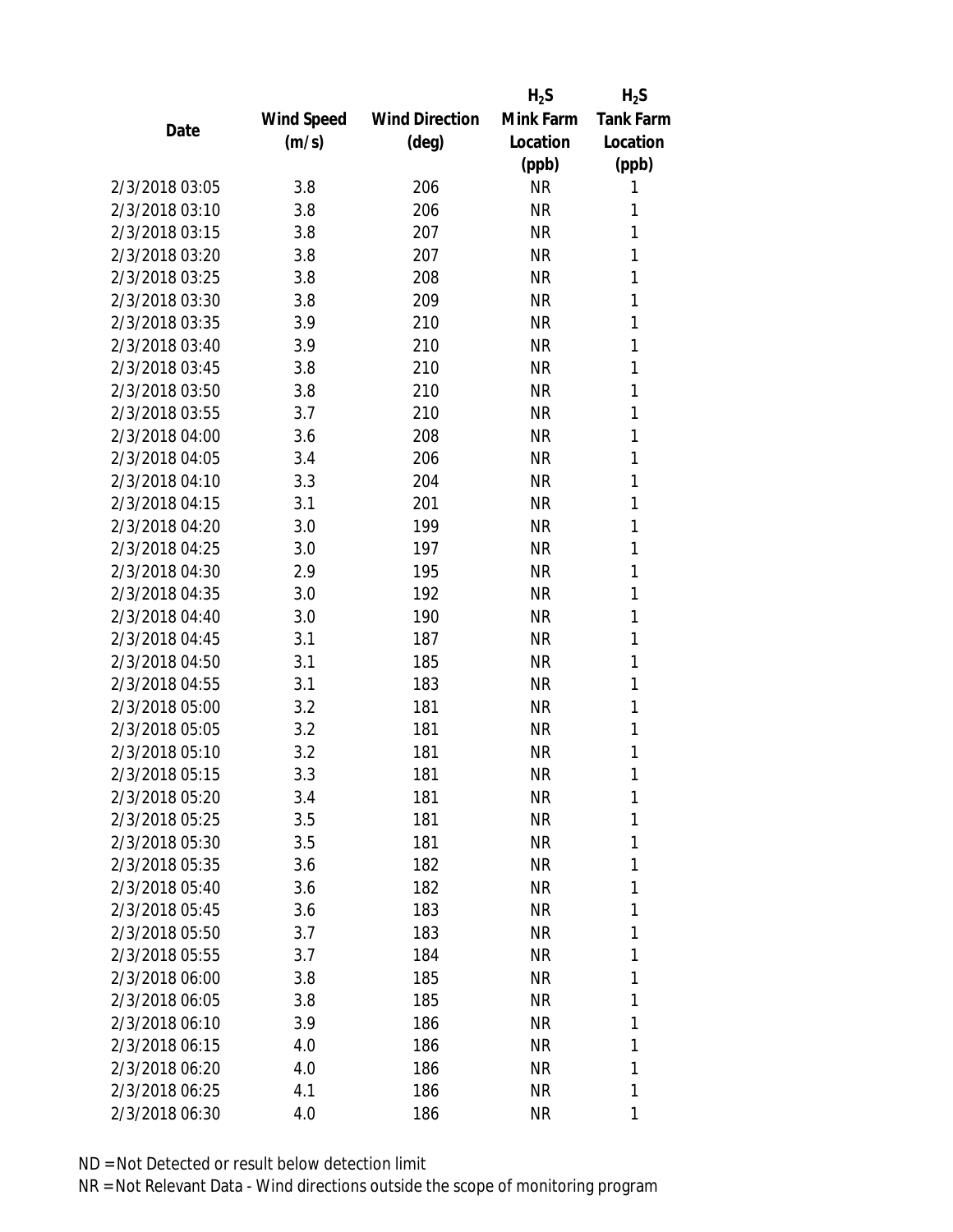| Date | Wind Speed (m/s) | Wind Direction (deg) | $H_2S$ Mink Farm Location (ppb) | $H_2S$ Tank Farm Location (ppb) |
|---|---|---|---|---|
| 2/3/2018 03:05 | 3.8 | 206 | NR | 1 |
| 2/3/2018 03:10 | 3.8 | 206 | NR | 1 |
| 2/3/2018 03:15 | 3.8 | 207 | NR | 1 |
| 2/3/2018 03:20 | 3.8 | 207 | NR | 1 |
| 2/3/2018 03:25 | 3.8 | 208 | NR | 1 |
| 2/3/2018 03:30 | 3.8 | 209 | NR | 1 |
| 2/3/2018 03:35 | 3.9 | 210 | NR | 1 |
| 2/3/2018 03:40 | 3.9 | 210 | NR | 1 |
| 2/3/2018 03:45 | 3.8 | 210 | NR | 1 |
| 2/3/2018 03:50 | 3.8 | 210 | NR | 1 |
| 2/3/2018 03:55 | 3.7 | 210 | NR | 1 |
| 2/3/2018 04:00 | 3.6 | 208 | NR | 1 |
| 2/3/2018 04:05 | 3.4 | 206 | NR | 1 |
| 2/3/2018 04:10 | 3.3 | 204 | NR | 1 |
| 2/3/2018 04:15 | 3.1 | 201 | NR | 1 |
| 2/3/2018 04:20 | 3.0 | 199 | NR | 1 |
| 2/3/2018 04:25 | 3.0 | 197 | NR | 1 |
| 2/3/2018 04:30 | 2.9 | 195 | NR | 1 |
| 2/3/2018 04:35 | 3.0 | 192 | NR | 1 |
| 2/3/2018 04:40 | 3.0 | 190 | NR | 1 |
| 2/3/2018 04:45 | 3.1 | 187 | NR | 1 |
| 2/3/2018 04:50 | 3.1 | 185 | NR | 1 |
| 2/3/2018 04:55 | 3.1 | 183 | NR | 1 |
| 2/3/2018 05:00 | 3.2 | 181 | NR | 1 |
| 2/3/2018 05:05 | 3.2 | 181 | NR | 1 |
| 2/3/2018 05:10 | 3.2 | 181 | NR | 1 |
| 2/3/2018 05:15 | 3.3 | 181 | NR | 1 |
| 2/3/2018 05:20 | 3.4 | 181 | NR | 1 |
| 2/3/2018 05:25 | 3.5 | 181 | NR | 1 |
| 2/3/2018 05:30 | 3.5 | 181 | NR | 1 |
| 2/3/2018 05:35 | 3.6 | 182 | NR | 1 |
| 2/3/2018 05:40 | 3.6 | 182 | NR | 1 |
| 2/3/2018 05:45 | 3.6 | 183 | NR | 1 |
| 2/3/2018 05:50 | 3.7 | 183 | NR | 1 |
| 2/3/2018 05:55 | 3.7 | 184 | NR | 1 |
| 2/3/2018 06:00 | 3.8 | 185 | NR | 1 |
| 2/3/2018 06:05 | 3.8 | 185 | NR | 1 |
| 2/3/2018 06:10 | 3.9 | 186 | NR | 1 |
| 2/3/2018 06:15 | 4.0 | 186 | NR | 1 |
| 2/3/2018 06:20 | 4.0 | 186 | NR | 1 |
| 2/3/2018 06:25 | 4.1 | 186 | NR | 1 |
| 2/3/2018 06:30 | 4.0 | 186 | NR | 1 |

ND = Not Detected or result below detection limit

NR = Not Relevant Data - Wind directions outside the scope of monitoring program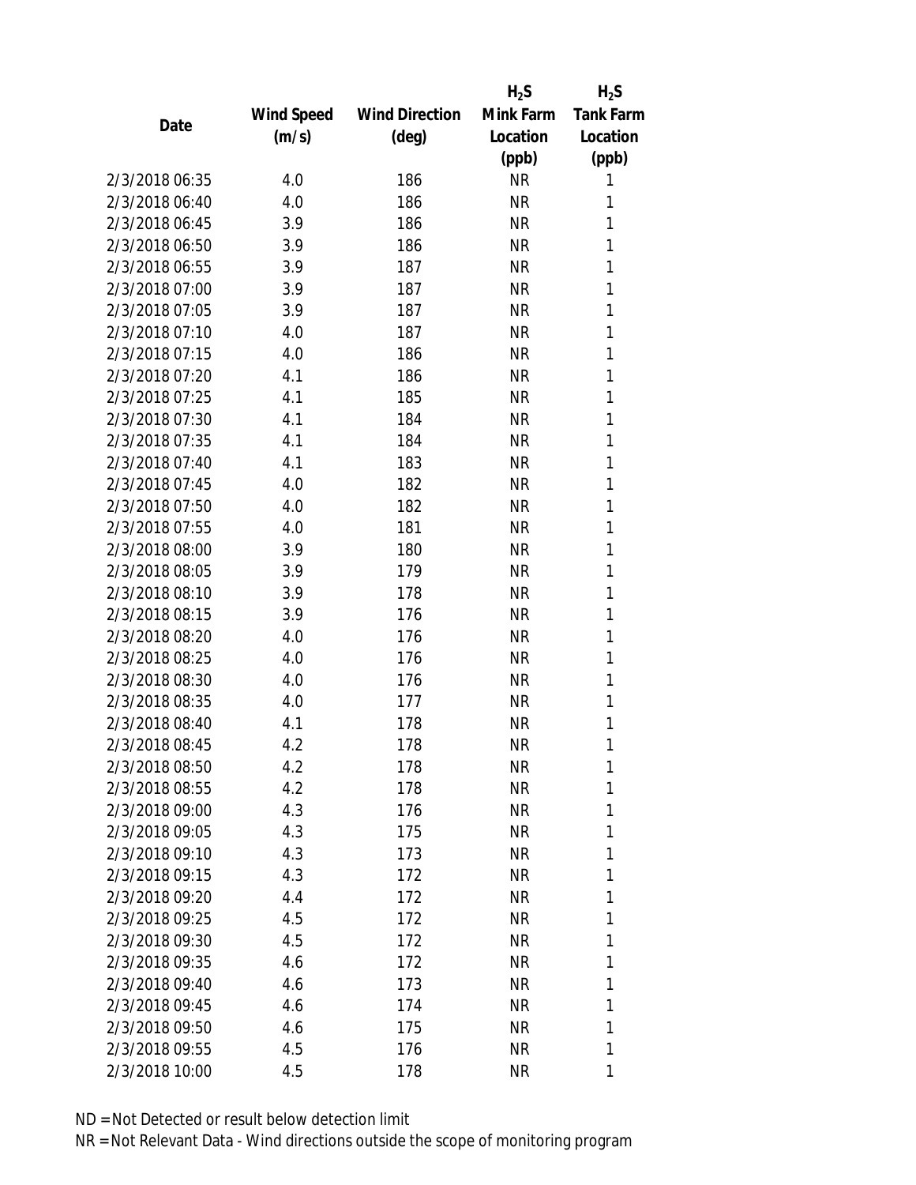| Date | Wind Speed (m/s) | Wind Direction (deg) | $H_2S$ Mink Farm Location (ppb) | $H_2S$ Tank Farm Location (ppb) |
|---|---|---|---|---|
| 2/3/2018 06:35 | 4.0 | 186 | NR | 1 |
| 2/3/2018 06:40 | 4.0 | 186 | NR | 1 |
| 2/3/2018 06:45 | 3.9 | 186 | NR | 1 |
| 2/3/2018 06:50 | 3.9 | 186 | NR | 1 |
| 2/3/2018 06:55 | 3.9 | 187 | NR | 1 |
| 2/3/2018 07:00 | 3.9 | 187 | NR | 1 |
| 2/3/2018 07:05 | 3.9 | 187 | NR | 1 |
| 2/3/2018 07:10 | 4.0 | 187 | NR | 1 |
| 2/3/2018 07:15 | 4.0 | 186 | NR | 1 |
| 2/3/2018 07:20 | 4.1 | 186 | NR | 1 |
| 2/3/2018 07:25 | 4.1 | 185 | NR | 1 |
| 2/3/2018 07:30 | 4.1 | 184 | NR | 1 |
| 2/3/2018 07:35 | 4.1 | 184 | NR | 1 |
| 2/3/2018 07:40 | 4.1 | 183 | NR | 1 |
| 2/3/2018 07:45 | 4.0 | 182 | NR | 1 |
| 2/3/2018 07:50 | 4.0 | 182 | NR | 1 |
| 2/3/2018 07:55 | 4.0 | 181 | NR | 1 |
| 2/3/2018 08:00 | 3.9 | 180 | NR | 1 |
| 2/3/2018 08:05 | 3.9 | 179 | NR | 1 |
| 2/3/2018 08:10 | 3.9 | 178 | NR | 1 |
| 2/3/2018 08:15 | 3.9 | 176 | NR | 1 |
| 2/3/2018 08:20 | 4.0 | 176 | NR | 1 |
| 2/3/2018 08:25 | 4.0 | 176 | NR | 1 |
| 2/3/2018 08:30 | 4.0 | 176 | NR | 1 |
| 2/3/2018 08:35 | 4.0 | 177 | NR | 1 |
| 2/3/2018 08:40 | 4.1 | 178 | NR | 1 |
| 2/3/2018 08:45 | 4.2 | 178 | NR | 1 |
| 2/3/2018 08:50 | 4.2 | 178 | NR | 1 |
| 2/3/2018 08:55 | 4.2 | 178 | NR | 1 |
| 2/3/2018 09:00 | 4.3 | 176 | NR | 1 |
| 2/3/2018 09:05 | 4.3 | 175 | NR | 1 |
| 2/3/2018 09:10 | 4.3 | 173 | NR | 1 |
| 2/3/2018 09:15 | 4.3 | 172 | NR | 1 |
| 2/3/2018 09:20 | 4.4 | 172 | NR | 1 |
| 2/3/2018 09:25 | 4.5 | 172 | NR | 1 |
| 2/3/2018 09:30 | 4.5 | 172 | NR | 1 |
| 2/3/2018 09:35 | 4.6 | 172 | NR | 1 |
| 2/3/2018 09:40 | 4.6 | 173 | NR | 1 |
| 2/3/2018 09:45 | 4.6 | 174 | NR | 1 |
| 2/3/2018 09:50 | 4.6 | 175 | NR | 1 |
| 2/3/2018 09:55 | 4.5 | 176 | NR | 1 |
| 2/3/2018 10:00 | 4.5 | 178 | NR | 1 |

ND = Not Detected or result below detection limit

NR = Not Relevant Data - Wind directions outside the scope of monitoring program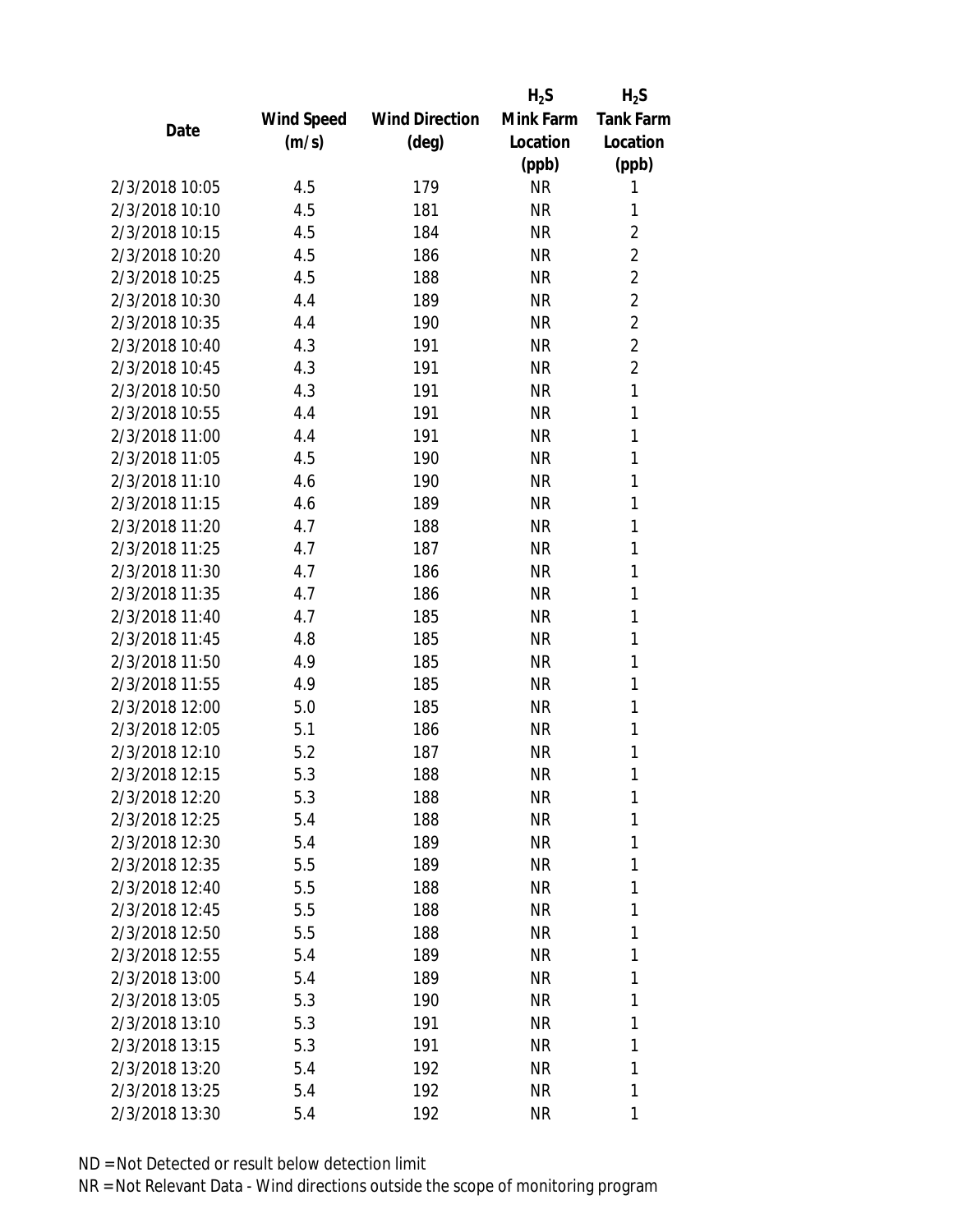| Date | Wind Speed (m/s) | Wind Direction (deg) | $H_2S$ Mink Farm Location (ppb) | $H_2S$ Tank Farm Location (ppb) |
|---|---|---|---|---|
| 2/3/2018 10:05 | 4.5 | 179 | NR | 1 |
| 2/3/2018 10:10 | 4.5 | 181 | NR | 1 |
| 2/3/2018 10:15 | 4.5 | 184 | NR | 2 |
| 2/3/2018 10:20 | 4.5 | 186 | NR | 2 |
| 2/3/2018 10:25 | 4.5 | 188 | NR | 2 |
| 2/3/2018 10:30 | 4.4 | 189 | NR | 2 |
| 2/3/2018 10:35 | 4.4 | 190 | NR | 2 |
| 2/3/2018 10:40 | 4.3 | 191 | NR | 2 |
| 2/3/2018 10:45 | 4.3 | 191 | NR | 2 |
| 2/3/2018 10:50 | 4.3 | 191 | NR | 1 |
| 2/3/2018 10:55 | 4.4 | 191 | NR | 1 |
| 2/3/2018 11:00 | 4.4 | 191 | NR | 1 |
| 2/3/2018 11:05 | 4.5 | 190 | NR | 1 |
| 2/3/2018 11:10 | 4.6 | 190 | NR | 1 |
| 2/3/2018 11:15 | 4.6 | 189 | NR | 1 |
| 2/3/2018 11:20 | 4.7 | 188 | NR | 1 |
| 2/3/2018 11:25 | 4.7 | 187 | NR | 1 |
| 2/3/2018 11:30 | 4.7 | 186 | NR | 1 |
| 2/3/2018 11:35 | 4.7 | 186 | NR | 1 |
| 2/3/2018 11:40 | 4.7 | 185 | NR | 1 |
| 2/3/2018 11:45 | 4.8 | 185 | NR | 1 |
| 2/3/2018 11:50 | 4.9 | 185 | NR | 1 |
| 2/3/2018 11:55 | 4.9 | 185 | NR | 1 |
| 2/3/2018 12:00 | 5.0 | 185 | NR | 1 |
| 2/3/2018 12:05 | 5.1 | 186 | NR | 1 |
| 2/3/2018 12:10 | 5.2 | 187 | NR | 1 |
| 2/3/2018 12:15 | 5.3 | 188 | NR | 1 |
| 2/3/2018 12:20 | 5.3 | 188 | NR | 1 |
| 2/3/2018 12:25 | 5.4 | 188 | NR | 1 |
| 2/3/2018 12:30 | 5.4 | 189 | NR | 1 |
| 2/3/2018 12:35 | 5.5 | 189 | NR | 1 |
| 2/3/2018 12:40 | 5.5 | 188 | NR | 1 |
| 2/3/2018 12:45 | 5.5 | 188 | NR | 1 |
| 2/3/2018 12:50 | 5.5 | 188 | NR | 1 |
| 2/3/2018 12:55 | 5.4 | 189 | NR | 1 |
| 2/3/2018 13:00 | 5.4 | 189 | NR | 1 |
| 2/3/2018 13:05 | 5.3 | 190 | NR | 1 |
| 2/3/2018 13:10 | 5.3 | 191 | NR | 1 |
| 2/3/2018 13:15 | 5.3 | 191 | NR | 1 |
| 2/3/2018 13:20 | 5.4 | 192 | NR | 1 |
| 2/3/2018 13:25 | 5.4 | 192 | NR | 1 |
| 2/3/2018 13:30 | 5.4 | 192 | NR | 1 |

ND = Not Detected or result below detection limit

NR = Not Relevant Data - Wind directions outside the scope of monitoring program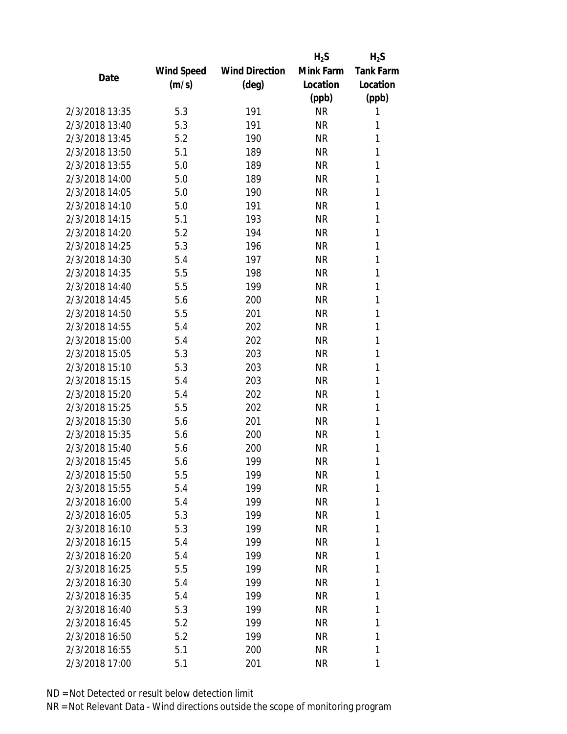| Date | Wind Speed (m/s) | Wind Direction (deg) | $H_2S$ Mink Farm Location (ppb) | $H_2S$ Tank Farm Location (ppb) |
|---|---|---|---|---|
| 2/3/2018 13:35 | 5.3 | 191 | NR | 1 |
| 2/3/2018 13:40 | 5.3 | 191 | NR | 1 |
| 2/3/2018 13:45 | 5.2 | 190 | NR | 1 |
| 2/3/2018 13:50 | 5.1 | 189 | NR | 1 |
| 2/3/2018 13:55 | 5.0 | 189 | NR | 1 |
| 2/3/2018 14:00 | 5.0 | 189 | NR | 1 |
| 2/3/2018 14:05 | 5.0 | 190 | NR | 1 |
| 2/3/2018 14:10 | 5.0 | 191 | NR | 1 |
| 2/3/2018 14:15 | 5.1 | 193 | NR | 1 |
| 2/3/2018 14:20 | 5.2 | 194 | NR | 1 |
| 2/3/2018 14:25 | 5.3 | 196 | NR | 1 |
| 2/3/2018 14:30 | 5.4 | 197 | NR | 1 |
| 2/3/2018 14:35 | 5.5 | 198 | NR | 1 |
| 2/3/2018 14:40 | 5.5 | 199 | NR | 1 |
| 2/3/2018 14:45 | 5.6 | 200 | NR | 1 |
| 2/3/2018 14:50 | 5.5 | 201 | NR | 1 |
| 2/3/2018 14:55 | 5.4 | 202 | NR | 1 |
| 2/3/2018 15:00 | 5.4 | 202 | NR | 1 |
| 2/3/2018 15:05 | 5.3 | 203 | NR | 1 |
| 2/3/2018 15:10 | 5.3 | 203 | NR | 1 |
| 2/3/2018 15:15 | 5.4 | 203 | NR | 1 |
| 2/3/2018 15:20 | 5.4 | 202 | NR | 1 |
| 2/3/2018 15:25 | 5.5 | 202 | NR | 1 |
| 2/3/2018 15:30 | 5.6 | 201 | NR | 1 |
| 2/3/2018 15:35 | 5.6 | 200 | NR | 1 |
| 2/3/2018 15:40 | 5.6 | 200 | NR | 1 |
| 2/3/2018 15:45 | 5.6 | 199 | NR | 1 |
| 2/3/2018 15:50 | 5.5 | 199 | NR | 1 |
| 2/3/2018 15:55 | 5.4 | 199 | NR | 1 |
| 2/3/2018 16:00 | 5.4 | 199 | NR | 1 |
| 2/3/2018 16:05 | 5.3 | 199 | NR | 1 |
| 2/3/2018 16:10 | 5.3 | 199 | NR | 1 |
| 2/3/2018 16:15 | 5.4 | 199 | NR | 1 |
| 2/3/2018 16:20 | 5.4 | 199 | NR | 1 |
| 2/3/2018 16:25 | 5.5 | 199 | NR | 1 |
| 2/3/2018 16:30 | 5.4 | 199 | NR | 1 |
| 2/3/2018 16:35 | 5.4 | 199 | NR | 1 |
| 2/3/2018 16:40 | 5.3 | 199 | NR | 1 |
| 2/3/2018 16:45 | 5.2 | 199 | NR | 1 |
| 2/3/2018 16:50 | 5.2 | 199 | NR | 1 |
| 2/3/2018 16:55 | 5.1 | 200 | NR | 1 |
| 2/3/2018 17:00 | 5.1 | 201 | NR | 1 |

ND = Not Detected or result below detection limit

NR = Not Relevant Data - Wind directions outside the scope of monitoring program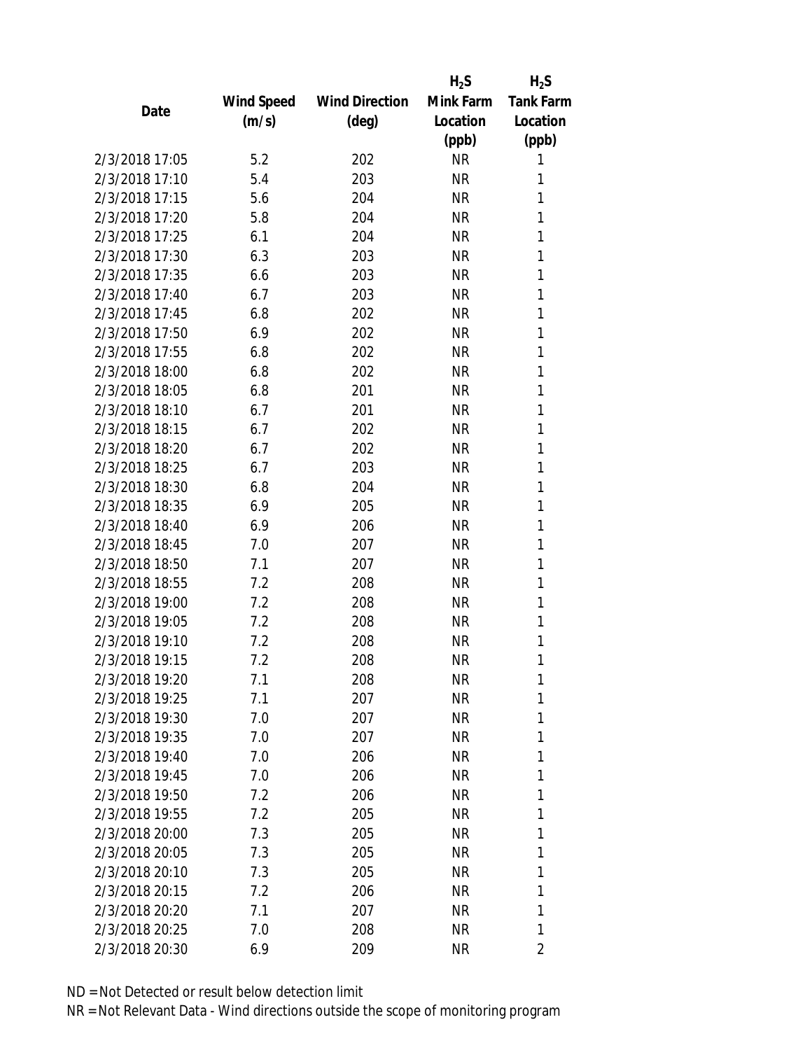| Date | Wind Speed (m/s) | Wind Direction (deg) | $H_2S$ Mink Farm Location (ppb) | $H_2S$ Tank Farm Location (ppb) |
|---|---|---|---|---|
| 2/3/2018 17:05 | 5.2 | 202 | NR | 1 |
| 2/3/2018 17:10 | 5.4 | 203 | NR | 1 |
| 2/3/2018 17:15 | 5.6 | 204 | NR | 1 |
| 2/3/2018 17:20 | 5.8 | 204 | NR | 1 |
| 2/3/2018 17:25 | 6.1 | 204 | NR | 1 |
| 2/3/2018 17:30 | 6.3 | 203 | NR | 1 |
| 2/3/2018 17:35 | 6.6 | 203 | NR | 1 |
| 2/3/2018 17:40 | 6.7 | 203 | NR | 1 |
| 2/3/2018 17:45 | 6.8 | 202 | NR | 1 |
| 2/3/2018 17:50 | 6.9 | 202 | NR | 1 |
| 2/3/2018 17:55 | 6.8 | 202 | NR | 1 |
| 2/3/2018 18:00 | 6.8 | 202 | NR | 1 |
| 2/3/2018 18:05 | 6.8 | 201 | NR | 1 |
| 2/3/2018 18:10 | 6.7 | 201 | NR | 1 |
| 2/3/2018 18:15 | 6.7 | 202 | NR | 1 |
| 2/3/2018 18:20 | 6.7 | 202 | NR | 1 |
| 2/3/2018 18:25 | 6.7 | 203 | NR | 1 |
| 2/3/2018 18:30 | 6.8 | 204 | NR | 1 |
| 2/3/2018 18:35 | 6.9 | 205 | NR | 1 |
| 2/3/2018 18:40 | 6.9 | 206 | NR | 1 |
| 2/3/2018 18:45 | 7.0 | 207 | NR | 1 |
| 2/3/2018 18:50 | 7.1 | 207 | NR | 1 |
| 2/3/2018 18:55 | 7.2 | 208 | NR | 1 |
| 2/3/2018 19:00 | 7.2 | 208 | NR | 1 |
| 2/3/2018 19:05 | 7.2 | 208 | NR | 1 |
| 2/3/2018 19:10 | 7.2 | 208 | NR | 1 |
| 2/3/2018 19:15 | 7.2 | 208 | NR | 1 |
| 2/3/2018 19:20 | 7.1 | 208 | NR | 1 |
| 2/3/2018 19:25 | 7.1 | 207 | NR | 1 |
| 2/3/2018 19:30 | 7.0 | 207 | NR | 1 |
| 2/3/2018 19:35 | 7.0 | 207 | NR | 1 |
| 2/3/2018 19:40 | 7.0 | 206 | NR | 1 |
| 2/3/2018 19:45 | 7.0 | 206 | NR | 1 |
| 2/3/2018 19:50 | 7.2 | 206 | NR | 1 |
| 2/3/2018 19:55 | 7.2 | 205 | NR | 1 |
| 2/3/2018 20:00 | 7.3 | 205 | NR | 1 |
| 2/3/2018 20:05 | 7.3 | 205 | NR | 1 |
| 2/3/2018 20:10 | 7.3 | 205 | NR | 1 |
| 2/3/2018 20:15 | 7.2 | 206 | NR | 1 |
| 2/3/2018 20:20 | 7.1 | 207 | NR | 1 |
| 2/3/2018 20:25 | 7.0 | 208 | NR | 1 |
| 2/3/2018 20:30 | 6.9 | 209 | NR | 2 |

ND = Not Detected or result below detection limit

NR = Not Relevant Data - Wind directions outside the scope of monitoring program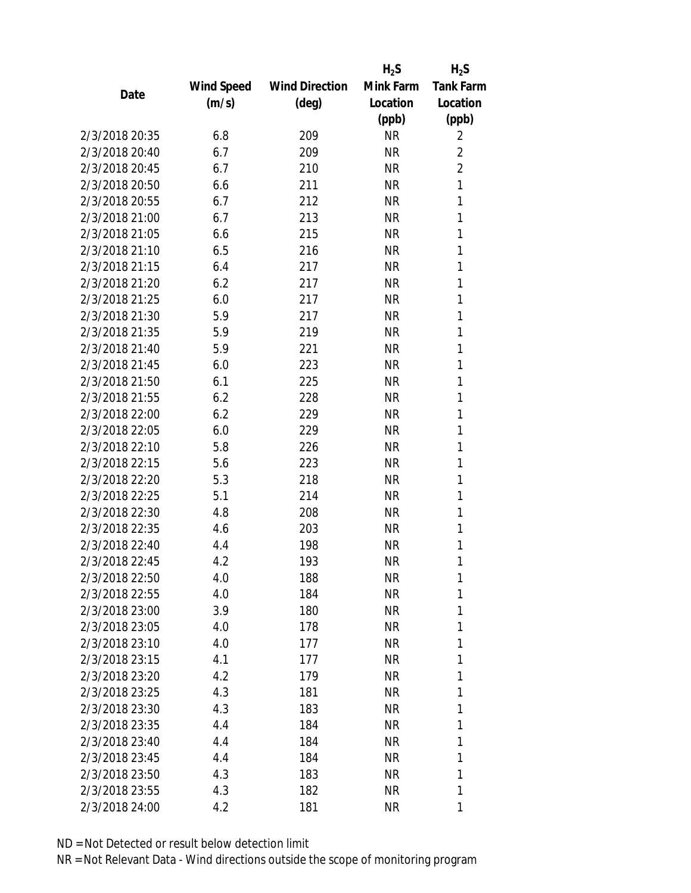| Date | Wind Speed (m/s) | Wind Direction (deg) | $H_2S$ Mink Farm Location (ppb) | $H_2S$ Tank Farm Location (ppb) |
|---|---|---|---|---|
| 2/3/2018 20:35 | 6.8 | 209 | NR | 2 |
| 2/3/2018 20:40 | 6.7 | 209 | NR | 2 |
| 2/3/2018 20:45 | 6.7 | 210 | NR | 2 |
| 2/3/2018 20:50 | 6.6 | 211 | NR | 1 |
| 2/3/2018 20:55 | 6.7 | 212 | NR | 1 |
| 2/3/2018 21:00 | 6.7 | 213 | NR | 1 |
| 2/3/2018 21:05 | 6.6 | 215 | NR | 1 |
| 2/3/2018 21:10 | 6.5 | 216 | NR | 1 |
| 2/3/2018 21:15 | 6.4 | 217 | NR | 1 |
| 2/3/2018 21:20 | 6.2 | 217 | NR | 1 |
| 2/3/2018 21:25 | 6.0 | 217 | NR | 1 |
| 2/3/2018 21:30 | 5.9 | 217 | NR | 1 |
| 2/3/2018 21:35 | 5.9 | 219 | NR | 1 |
| 2/3/2018 21:40 | 5.9 | 221 | NR | 1 |
| 2/3/2018 21:45 | 6.0 | 223 | NR | 1 |
| 2/3/2018 21:50 | 6.1 | 225 | NR | 1 |
| 2/3/2018 21:55 | 6.2 | 228 | NR | 1 |
| 2/3/2018 22:00 | 6.2 | 229 | NR | 1 |
| 2/3/2018 22:05 | 6.0 | 229 | NR | 1 |
| 2/3/2018 22:10 | 5.8 | 226 | NR | 1 |
| 2/3/2018 22:15 | 5.6 | 223 | NR | 1 |
| 2/3/2018 22:20 | 5.3 | 218 | NR | 1 |
| 2/3/2018 22:25 | 5.1 | 214 | NR | 1 |
| 2/3/2018 22:30 | 4.8 | 208 | NR | 1 |
| 2/3/2018 22:35 | 4.6 | 203 | NR | 1 |
| 2/3/2018 22:40 | 4.4 | 198 | NR | 1 |
| 2/3/2018 22:45 | 4.2 | 193 | NR | 1 |
| 2/3/2018 22:50 | 4.0 | 188 | NR | 1 |
| 2/3/2018 22:55 | 4.0 | 184 | NR | 1 |
| 2/3/2018 23:00 | 3.9 | 180 | NR | 1 |
| 2/3/2018 23:05 | 4.0 | 178 | NR | 1 |
| 2/3/2018 23:10 | 4.0 | 177 | NR | 1 |
| 2/3/2018 23:15 | 4.1 | 177 | NR | 1 |
| 2/3/2018 23:20 | 4.2 | 179 | NR | 1 |
| 2/3/2018 23:25 | 4.3 | 181 | NR | 1 |
| 2/3/2018 23:30 | 4.3 | 183 | NR | 1 |
| 2/3/2018 23:35 | 4.4 | 184 | NR | 1 |
| 2/3/2018 23:40 | 4.4 | 184 | NR | 1 |
| 2/3/2018 23:45 | 4.4 | 184 | NR | 1 |
| 2/3/2018 23:50 | 4.3 | 183 | NR | 1 |
| 2/3/2018 23:55 | 4.3 | 182 | NR | 1 |
| 2/3/2018 24:00 | 4.2 | 181 | NR | 1 |

ND = Not Detected or result below detection limit

NR = Not Relevant Data - Wind directions outside the scope of monitoring program